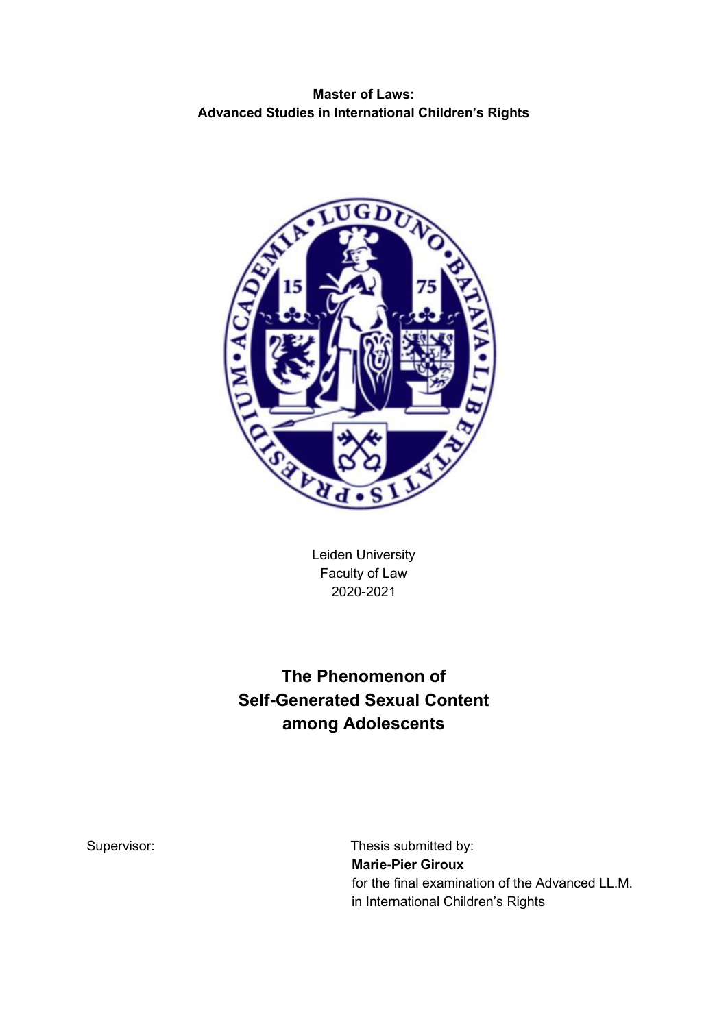**Master of Laws:**
**Advanced Studies in International Children's Rights**

Leiden University
Faculty of Law
2020-2021

# The Phenomenon of Self-Generated Sexual Content among Adolescents

Supervisor:

Thesis submitted by:
**Marie-Pier Giroux**
for the final examination of the Advanced LL.M. in International Children's Rights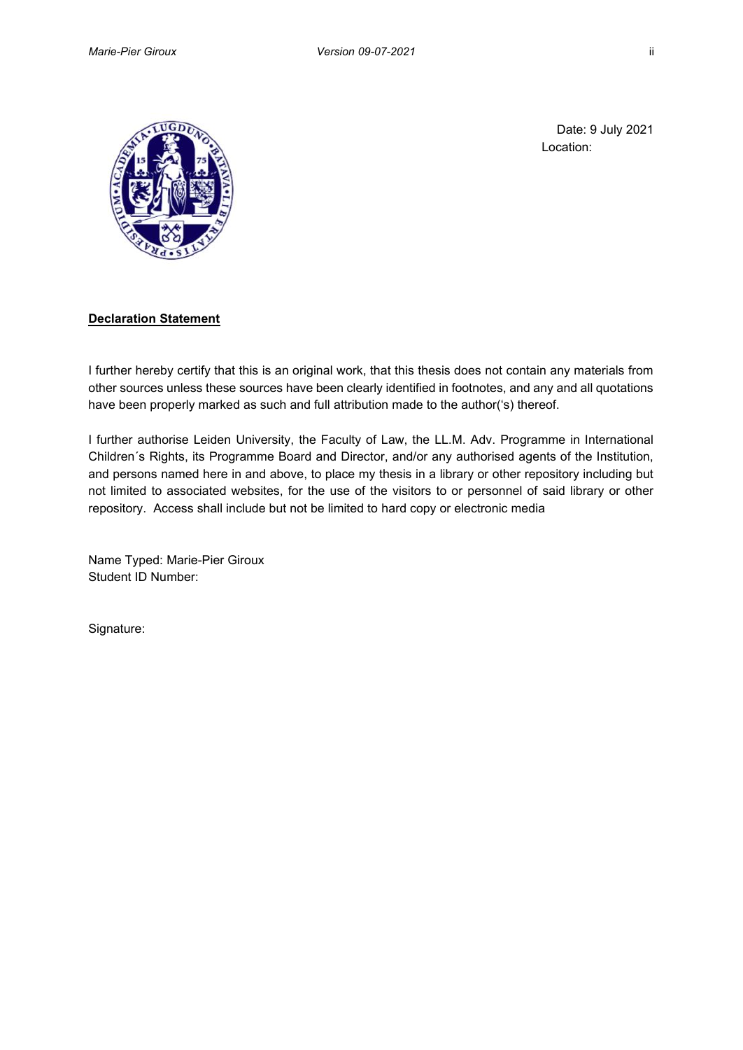Date: 9 July 2021
Location:

**Declaration Statement**

I further hereby certify that this is an original work, that this thesis does not contain any materials from other sources unless these sources have been clearly identified in footnotes, and any and all quotations have been properly marked as such and full attribution made to the author('s) thereof.

I further authorise Leiden University, the Faculty of Law, the LL.M. Adv. Programme in International Children´s Rights, its Programme Board and Director, and/or any authorised agents of the Institution, and persons named here in and above, to place my thesis in a library or other repository including but not limited to associated websites, for the use of the visitors to or personnel of said library or other repository. Access shall include but not be limited to hard copy or electronic media

Name Typed: Marie-Pier Giroux
Student ID Number:

Signature: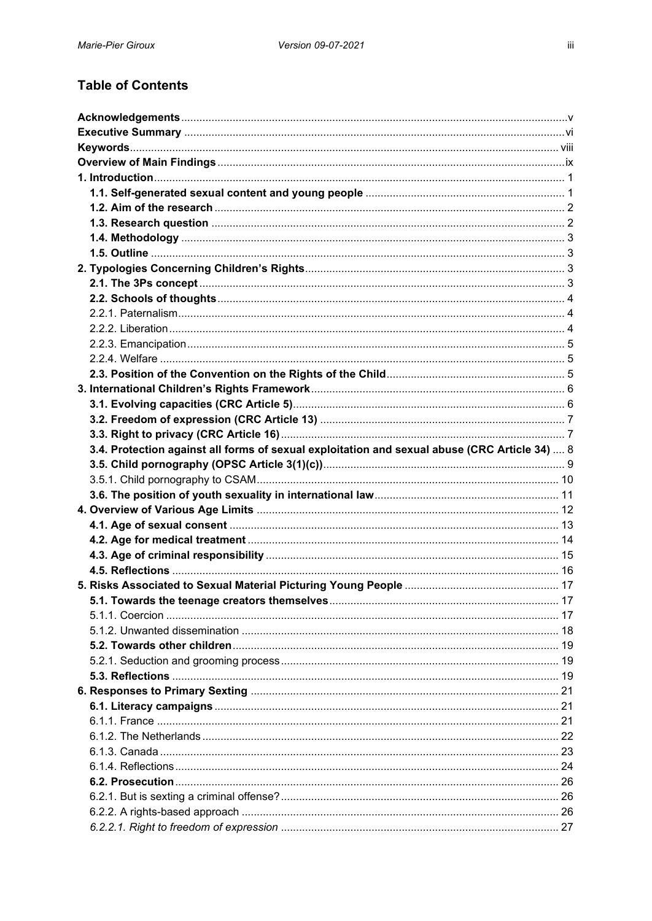## Table of Contents

**Acknowledgements** .......... v
**Executive Summary** .......... vi
**Keywords** .......... viii
**Overview of Main Findings** .......... ix
**1. Introduction** .......... 1
**1.1. Self-generated sexual content and young people** .......... 1
**1.2. Aim of the research** .......... 2
**1.3. Research question** .......... 2
**1.4. Methodology** .......... 3
**1.5. Outline** .......... 3
**2. Typologies Concerning Children's Rights** .......... 3
**2.1. The 3Ps concept** .......... 3
**2.2. Schools of thoughts** .......... 4
2.2.1. Paternalism .......... 4
2.2.2. Liberation .......... 4
2.2.3. Emancipation .......... 5
2.2.4. Welfare .......... 5
**2.3. Position of the Convention on the Rights of the Child** .......... 5
**3. International Children's Rights Framework** .......... 6
**3.1. Evolving capacities (CRC Article 5)** .......... 6
**3.2. Freedom of expression (CRC Article 13)** .......... 7
**3.3. Right to privacy (CRC Article 16)** .......... 7
**3.4. Protection against all forms of sexual exploitation and sexual abuse (CRC Article 34)** .......... 8
**3.5. Child pornography (OPSC Article 3(1)(c))** .......... 9
3.5.1. Child pornography to CSAM .......... 10
**3.6. The position of youth sexuality in international law** .......... 11
**4. Overview of Various Age Limits** .......... 12
**4.1. Age of sexual consent** .......... 13
**4.2. Age for medical treatment** .......... 14
**4.3. Age of criminal responsibility** .......... 15
**4.5. Reflections** .......... 16
**5. Risks Associated to Sexual Material Picturing Young People** .......... 17
**5.1. Towards the teenage creators themselves** .......... 17
5.1.1. Coercion .......... 17
5.1.2. Unwanted dissemination .......... 18
**5.2. Towards other children** .......... 19
5.2.1. Seduction and grooming process .......... 19
**5.3. Reflections** .......... 19
**6. Responses to Primary Sexting** .......... 21
**6.1. Literacy campaigns** .......... 21
6.1.1. France .......... 21
6.1.2. The Netherlands .......... 22
6.1.3. Canada .......... 23
6.1.4. Reflections .......... 24
**6.2. Prosecution** .......... 26
6.2.1. But is sexting a criminal offense? .......... 26
6.2.2. A rights-based approach .......... 26
*6.2.2.1. Right to freedom of expression* .......... 27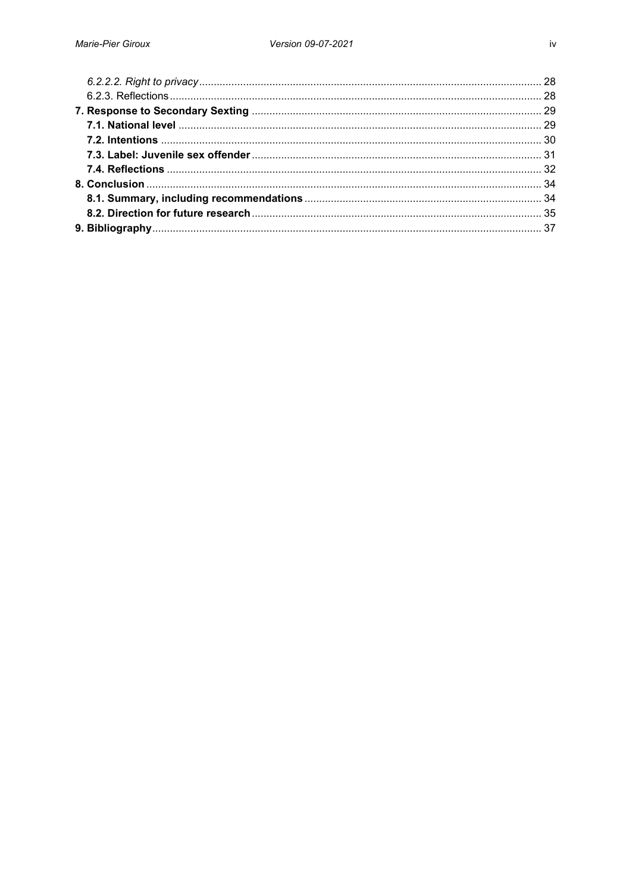*6.2.2.2. Right to privacy* .......... 28

6.2.3. Reflections .......... 28

**7. Response to Secondary Sexting** .......... 29

**7.1. National level** .......... 29

**7.2. Intentions** .......... 30

**7.3. Label: Juvenile sex offender** .......... 31

**7.4. Reflections** .......... 32

**8. Conclusion** .......... 34

**8.1. Summary, including recommendations** .......... 34

**8.2. Direction for future research** .......... 35

**9. Bibliography** .......... 37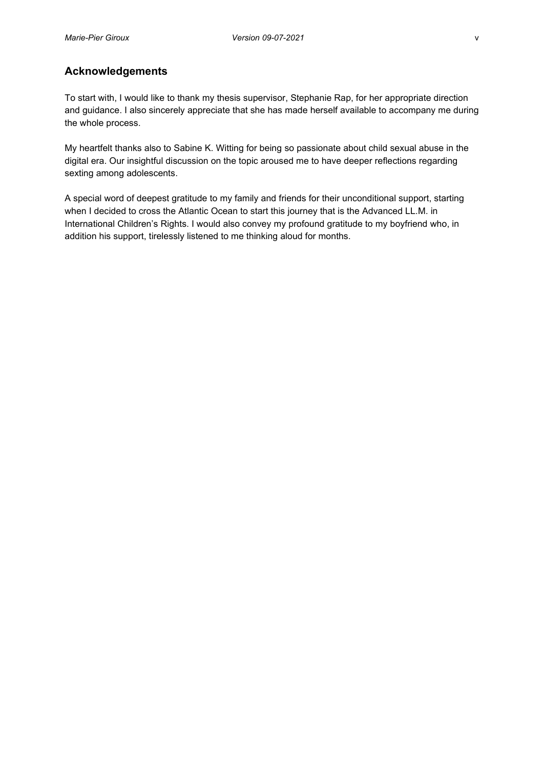## Acknowledgements

To start with, I would like to thank my thesis supervisor, Stephanie Rap, for her appropriate direction and guidance. I also sincerely appreciate that she has made herself available to accompany me during the whole process.

My heartfelt thanks also to Sabine K. Witting for being so passionate about child sexual abuse in the digital era. Our insightful discussion on the topic aroused me to have deeper reflections regarding sexting among adolescents.

A special word of deepest gratitude to my family and friends for their unconditional support, starting when I decided to cross the Atlantic Ocean to start this journey that is the Advanced LL.M. in International Children's Rights. I would also convey my profound gratitude to my boyfriend who, in addition his support, tirelessly listened to me thinking aloud for months.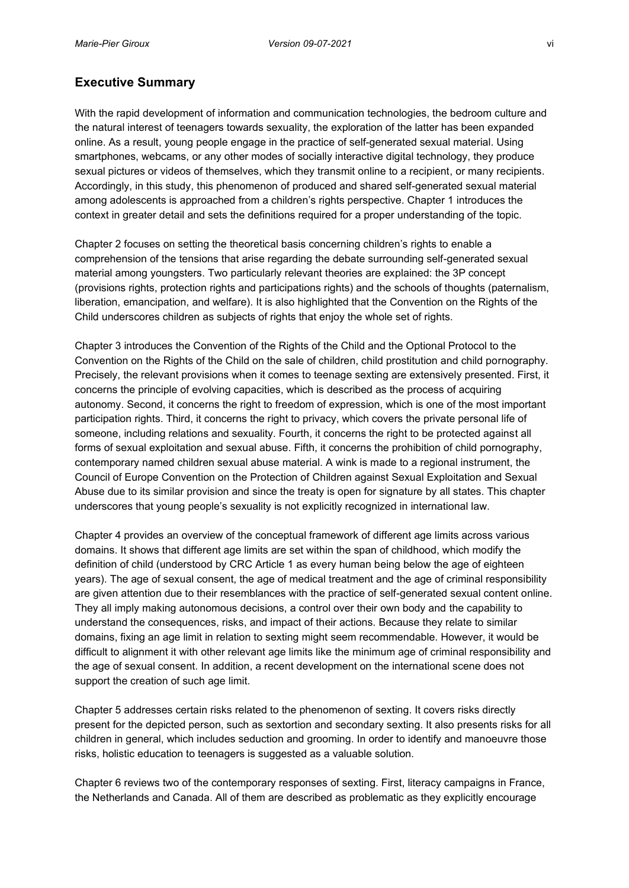## Executive Summary

With the rapid development of information and communication technologies, the bedroom culture and the natural interest of teenagers towards sexuality, the exploration of the latter has been expanded online. As a result, young people engage in the practice of self-generated sexual material. Using smartphones, webcams, or any other modes of socially interactive digital technology, they produce sexual pictures or videos of themselves, which they transmit online to a recipient, or many recipients. Accordingly, in this study, this phenomenon of produced and shared self-generated sexual material among adolescents is approached from a children's rights perspective. Chapter 1 introduces the context in greater detail and sets the definitions required for a proper understanding of the topic.

Chapter 2 focuses on setting the theoretical basis concerning children's rights to enable a comprehension of the tensions that arise regarding the debate surrounding self-generated sexual material among youngsters. Two particularly relevant theories are explained: the 3P concept (provisions rights, protection rights and participations rights) and the schools of thoughts (paternalism, liberation, emancipation, and welfare). It is also highlighted that the Convention on the Rights of the Child underscores children as subjects of rights that enjoy the whole set of rights.

Chapter 3 introduces the Convention of the Rights of the Child and the Optional Protocol to the Convention on the Rights of the Child on the sale of children, child prostitution and child pornography. Precisely, the relevant provisions when it comes to teenage sexting are extensively presented. First, it concerns the principle of evolving capacities, which is described as the process of acquiring autonomy. Second, it concerns the right to freedom of expression, which is one of the most important participation rights. Third, it concerns the right to privacy, which covers the private personal life of someone, including relations and sexuality. Fourth, it concerns the right to be protected against all forms of sexual exploitation and sexual abuse. Fifth, it concerns the prohibition of child pornography, contemporary named children sexual abuse material. A wink is made to a regional instrument, the Council of Europe Convention on the Protection of Children against Sexual Exploitation and Sexual Abuse due to its similar provision and since the treaty is open for signature by all states. This chapter underscores that young people's sexuality is not explicitly recognized in international law.

Chapter 4 provides an overview of the conceptual framework of different age limits across various domains. It shows that different age limits are set within the span of childhood, which modify the definition of child (understood by CRC Article 1 as every human being below the age of eighteen years). The age of sexual consent, the age of medical treatment and the age of criminal responsibility are given attention due to their resemblances with the practice of self-generated sexual content online. They all imply making autonomous decisions, a control over their own body and the capability to understand the consequences, risks, and impact of their actions. Because they relate to similar domains, fixing an age limit in relation to sexting might seem recommendable. However, it would be difficult to alignment it with other relevant age limits like the minimum age of criminal responsibility and the age of sexual consent. In addition, a recent development on the international scene does not support the creation of such age limit.

Chapter 5 addresses certain risks related to the phenomenon of sexting. It covers risks directly present for the depicted person, such as sextortion and secondary sexting. It also presents risks for all children in general, which includes seduction and grooming. In order to identify and manoeuvre those risks, holistic education to teenagers is suggested as a valuable solution.

Chapter 6 reviews two of the contemporary responses of sexting. First, literacy campaigns in France, the Netherlands and Canada. All of them are described as problematic as they explicitly encourage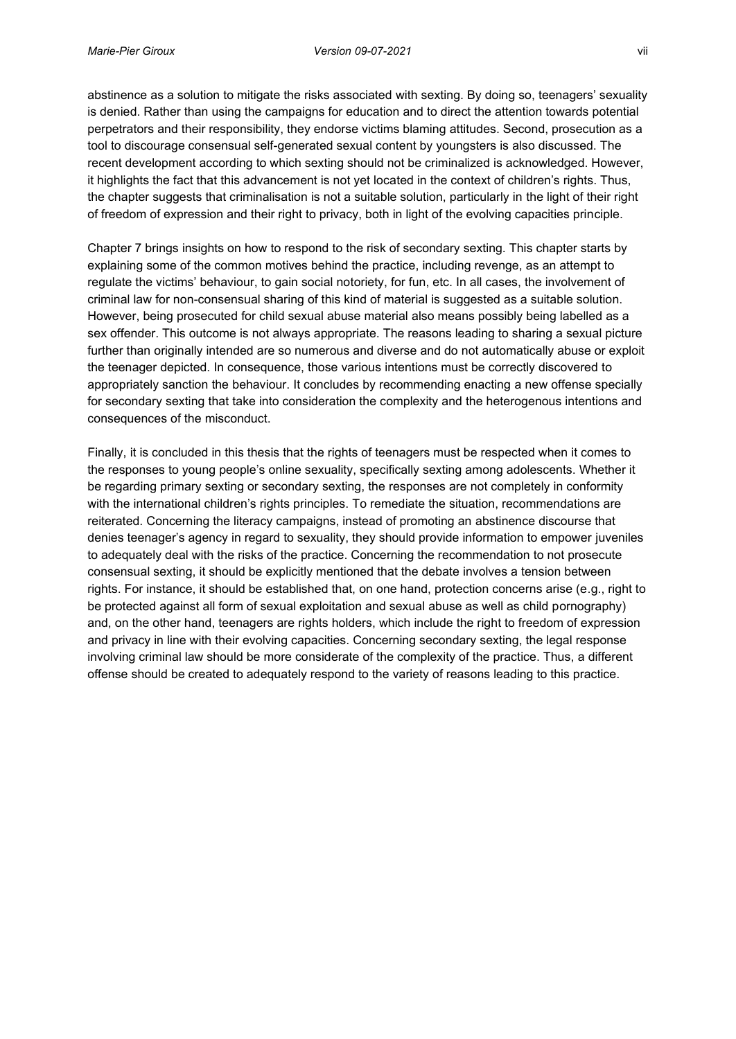abstinence as a solution to mitigate the risks associated with sexting. By doing so, teenagers' sexuality is denied. Rather than using the campaigns for education and to direct the attention towards potential perpetrators and their responsibility, they endorse victims blaming attitudes. Second, prosecution as a tool to discourage consensual self-generated sexual content by youngsters is also discussed. The recent development according to which sexting should not be criminalized is acknowledged. However, it highlights the fact that this advancement is not yet located in the context of children's rights. Thus, the chapter suggests that criminalisation is not a suitable solution, particularly in the light of their right of freedom of expression and their right to privacy, both in light of the evolving capacities principle.

Chapter 7 brings insights on how to respond to the risk of secondary sexting. This chapter starts by explaining some of the common motives behind the practice, including revenge, as an attempt to regulate the victims' behaviour, to gain social notoriety, for fun, etc. In all cases, the involvement of criminal law for non-consensual sharing of this kind of material is suggested as a suitable solution. However, being prosecuted for child sexual abuse material also means possibly being labelled as a sex offender. This outcome is not always appropriate. The reasons leading to sharing a sexual picture further than originally intended are so numerous and diverse and do not automatically abuse or exploit the teenager depicted. In consequence, those various intentions must be correctly discovered to appropriately sanction the behaviour. It concludes by recommending enacting a new offense specially for secondary sexting that take into consideration the complexity and the heterogenous intentions and consequences of the misconduct.

Finally, it is concluded in this thesis that the rights of teenagers must be respected when it comes to the responses to young people's online sexuality, specifically sexting among adolescents. Whether it be regarding primary sexting or secondary sexting, the responses are not completely in conformity with the international children's rights principles. To remediate the situation, recommendations are reiterated. Concerning the literacy campaigns, instead of promoting an abstinence discourse that denies teenager's agency in regard to sexuality, they should provide information to empower juveniles to adequately deal with the risks of the practice. Concerning the recommendation to not prosecute consensual sexting, it should be explicitly mentioned that the debate involves a tension between rights. For instance, it should be established that, on one hand, protection concerns arise (e.g., right to be protected against all form of sexual exploitation and sexual abuse as well as child pornography) and, on the other hand, teenagers are rights holders, which include the right to freedom of expression and privacy in line with their evolving capacities. Concerning secondary sexting, the legal response involving criminal law should be more considerate of the complexity of the practice. Thus, a different offense should be created to adequately respond to the variety of reasons leading to this practice.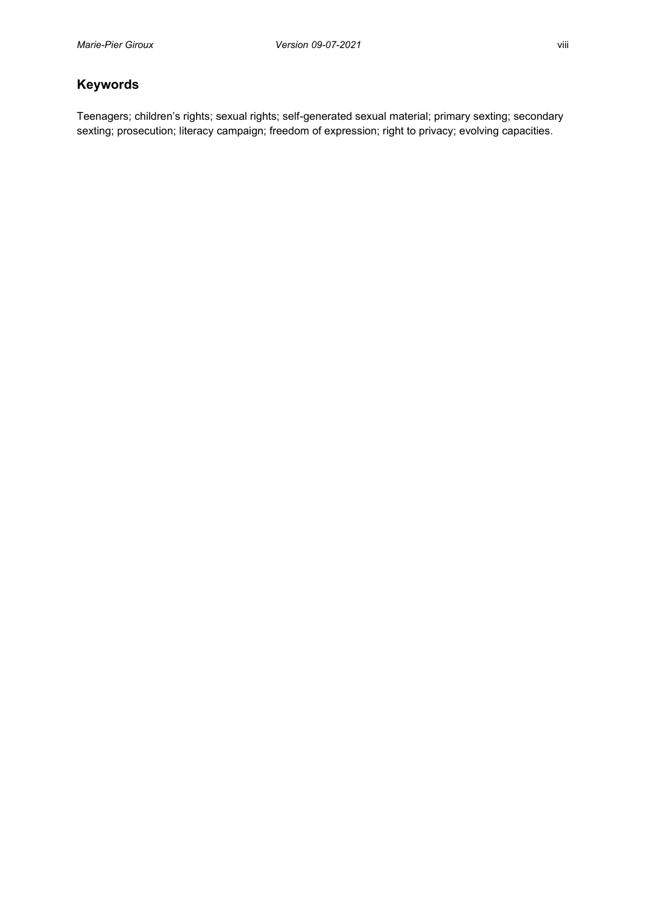## Keywords

Teenagers; children's rights; sexual rights; self-generated sexual material; primary sexting; secondary sexting; prosecution; literacy campaign; freedom of expression; right to privacy; evolving capacities.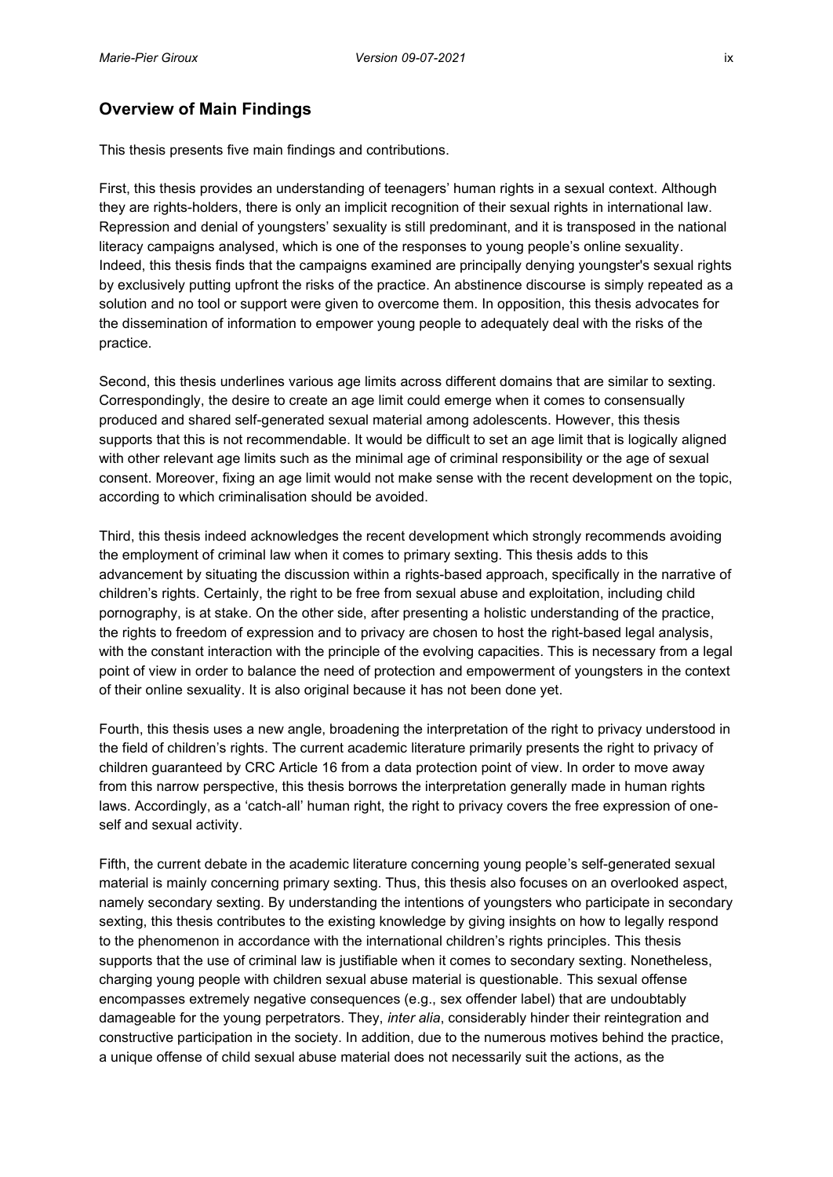## Overview of Main Findings

This thesis presents five main findings and contributions.

First, this thesis provides an understanding of teenagers' human rights in a sexual context. Although they are rights-holders, there is only an implicit recognition of their sexual rights in international law. Repression and denial of youngsters' sexuality is still predominant, and it is transposed in the national literacy campaigns analysed, which is one of the responses to young people's online sexuality. Indeed, this thesis finds that the campaigns examined are principally denying youngster's sexual rights by exclusively putting upfront the risks of the practice. An abstinence discourse is simply repeated as a solution and no tool or support were given to overcome them. In opposition, this thesis advocates for the dissemination of information to empower young people to adequately deal with the risks of the practice.

Second, this thesis underlines various age limits across different domains that are similar to sexting. Correspondingly, the desire to create an age limit could emerge when it comes to consensually produced and shared self-generated sexual material among adolescents. However, this thesis supports that this is not recommendable. It would be difficult to set an age limit that is logically aligned with other relevant age limits such as the minimal age of criminal responsibility or the age of sexual consent. Moreover, fixing an age limit would not make sense with the recent development on the topic, according to which criminalisation should be avoided.

Third, this thesis indeed acknowledges the recent development which strongly recommends avoiding the employment of criminal law when it comes to primary sexting. This thesis adds to this advancement by situating the discussion within a rights-based approach, specifically in the narrative of children's rights. Certainly, the right to be free from sexual abuse and exploitation, including child pornography, is at stake. On the other side, after presenting a holistic understanding of the practice, the rights to freedom of expression and to privacy are chosen to host the right-based legal analysis, with the constant interaction with the principle of the evolving capacities. This is necessary from a legal point of view in order to balance the need of protection and empowerment of youngsters in the context of their online sexuality. It is also original because it has not been done yet.

Fourth, this thesis uses a new angle, broadening the interpretation of the right to privacy understood in the field of children's rights. The current academic literature primarily presents the right to privacy of children guaranteed by CRC Article 16 from a data protection point of view. In order to move away from this narrow perspective, this thesis borrows the interpretation generally made in human rights laws. Accordingly, as a 'catch-all' human right, the right to privacy covers the free expression of one-self and sexual activity.

Fifth, the current debate in the academic literature concerning young people's self-generated sexual material is mainly concerning primary sexting. Thus, this thesis also focuses on an overlooked aspect, namely secondary sexting. By understanding the intentions of youngsters who participate in secondary sexting, this thesis contributes to the existing knowledge by giving insights on how to legally respond to the phenomenon in accordance with the international children's rights principles. This thesis supports that the use of criminal law is justifiable when it comes to secondary sexting. Nonetheless, charging young people with children sexual abuse material is questionable. This sexual offense encompasses extremely negative consequences (e.g., sex offender label) that are undoubtably damageable for the young perpetrators. They, *inter alia*, considerably hinder their reintegration and constructive participation in the society. In addition, due to the numerous motives behind the practice, a unique offense of child sexual abuse material does not necessarily suit the actions, as the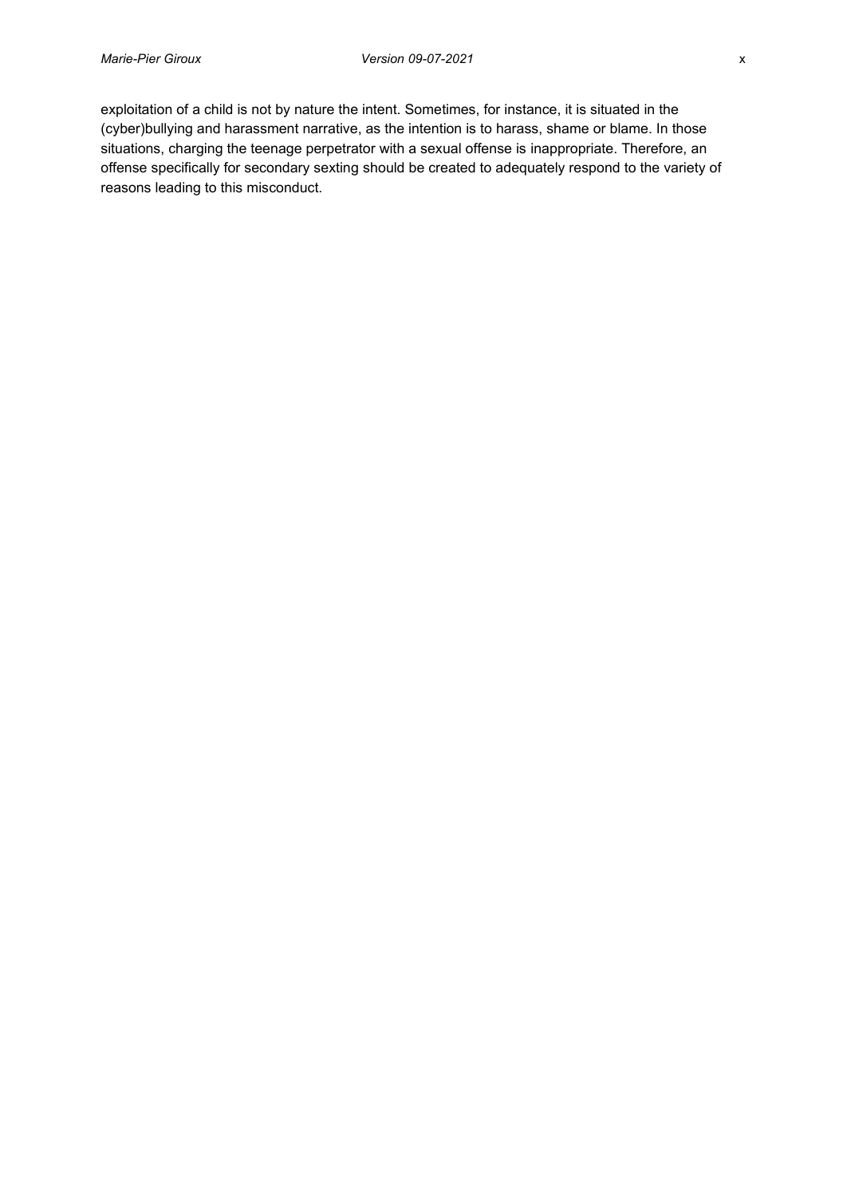exploitation of a child is not by nature the intent. Sometimes, for instance, it is situated in the (cyber)bullying and harassment narrative, as the intention is to harass, shame or blame. In those situations, charging the teenage perpetrator with a sexual offense is inappropriate. Therefore, an offense specifically for secondary sexting should be created to adequately respond to the variety of reasons leading to this misconduct.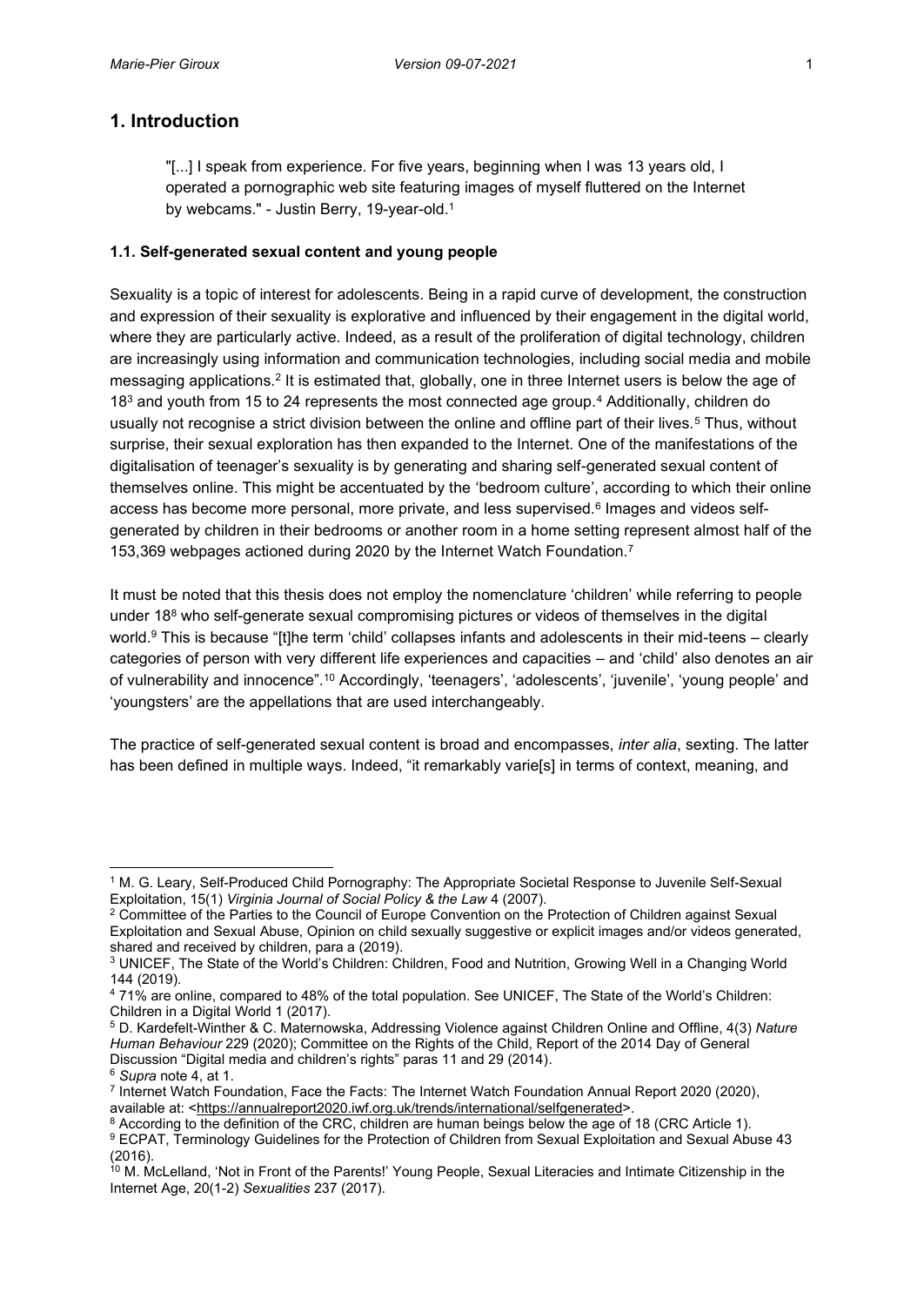## 1. Introduction

> "[...] I speak from experience. For five years, beginning when I was 13 years old, I operated a pornographic web site featuring images of myself fluttered on the Internet by webcams." - Justin Berry, 19-year-old.[1]

### 1.1. Self-generated sexual content and young people

Sexuality is a topic of interest for adolescents. Being in a rapid curve of development, the construction and expression of their sexuality is explorative and influenced by their engagement in the digital world, where they are particularly active. Indeed, as a result of the proliferation of digital technology, children are increasingly using information and communication technologies, including social media and mobile messaging applications.[2] It is estimated that, globally, one in three Internet users is below the age of 18[3] and youth from 15 to 24 represents the most connected age group.[4] Additionally, children do usually not recognise a strict division between the online and offline part of their lives.[5] Thus, without surprise, their sexual exploration has then expanded to the Internet. One of the manifestations of the digitalisation of teenager's sexuality is by generating and sharing self-generated sexual content of themselves online. This might be accentuated by the 'bedroom culture', according to which their online access has become more personal, more private, and less supervised.[6] Images and videos self-generated by children in their bedrooms or another room in a home setting represent almost half of the 153,369 webpages actioned during 2020 by the Internet Watch Foundation.[7]

It must be noted that this thesis does not employ the nomenclature 'children' while referring to people under 18[8] who self-generate sexual compromising pictures or videos of themselves in the digital world.[9] This is because "[t]he term 'child' collapses infants and adolescents in their mid-teens – clearly categories of person with very different life experiences and capacities – and 'child' also denotes an air of vulnerability and innocence".[10] Accordingly, 'teenagers', 'adolescents', 'juvenile', 'young people' and 'youngsters' are the appellations that are used interchangeably.

The practice of self-generated sexual content is broad and encompasses, *inter alia*, sexting. The latter has been defined in multiple ways. Indeed, "it remarkably varie[s] in terms of context, meaning, and

---

[1] M. G. Leary, Self-Produced Child Pornography: The Appropriate Societal Response to Juvenile Self-Sexual Exploitation, 15(1) *Virginia Journal of Social Policy & the Law* 4 (2007).

[2] Committee of the Parties to the Council of Europe Convention on the Protection of Children against Sexual Exploitation and Sexual Abuse, Opinion on child sexually suggestive or explicit images and/or videos generated, shared and received by children, para a (2019).

[3] UNICEF, The State of the World's Children: Children, Food and Nutrition, Growing Well in a Changing World 144 (2019).

[4] 71% are online, compared to 48% of the total population. See UNICEF, The State of the World's Children: Children in a Digital World 1 (2017).

[5] D. Kardefelt-Winther & C. Maternowska, Addressing Violence against Children Online and Offline, 4(3) *Nature Human Behaviour* 229 (2020); Committee on the Rights of the Child, Report of the 2014 Day of General Discussion "Digital media and children's rights" paras 11 and 29 (2014).

[6] *Supra* note 4, at 1.

[7] Internet Watch Foundation, Face the Facts: The Internet Watch Foundation Annual Report 2020 (2020), available at: <https://annualreport2020.iwf.org.uk/trends/international/selfgenerated>.

[8] According to the definition of the CRC, children are human beings below the age of 18 (CRC Article 1).

[9] ECPAT, Terminology Guidelines for the Protection of Children from Sexual Exploitation and Sexual Abuse 43 (2016).

[10] M. McLelland, 'Not in Front of the Parents!' Young People, Sexual Literacies and Intimate Citizenship in the Internet Age, 20(1-2) *Sexualities* 237 (2017).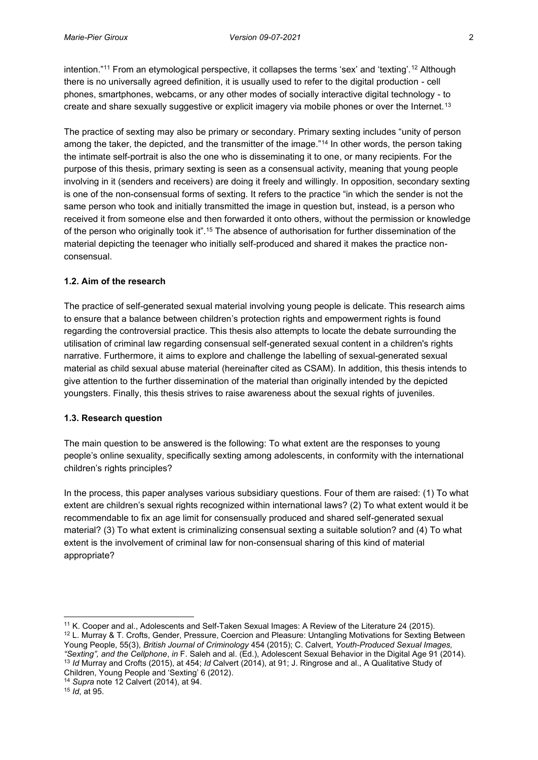intention."[11] From an etymological perspective, it collapses the terms 'sex' and 'texting'.[12] Although there is no universally agreed definition, it is usually used to refer to the digital production - cell phones, smartphones, webcams, or any other modes of socially interactive digital technology - to create and share sexually suggestive or explicit imagery via mobile phones or over the Internet.[13]

The practice of sexting may also be primary or secondary. Primary sexting includes "unity of person among the taker, the depicted, and the transmitter of the image."[14] In other words, the person taking the intimate self-portrait is also the one who is disseminating it to one, or many recipients. For the purpose of this thesis, primary sexting is seen as a consensual activity, meaning that young people involving in it (senders and receivers) are doing it freely and willingly. In opposition, secondary sexting is one of the non-consensual forms of sexting. It refers to the practice "in which the sender is not the same person who took and initially transmitted the image in question but, instead, is a person who received it from someone else and then forwarded it onto others, without the permission or knowledge of the person who originally took it".[15] The absence of authorisation for further dissemination of the material depicting the teenager who initially self-produced and shared it makes the practice non-consensual.

### 1.2. Aim of the research

The practice of self-generated sexual material involving young people is delicate. This research aims to ensure that a balance between children's protection rights and empowerment rights is found regarding the controversial practice. This thesis also attempts to locate the debate surrounding the utilisation of criminal law regarding consensual self-generated sexual content in a children's rights narrative. Furthermore, it aims to explore and challenge the labelling of sexual-generated sexual material as child sexual abuse material (hereinafter cited as CSAM). In addition, this thesis intends to give attention to the further dissemination of the material than originally intended by the depicted youngsters. Finally, this thesis strives to raise awareness about the sexual rights of juveniles.

### 1.3. Research question

The main question to be answered is the following: To what extent are the responses to young people's online sexuality, specifically sexting among adolescents, in conformity with the international children's rights principles?

In the process, this paper analyses various subsidiary questions. Four of them are raised: (1) To what extent are children's sexual rights recognized within international laws? (2) To what extent would it be recommendable to fix an age limit for consensually produced and shared self-generated sexual material? (3) To what extent is criminalizing consensual sexting a suitable solution? and (4) To what extent is the involvement of criminal law for non-consensual sharing of this kind of material appropriate?

---

[11] K. Cooper and al., Adolescents and Self-Taken Sexual Images: A Review of the Literature 24 (2015).

[12] L. Murray & T. Crofts, Gender, Pressure, Coercion and Pleasure: Untangling Motivations for Sexting Between Young People, 55(3), *British Journal of Criminology* 454 (2015); C. Calvert, *Youth-Produced Sexual Images, "Sexting", and the Cellphone*, *in* F. Saleh and al. (Ed.), Adolescent Sexual Behavior in the Digital Age 91 (2014).

[13] *Id* Murray and Crofts (2015), at 454; *Id* Calvert (2014), at 91; J. Ringrose and al., A Qualitative Study of Children, Young People and 'Sexting' 6 (2012).

[14] *Supra* note 12 Calvert (2014), at 94.

[15] *Id*, at 95.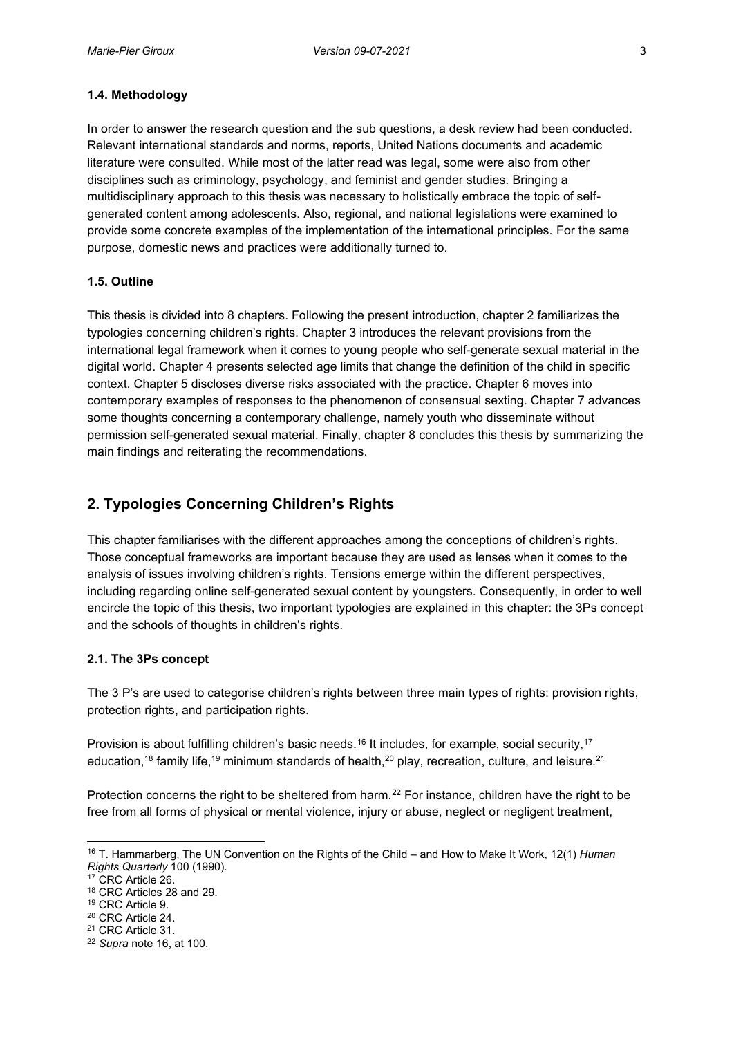### 1.4. Methodology

In order to answer the research question and the sub questions, a desk review had been conducted. Relevant international standards and norms, reports, United Nations documents and academic literature were consulted. While most of the latter read was legal, some were also from other disciplines such as criminology, psychology, and feminist and gender studies. Bringing a multidisciplinary approach to this thesis was necessary to holistically embrace the topic of self-generated content among adolescents. Also, regional, and national legislations were examined to provide some concrete examples of the implementation of the international principles. For the same purpose, domestic news and practices were additionally turned to.

### 1.5. Outline

This thesis is divided into 8 chapters. Following the present introduction, chapter 2 familiarizes the typologies concerning children's rights. Chapter 3 introduces the relevant provisions from the international legal framework when it comes to young people who self-generate sexual material in the digital world. Chapter 4 presents selected age limits that change the definition of the child in specific context. Chapter 5 discloses diverse risks associated with the practice. Chapter 6 moves into contemporary examples of responses to the phenomenon of consensual sexting. Chapter 7 advances some thoughts concerning a contemporary challenge, namely youth who disseminate without permission self-generated sexual material. Finally, chapter 8 concludes this thesis by summarizing the main findings and reiterating the recommendations.

## 2. Typologies Concerning Children's Rights

This chapter familiarises with the different approaches among the conceptions of children's rights. Those conceptual frameworks are important because they are used as lenses when it comes to the analysis of issues involving children's rights. Tensions emerge within the different perspectives, including regarding online self-generated sexual content by youngsters. Consequently, in order to well encircle the topic of this thesis, two important typologies are explained in this chapter: the 3Ps concept and the schools of thoughts in children's rights.

### 2.1. The 3Ps concept

The 3 P's are used to categorise children's rights between three main types of rights: provision rights, protection rights, and participation rights.

Provision is about fulfilling children's basic needs.[16] It includes, for example, social security,[17] education,[18] family life,[19] minimum standards of health,[20] play, recreation, culture, and leisure.[21]

Protection concerns the right to be sheltered from harm.[22] For instance, children have the right to be free from all forms of physical or mental violence, injury or abuse, neglect or negligent treatment,

---

[16] T. Hammarberg, The UN Convention on the Rights of the Child – and How to Make It Work, 12(1) *Human Rights Quarterly* 100 (1990).

[17] CRC Article 26.

[18] CRC Articles 28 and 29.

[19] CRC Article 9.

[20] CRC Article 24.

[21] CRC Article 31.

[22] *Supra* note 16, at 100.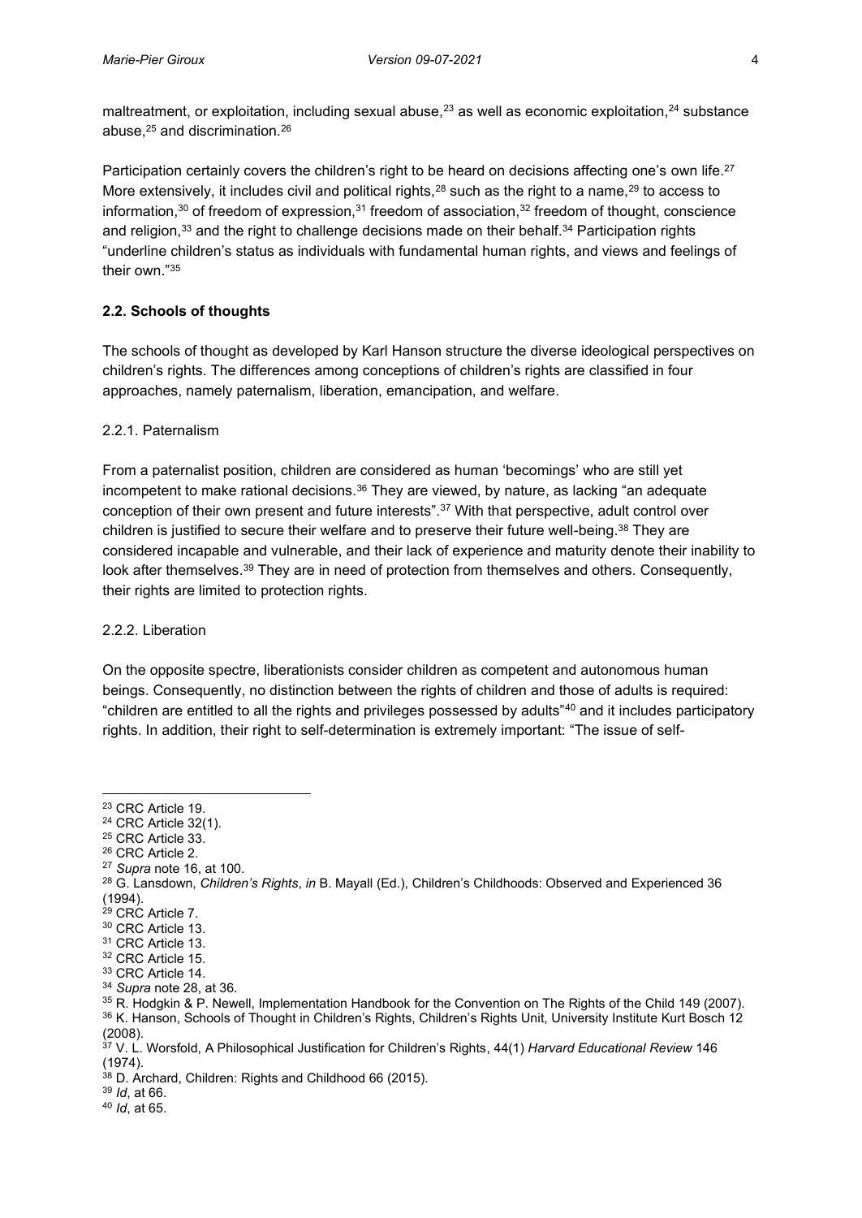maltreatment, or exploitation, including sexual abuse,[23] as well as economic exploitation,[24] substance abuse,[25] and discrimination.[26]

Participation certainly covers the children's right to be heard on decisions affecting one's own life.[27] More extensively, it includes civil and political rights,[28] such as the right to a name,[29] to access to information,[30] of freedom of expression,[31] freedom of association,[32] freedom of thought, conscience and religion,[33] and the right to challenge decisions made on their behalf.[34] Participation rights "underline children's status as individuals with fundamental human rights, and views and feelings of their own."[35]

### 2.2. Schools of thoughts

The schools of thought as developed by Karl Hanson structure the diverse ideological perspectives on children's rights. The differences among conceptions of children's rights are classified in four approaches, namely paternalism, liberation, emancipation, and welfare.

#### 2.2.1. Paternalism

From a paternalist position, children are considered as human 'becomings' who are still yet incompetent to make rational decisions.[36] They are viewed, by nature, as lacking "an adequate conception of their own present and future interests".[37] With that perspective, adult control over children is justified to secure their welfare and to preserve their future well-being.[38] They are considered incapable and vulnerable, and their lack of experience and maturity denote their inability to look after themselves.[39] They are in need of protection from themselves and others. Consequently, their rights are limited to protection rights.

#### 2.2.2. Liberation

On the opposite spectre, liberationists consider children as competent and autonomous human beings. Consequently, no distinction between the rights of children and those of adults is required: "children are entitled to all the rights and privileges possessed by adults"[40] and it includes participatory rights. In addition, their right to self-determination is extremely important: "The issue of self-

---

[23] CRC Article 19.
[24] CRC Article 32(1).
[25] CRC Article 33.
[26] CRC Article 2.
[27] *Supra* note 16, at 100.
[28] G. Lansdown, *Children's Rights*, *in* B. Mayall (Ed.), Children's Childhoods: Observed and Experienced 36 (1994).
[29] CRC Article 7.
[30] CRC Article 13.
[31] CRC Article 13.
[32] CRC Article 15.
[33] CRC Article 14.
[34] *Supra* note 28, at 36.
[35] R. Hodgkin & P. Newell, Implementation Handbook for the Convention on The Rights of the Child 149 (2007).
[36] K. Hanson, Schools of Thought in Children's Rights, Children's Rights Unit, University Institute Kurt Bosch 12 (2008).
[37] V. L. Worsfold, A Philosophical Justification for Children's Rights, 44(1) *Harvard Educational Review* 146 (1974).
[38] D. Archard, Children: Rights and Childhood 66 (2015).
[39] *Id*, at 66.
[40] *Id*, at 65.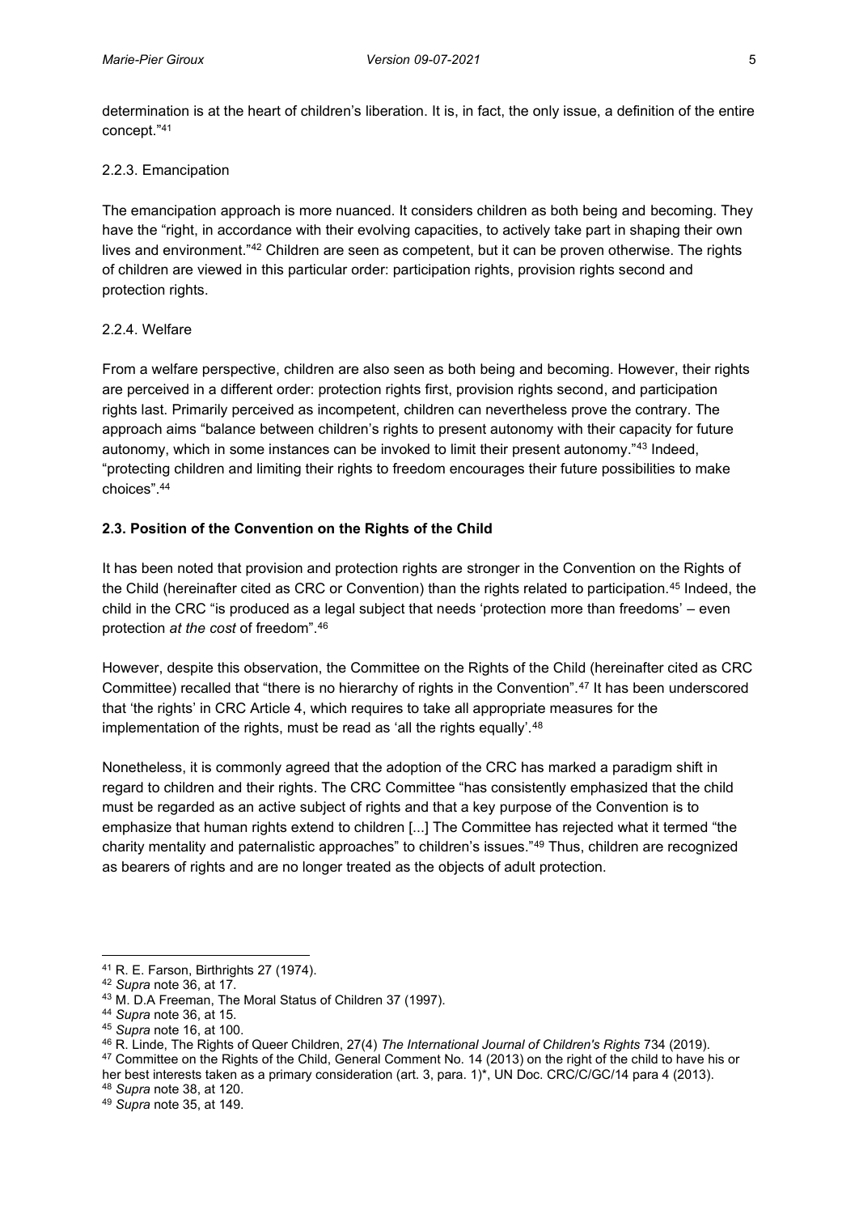determination is at the heart of children's liberation. It is, in fact, the only issue, a definition of the entire concept."[41]

### 2.2.3. Emancipation

The emancipation approach is more nuanced. It considers children as both being and becoming. They have the "right, in accordance with their evolving capacities, to actively take part in shaping their own lives and environment."[42] Children are seen as competent, but it can be proven otherwise. The rights of children are viewed in this particular order: participation rights, provision rights second and protection rights.

### 2.2.4. Welfare

From a welfare perspective, children are also seen as both being and becoming. However, their rights are perceived in a different order: protection rights first, provision rights second, and participation rights last. Primarily perceived as incompetent, children can nevertheless prove the contrary. The approach aims "balance between children's rights to present autonomy with their capacity for future autonomy, which in some instances can be invoked to limit their present autonomy."[43] Indeed, "protecting children and limiting their rights to freedom encourages their future possibilities to make choices".[44]

## 2.3. Position of the Convention on the Rights of the Child

It has been noted that provision and protection rights are stronger in the Convention on the Rights of the Child (hereinafter cited as CRC or Convention) than the rights related to participation.[45] Indeed, the child in the CRC "is produced as a legal subject that needs 'protection more than freedoms' – even protection *at the cost* of freedom".[46]

However, despite this observation, the Committee on the Rights of the Child (hereinafter cited as CRC Committee) recalled that "there is no hierarchy of rights in the Convention".[47] It has been underscored that 'the rights' in CRC Article 4, which requires to take all appropriate measures for the implementation of the rights, must be read as 'all the rights equally'.[48]

Nonetheless, it is commonly agreed that the adoption of the CRC has marked a paradigm shift in regard to children and their rights. The CRC Committee "has consistently emphasized that the child must be regarded as an active subject of rights and that a key purpose of the Convention is to emphasize that human rights extend to children [...] The Committee has rejected what it termed "the charity mentality and paternalistic approaches" to children's issues."[49] Thus, children are recognized as bearers of rights and are no longer treated as the objects of adult protection.

---

[41] R. E. Farson, Birthrights 27 (1974).

[42] *Supra* note 36, at 17.

[43] M. D.A Freeman, The Moral Status of Children 37 (1997).

[44] *Supra* note 36, at 15.

[45] *Supra* note 16, at 100.

[46] R. Linde, The Rights of Queer Children, 27(4) *The International Journal of Children's Rights* 734 (2019).

[47] Committee on the Rights of the Child, General Comment No. 14 (2013) on the right of the child to have his or her best interests taken as a primary consideration (art. 3, para. 1)*, UN Doc. CRC/C/GC/14 para 4 (2013).

[48] *Supra* note 38, at 120.

[49] *Supra* note 35, at 149.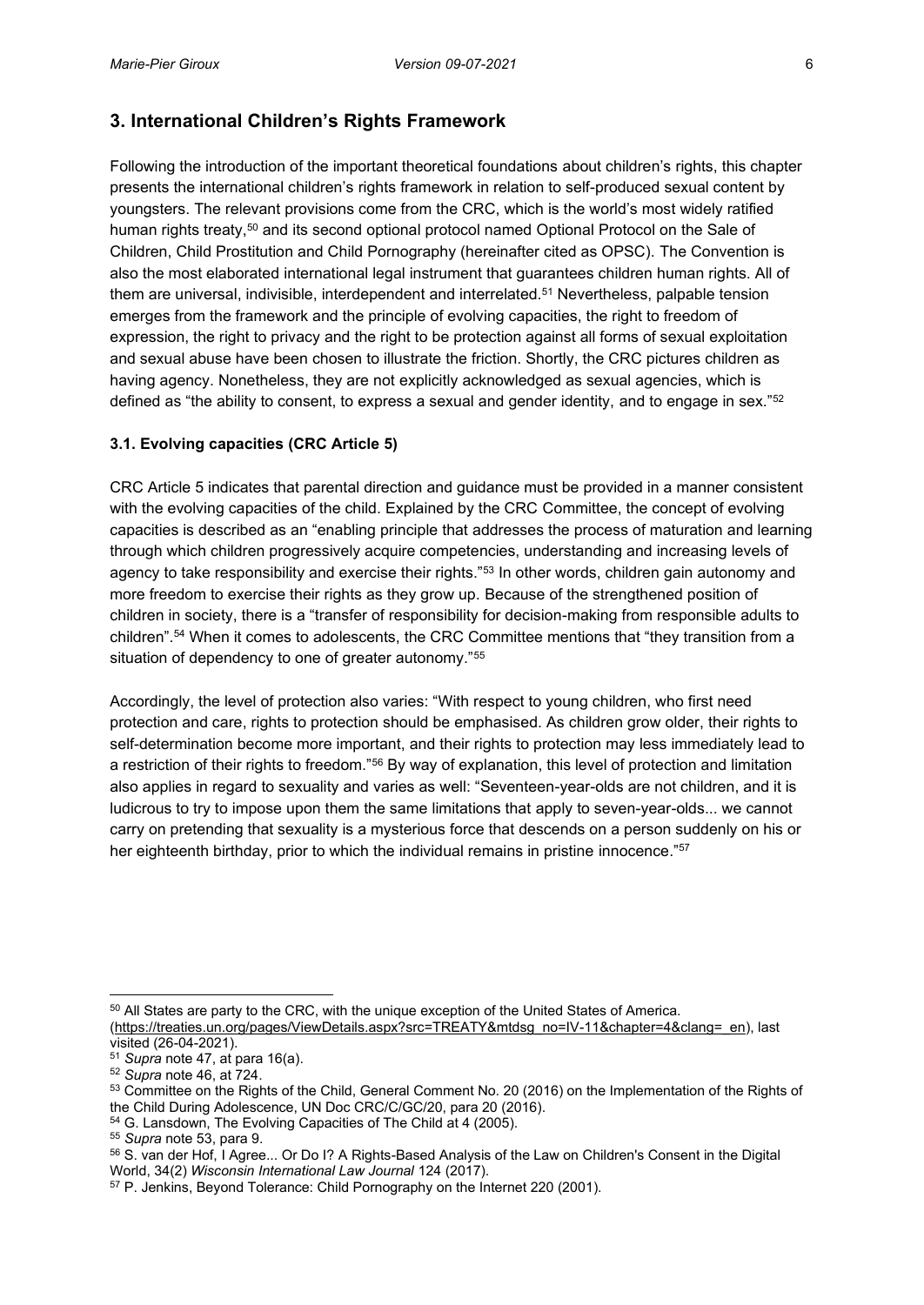## 3. International Children's Rights Framework

Following the introduction of the important theoretical foundations about children's rights, this chapter presents the international children's rights framework in relation to self-produced sexual content by youngsters. The relevant provisions come from the CRC, which is the world's most widely ratified human rights treaty,[50] and its second optional protocol named Optional Protocol on the Sale of Children, Child Prostitution and Child Pornography (hereinafter cited as OPSC). The Convention is also the most elaborated international legal instrument that guarantees children human rights. All of them are universal, indivisible, interdependent and interrelated.[51] Nevertheless, palpable tension emerges from the framework and the principle of evolving capacities, the right to freedom of expression, the right to privacy and the right to be protection against all forms of sexual exploitation and sexual abuse have been chosen to illustrate the friction. Shortly, the CRC pictures children as having agency. Nonetheless, they are not explicitly acknowledged as sexual agencies, which is defined as "the ability to consent, to express a sexual and gender identity, and to engage in sex."[52]

### 3.1. Evolving capacities (CRC Article 5)

CRC Article 5 indicates that parental direction and guidance must be provided in a manner consistent with the evolving capacities of the child. Explained by the CRC Committee, the concept of evolving capacities is described as an "enabling principle that addresses the process of maturation and learning through which children progressively acquire competencies, understanding and increasing levels of agency to take responsibility and exercise their rights."[53] In other words, children gain autonomy and more freedom to exercise their rights as they grow up. Because of the strengthened position of children in society, there is a "transfer of responsibility for decision-making from responsible adults to children".[54] When it comes to adolescents, the CRC Committee mentions that "they transition from a situation of dependency to one of greater autonomy."[55]

Accordingly, the level of protection also varies: "With respect to young children, who first need protection and care, rights to protection should be emphasised. As children grow older, their rights to self-determination become more important, and their rights to protection may less immediately lead to a restriction of their rights to freedom."[56] By way of explanation, this level of protection and limitation also applies in regard to sexuality and varies as well: "Seventeen-year-olds are not children, and it is ludicrous to try to impose upon them the same limitations that apply to seven-year-olds... we cannot carry on pretending that sexuality is a mysterious force that descends on a person suddenly on his or her eighteenth birthday, prior to which the individual remains in pristine innocence."[57]

---

[50] All States are party to the CRC, with the unique exception of the United States of America. (https://treaties.un.org/pages/ViewDetails.aspx?src=TREATY&mtdsg_no=IV-11&chapter=4&clang=_en), last visited (26-04-2021).

[51] *Supra* note 47, at para 16(a).

[52] *Supra* note 46, at 724.

[53] Committee on the Rights of the Child, General Comment No. 20 (2016) on the Implementation of the Rights of the Child During Adolescence, UN Doc CRC/C/GC/20, para 20 (2016).

[54] G. Lansdown, The Evolving Capacities of The Child at 4 (2005).

[55] *Supra* note 53, para 9.

[56] S. van der Hof, I Agree... Or Do I? A Rights-Based Analysis of the Law on Children's Consent in the Digital World, 34(2) *Wisconsin International Law Journal* 124 (2017).

[57] P. Jenkins, Beyond Tolerance: Child Pornography on the Internet 220 (2001).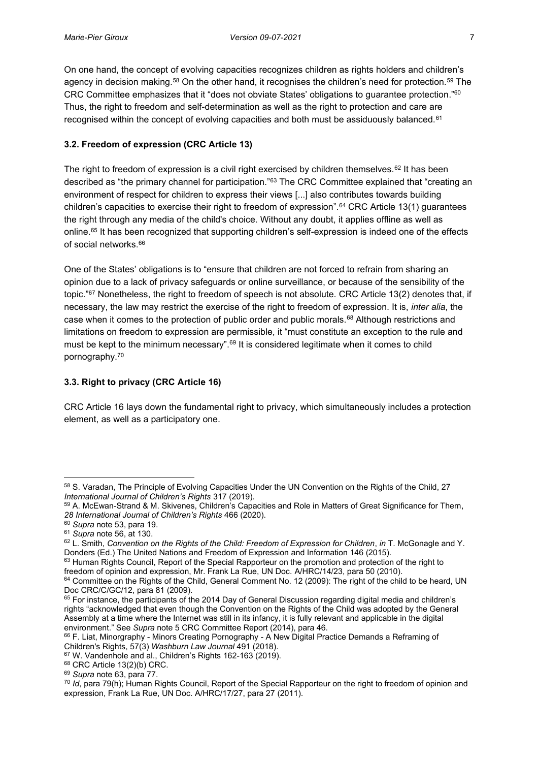On one hand, the concept of evolving capacities recognizes children as rights holders and children's agency in decision making.[58] On the other hand, it recognises the children's need for protection.[59] The CRC Committee emphasizes that it "does not obviate States' obligations to guarantee protection."[60] Thus, the right to freedom and self-determination as well as the right to protection and care are recognised within the concept of evolving capacities and both must be assiduously balanced.[61]

### 3.2. Freedom of expression (CRC Article 13)

The right to freedom of expression is a civil right exercised by children themselves.[62] It has been described as "the primary channel for participation."[63] The CRC Committee explained that "creating an environment of respect for children to express their views [...] also contributes towards building children's capacities to exercise their right to freedom of expression".[64] CRC Article 13(1) guarantees the right through any media of the child's choice. Without any doubt, it applies offline as well as online.[65] It has been recognized that supporting children's self-expression is indeed one of the effects of social networks.[66]

One of the States' obligations is to "ensure that children are not forced to refrain from sharing an opinion due to a lack of privacy safeguards or online surveillance, or because of the sensibility of the topic."[67] Nonetheless, the right to freedom of speech is not absolute. CRC Article 13(2) denotes that, if necessary, the law may restrict the exercise of the right to freedom of expression. It is, *inter alia*, the case when it comes to the protection of public order and public morals.[68] Although restrictions and limitations on freedom to expression are permissible, it "must constitute an exception to the rule and must be kept to the minimum necessary".[69] It is considered legitimate when it comes to child pornography.[70]

### 3.3. Right to privacy (CRC Article 16)

CRC Article 16 lays down the fundamental right to privacy, which simultaneously includes a protection element, as well as a participatory one.

---

[58] S. Varadan, The Principle of Evolving Capacities Under the UN Convention on the Rights of the Child, 27 *International Journal of Children's Rights* 317 (2019).

[59] A. McEwan-Strand & M. Skivenes, Children's Capacities and Role in Matters of Great Significance for Them, *28 International Journal of Children's Rights* 466 (2020).

[60] *Supra* note 53, para 19.

[61] *Supra* note 56, at 130.

[62] L. Smith, *Convention on the Rights of the Child: Freedom of Expression for Children*, *in* T. McGonagle and Y. Donders (Ed.) The United Nations and Freedom of Expression and Information 146 (2015).

[63] Human Rights Council, Report of the Special Rapporteur on the promotion and protection of the right to freedom of opinion and expression, Mr. Frank La Rue, UN Doc. A/HRC/14/23, para 50 (2010).

[64] Committee on the Rights of the Child, General Comment No. 12 (2009): The right of the child to be heard, UN Doc CRC/C/GC/12, para 81 (2009).

[65] For instance, the participants of the 2014 Day of General Discussion regarding digital media and children's rights "acknowledged that even though the Convention on the Rights of the Child was adopted by the General Assembly at a time where the Internet was still in its infancy, it is fully relevant and applicable in the digital environment." See *Supra* note 5 CRC Committee Report (2014), para 46.

[66] F. Liat, Minorgraphy - Minors Creating Pornography - A New Digital Practice Demands a Reframing of Children's Rights, 57(3) *Washburn Law Journal* 491 (2018).

[67] W. Vandenhole and al., Children's Rights 162-163 (2019).

[68] CRC Article 13(2)(b) CRC.

[69] *Supra* note 63, para 77.

[70] *Id*, para 79(h); Human Rights Council, Report of the Special Rapporteur on the right to freedom of opinion and expression, Frank La Rue, UN Doc. A/HRC/17/27, para 27 (2011).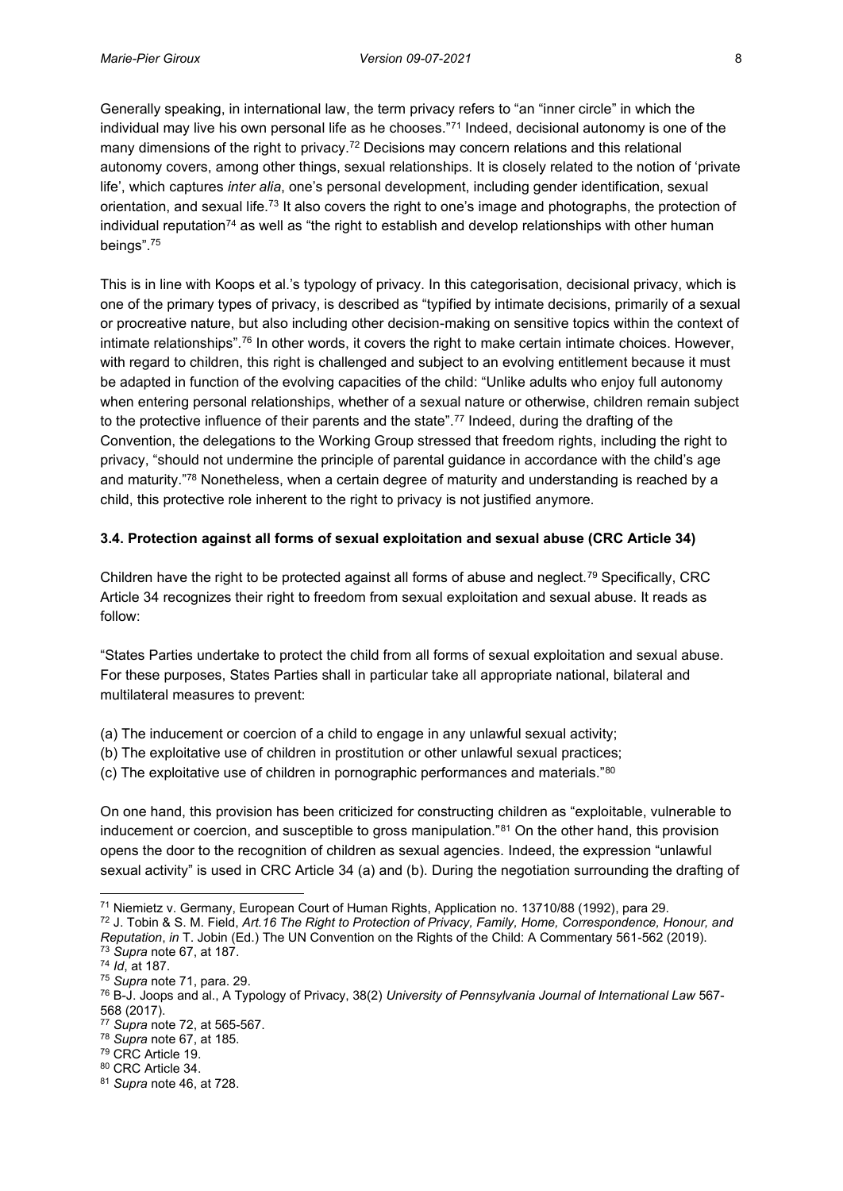Generally speaking, in international law, the term privacy refers to "an "inner circle" in which the individual may live his own personal life as he chooses."[71] Indeed, decisional autonomy is one of the many dimensions of the right to privacy.[72] Decisions may concern relations and this relational autonomy covers, among other things, sexual relationships. It is closely related to the notion of 'private life', which captures *inter alia*, one's personal development, including gender identification, sexual orientation, and sexual life.[73] It also covers the right to one's image and photographs, the protection of individual reputation[74] as well as "the right to establish and develop relationships with other human beings".[75]

This is in line with Koops et al.'s typology of privacy. In this categorisation, decisional privacy, which is one of the primary types of privacy, is described as "typified by intimate decisions, primarily of a sexual or procreative nature, but also including other decision-making on sensitive topics within the context of intimate relationships".[76] In other words, it covers the right to make certain intimate choices. However, with regard to children, this right is challenged and subject to an evolving entitlement because it must be adapted in function of the evolving capacities of the child: "Unlike adults who enjoy full autonomy when entering personal relationships, whether of a sexual nature or otherwise, children remain subject to the protective influence of their parents and the state".[77] Indeed, during the drafting of the Convention, the delegations to the Working Group stressed that freedom rights, including the right to privacy, "should not undermine the principle of parental guidance in accordance with the child's age and maturity."[78] Nonetheless, when a certain degree of maturity and understanding is reached by a child, this protective role inherent to the right to privacy is not justified anymore.

### 3.4. Protection against all forms of sexual exploitation and sexual abuse (CRC Article 34)

Children have the right to be protected against all forms of abuse and neglect.[79] Specifically, CRC Article 34 recognizes their right to freedom from sexual exploitation and sexual abuse. It reads as follow:

"States Parties undertake to protect the child from all forms of sexual exploitation and sexual abuse. For these purposes, States Parties shall in particular take all appropriate national, bilateral and multilateral measures to prevent:

(a) The inducement or coercion of a child to engage in any unlawful sexual activity;
(b) The exploitative use of children in prostitution or other unlawful sexual practices;
(c) The exploitative use of children in pornographic performances and materials."[80]

On one hand, this provision has been criticized for constructing children as "exploitable, vulnerable to inducement or coercion, and susceptible to gross manipulation."[81] On the other hand, this provision opens the door to the recognition of children as sexual agencies. Indeed, the expression "unlawful sexual activity" is used in CRC Article 34 (a) and (b). During the negotiation surrounding the drafting of

---

[71] Niemietz v. Germany, European Court of Human Rights, Application no. 13710/88 (1992), para 29.
[72] J. Tobin & S. M. Field, *Art.16 The Right to Protection of Privacy, Family, Home, Correspondence, Honour, and Reputation*, *in* T. Jobin (Ed.) The UN Convention on the Rights of the Child: A Commentary 561-562 (2019).
[73] *Supra* note 67, at 187.
[74] *Id*, at 187.
[75] *Supra* note 71, para. 29.
[76] B-J. Joops and al., A Typology of Privacy, 38(2) *University of Pennsylvania Journal of International Law* 567-568 (2017).
[77] *Supra* note 72, at 565-567.
[78] *Supra* note 67, at 185.
[79] CRC Article 19.
[80] CRC Article 34.
[81] *Supra* note 46, at 728.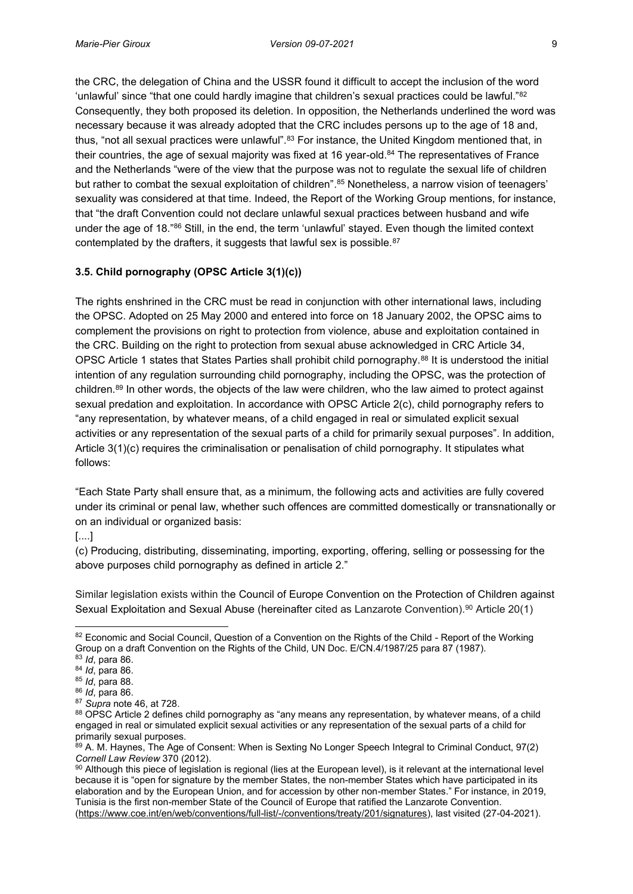the CRC, the delegation of China and the USSR found it difficult to accept the inclusion of the word 'unlawful' since "that one could hardly imagine that children's sexual practices could be lawful."[82] Consequently, they both proposed its deletion. In opposition, the Netherlands underlined the word was necessary because it was already adopted that the CRC includes persons up to the age of 18 and, thus, "not all sexual practices were unlawful".[83] For instance, the United Kingdom mentioned that, in their countries, the age of sexual majority was fixed at 16 year-old.[84] The representatives of France and the Netherlands "were of the view that the purpose was not to regulate the sexual life of children but rather to combat the sexual exploitation of children".[85] Nonetheless, a narrow vision of teenagers' sexuality was considered at that time. Indeed, the Report of the Working Group mentions, for instance, that "the draft Convention could not declare unlawful sexual practices between husband and wife under the age of 18."[86] Still, in the end, the term 'unlawful' stayed. Even though the limited context contemplated by the drafters, it suggests that lawful sex is possible.[87]

### 3.5. Child pornography (OPSC Article 3(1)(c))

The rights enshrined in the CRC must be read in conjunction with other international laws, including the OPSC. Adopted on 25 May 2000 and entered into force on 18 January 2002, the OPSC aims to complement the provisions on right to protection from violence, abuse and exploitation contained in the CRC. Building on the right to protection from sexual abuse acknowledged in CRC Article 34, OPSC Article 1 states that States Parties shall prohibit child pornography.[88] It is understood the initial intention of any regulation surrounding child pornography, including the OPSC, was the protection of children.[89] In other words, the objects of the law were children, who the law aimed to protect against sexual predation and exploitation. In accordance with OPSC Article 2(c), child pornography refers to "any representation, by whatever means, of a child engaged in real or simulated explicit sexual activities or any representation of the sexual parts of a child for primarily sexual purposes". In addition, Article 3(1)(c) requires the criminalisation or penalisation of child pornography. It stipulates what follows:

"Each State Party shall ensure that, as a minimum, the following acts and activities are fully covered under its criminal or penal law, whether such offences are committed domestically or transnationally or on an individual or organized basis:

[....]

(c) Producing, distributing, disseminating, importing, exporting, offering, selling or possessing for the above purposes child pornography as defined in article 2."

Similar legislation exists within the Council of Europe Convention on the Protection of Children against Sexual Exploitation and Sexual Abuse (hereinafter cited as Lanzarote Convention).[90] Article 20(1)

---

[82] Economic and Social Council, Question of a Convention on the Rights of the Child - Report of the Working Group on a draft Convention on the Rights of the Child, UN Doc. E/CN.4/1987/25 para 87 (1987).

[83] *Id*, para 86.

[84] *Id*, para 86.

[85] *Id*, para 88.

[86] *Id*, para 86.

[87] *Supra* note 46, at 728.

[88] OPSC Article 2 defines child pornography as "any means any representation, by whatever means, of a child engaged in real or simulated explicit sexual activities or any representation of the sexual parts of a child for primarily sexual purposes.

[89] A. M. Haynes, The Age of Consent: When is Sexting No Longer Speech Integral to Criminal Conduct, 97(2) *Cornell Law Review* 370 (2012).

[90] Although this piece of legislation is regional (lies at the European level), is it relevant at the international level because it is "open for signature by the member States, the non-member States which have participated in its elaboration and by the European Union, and for accession by other non-member States." For instance, in 2019, Tunisia is the first non-member State of the Council of Europe that ratified the Lanzarote Convention. (https://www.coe.int/en/web/conventions/full-list/-/conventions/treaty/201/signatures), last visited (27-04-2021).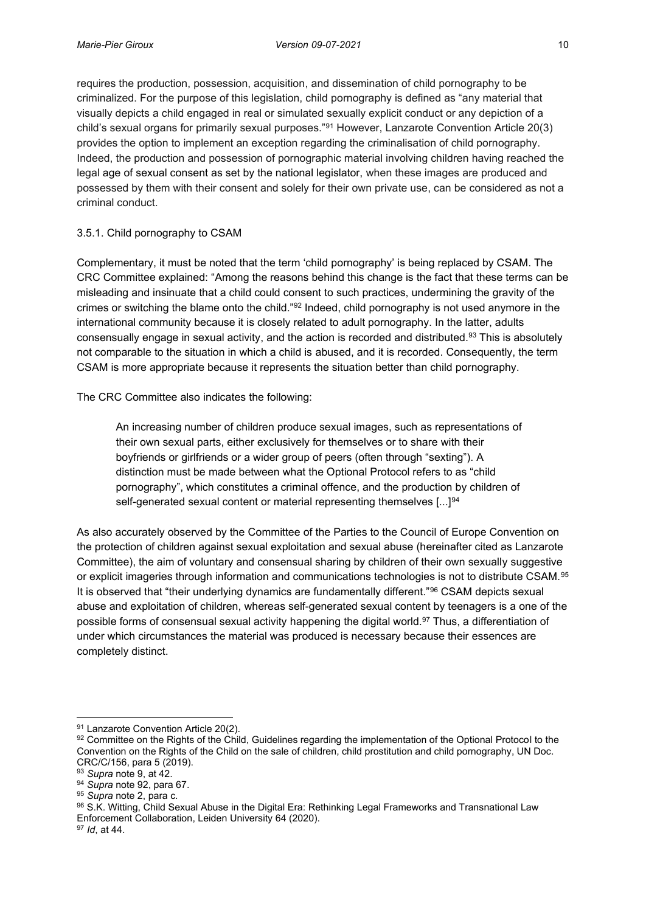requires the production, possession, acquisition, and dissemination of child pornography to be criminalized. For the purpose of this legislation, child pornography is defined as "any material that visually depicts a child engaged in real or simulated sexually explicit conduct or any depiction of a child's sexual organs for primarily sexual purposes."[91] However, Lanzarote Convention Article 20(3) provides the option to implement an exception regarding the criminalisation of child pornography. Indeed, the production and possession of pornographic material involving children having reached the legal age of sexual consent as set by the national legislator, when these images are produced and possessed by them with their consent and solely for their own private use, can be considered as not a criminal conduct.

### 3.5.1. Child pornography to CSAM

Complementary, it must be noted that the term 'child pornography' is being replaced by CSAM. The CRC Committee explained: "Among the reasons behind this change is the fact that these terms can be misleading and insinuate that a child could consent to such practices, undermining the gravity of the crimes or switching the blame onto the child."[92] Indeed, child pornography is not used anymore in the international community because it is closely related to adult pornography. In the latter, adults consensually engage in sexual activity, and the action is recorded and distributed.[93] This is absolutely not comparable to the situation in which a child is abused, and it is recorded. Consequently, the term CSAM is more appropriate because it represents the situation better than child pornography.

The CRC Committee also indicates the following:

> An increasing number of children produce sexual images, such as representations of their own sexual parts, either exclusively for themselves or to share with their boyfriends or girlfriends or a wider group of peers (often through "sexting"). A distinction must be made between what the Optional Protocol refers to as "child pornography", which constitutes a criminal offence, and the production by children of self-generated sexual content or material representing themselves [...][94]

As also accurately observed by the Committee of the Parties to the Council of Europe Convention on the protection of children against sexual exploitation and sexual abuse (hereinafter cited as Lanzarote Committee), the aim of voluntary and consensual sharing by children of their own sexually suggestive or explicit imageries through information and communications technologies is not to distribute CSAM.[95] It is observed that "their underlying dynamics are fundamentally different."[96] CSAM depicts sexual abuse and exploitation of children, whereas self-generated sexual content by teenagers is a one of the possible forms of consensual sexual activity happening the digital world.[97] Thus, a differentiation of under which circumstances the material was produced is necessary because their essences are completely distinct.

---

[91] Lanzarote Convention Article 20(2).

[92] Committee on the Rights of the Child, Guidelines regarding the implementation of the Optional Protocol to the Convention on the Rights of the Child on the sale of children, child prostitution and child pornography, UN Doc. CRC/C/156, para 5 (2019).

[93] *Supra* note 9, at 42.

[94] *Supra* note 92, para 67.

[95] *Supra* note 2, para c.

[96] S.K. Witting, Child Sexual Abuse in the Digital Era: Rethinking Legal Frameworks and Transnational Law Enforcement Collaboration, Leiden University 64 (2020).

[97] *Id*, at 44.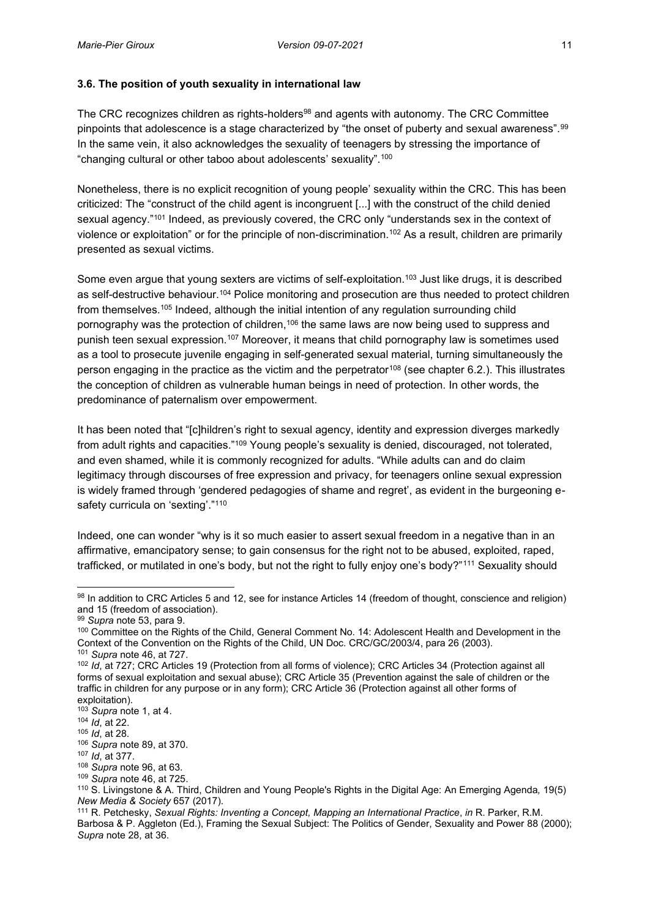### 3.6. The position of youth sexuality in international law

The CRC recognizes children as rights-holders[98] and agents with autonomy. The CRC Committee pinpoints that adolescence is a stage characterized by "the onset of puberty and sexual awareness".[99] In the same vein, it also acknowledges the sexuality of teenagers by stressing the importance of "changing cultural or other taboo about adolescents' sexuality".[100]

Nonetheless, there is no explicit recognition of young people' sexuality within the CRC. This has been criticized: The "construct of the child agent is incongruent [...] with the construct of the child denied sexual agency."[101] Indeed, as previously covered, the CRC only "understands sex in the context of violence or exploitation" or for the principle of non-discrimination.[102] As a result, children are primarily presented as sexual victims.

Some even argue that young sexters are victims of self-exploitation.[103] Just like drugs, it is described as self-destructive behaviour.[104] Police monitoring and prosecution are thus needed to protect children from themselves.[105] Indeed, although the initial intention of any regulation surrounding child pornography was the protection of children,[106] the same laws are now being used to suppress and punish teen sexual expression.[107] Moreover, it means that child pornography law is sometimes used as a tool to prosecute juvenile engaging in self-generated sexual material, turning simultaneously the person engaging in the practice as the victim and the perpetrator[108] (see chapter 6.2.). This illustrates the conception of children as vulnerable human beings in need of protection. In other words, the predominance of paternalism over empowerment.

It has been noted that "[c]hildren's right to sexual agency, identity and expression diverges markedly from adult rights and capacities."[109] Young people's sexuality is denied, discouraged, not tolerated, and even shamed, while it is commonly recognized for adults. "While adults can and do claim legitimacy through discourses of free expression and privacy, for teenagers online sexual expression is widely framed through 'gendered pedagogies of shame and regret', as evident in the burgeoning e-safety curricula on 'sexting'."[110]

Indeed, one can wonder "why is it so much easier to assert sexual freedom in a negative than in an affirmative, emancipatory sense; to gain consensus for the right not to be abused, exploited, raped, trafficked, or mutilated in one's body, but not the right to fully enjoy one's body?"[111] Sexuality should

---

[98] In addition to CRC Articles 5 and 12, see for instance Articles 14 (freedom of thought, conscience and religion) and 15 (freedom of association).

[99] *Supra* note 53, para 9.

[100] Committee on the Rights of the Child, General Comment No. 14: Adolescent Health and Development in the Context of the Convention on the Rights of the Child, UN Doc. CRC/GC/2003/4, para 26 (2003).

[101] *Supra* note 46, at 727.

[102] *Id*, at 727; CRC Articles 19 (Protection from all forms of violence); CRC Articles 34 (Protection against all forms of sexual exploitation and sexual abuse); CRC Article 35 (Prevention against the sale of children or the traffic in children for any purpose or in any form); CRC Article 36 (Protection against all other forms of exploitation).

[103] *Supra* note 1, at 4.

[104] *Id*, at 22.

[105] *Id*, at 28.

[106] *Supra* note 89, at 370.

[107] *Id*, at 377.

[108] *Supra* note 96, at 63.

[109] *Supra* note 46, at 725.

[110] S. Livingstone & A. Third, Children and Young People's Rights in the Digital Age: An Emerging Agenda*,* 19(5) *New Media & Society* 657 (2017).

[111] R. Petchesky, *Sexual Rights: Inventing a Concept, Mapping an International Practice*, *in* R. Parker, R.M. Barbosa & P. Aggleton (Ed.), Framing the Sexual Subject: The Politics of Gender, Sexuality and Power 88 (2000); *Supra* note 28, at 36.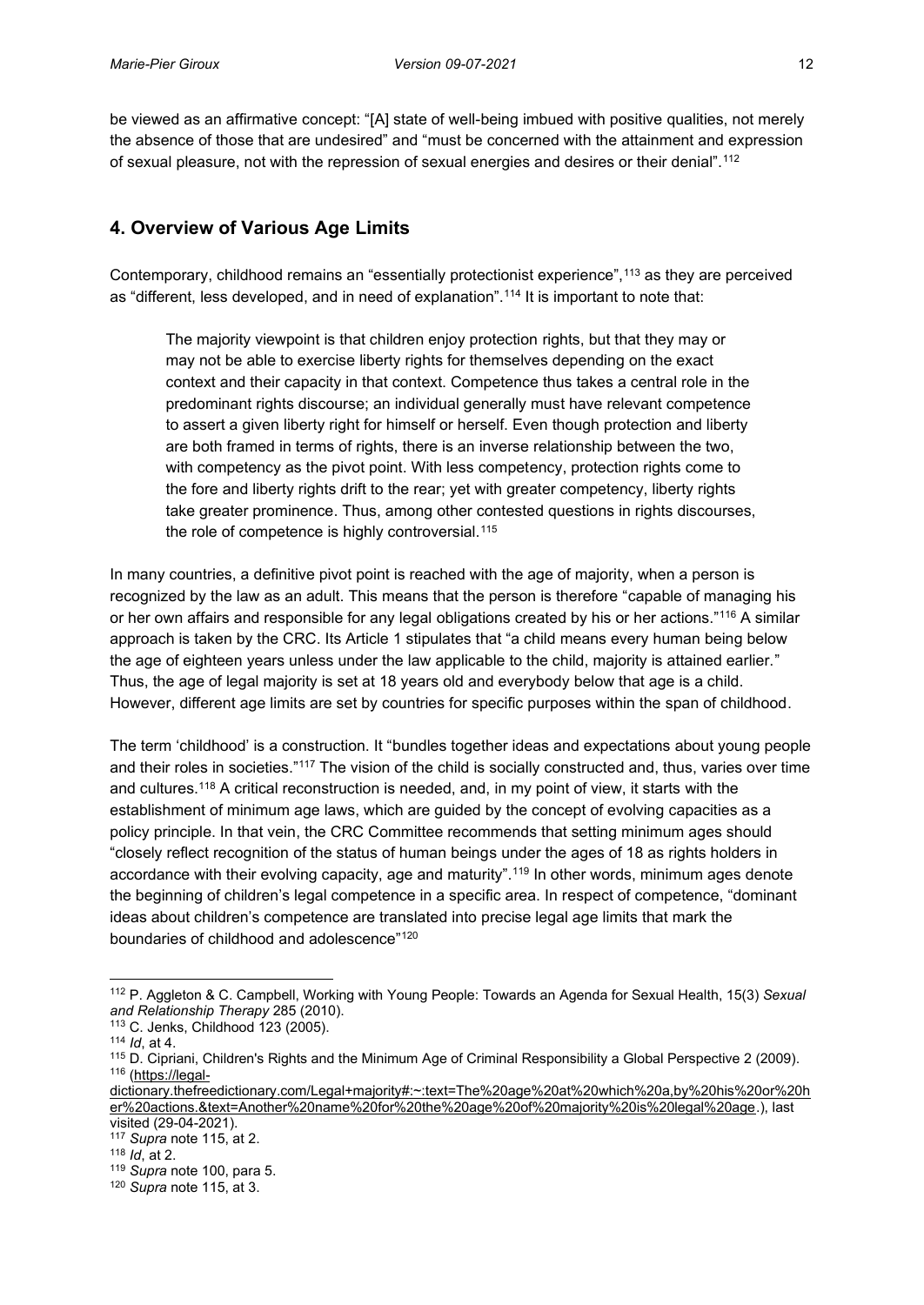be viewed as an affirmative concept: "[A] state of well-being imbued with positive qualities, not merely the absence of those that are undesired" and "must be concerned with the attainment and expression of sexual pleasure, not with the repression of sexual energies and desires or their denial".[112]

## 4. Overview of Various Age Limits

Contemporary, childhood remains an "essentially protectionist experience",[113] as they are perceived as "different, less developed, and in need of explanation".[114] It is important to note that:

> The majority viewpoint is that children enjoy protection rights, but that they may or may not be able to exercise liberty rights for themselves depending on the exact context and their capacity in that context. Competence thus takes a central role in the predominant rights discourse; an individual generally must have relevant competence to assert a given liberty right for himself or herself. Even though protection and liberty are both framed in terms of rights, there is an inverse relationship between the two, with competency as the pivot point. With less competency, protection rights come to the fore and liberty rights drift to the rear; yet with greater competency, liberty rights take greater prominence. Thus, among other contested questions in rights discourses, the role of competence is highly controversial.[115]

In many countries, a definitive pivot point is reached with the age of majority, when a person is recognized by the law as an adult. This means that the person is therefore "capable of managing his or her own affairs and responsible for any legal obligations created by his or her actions."[116] A similar approach is taken by the CRC. Its Article 1 stipulates that "a child means every human being below the age of eighteen years unless under the law applicable to the child, majority is attained earlier." Thus, the age of legal majority is set at 18 years old and everybody below that age is a child. However, different age limits are set by countries for specific purposes within the span of childhood.

The term 'childhood' is a construction. It "bundles together ideas and expectations about young people and their roles in societies."[117] The vision of the child is socially constructed and, thus, varies over time and cultures.[118] A critical reconstruction is needed, and, in my point of view, it starts with the establishment of minimum age laws, which are guided by the concept of evolving capacities as a policy principle. In that vein, the CRC Committee recommends that setting minimum ages should "closely reflect recognition of the status of human beings under the ages of 18 as rights holders in accordance with their evolving capacity, age and maturity".[119] In other words, minimum ages denote the beginning of children's legal competence in a specific area. In respect of competence, "dominant ideas about children's competence are translated into precise legal age limits that mark the boundaries of childhood and adolescence"[120]

---

[112] P. Aggleton & C. Campbell, Working with Young People: Towards an Agenda for Sexual Health, 15(3) *Sexual and Relationship Therapy* 285 (2010).
[113] C. Jenks, Childhood 123 (2005).
[114] *Id*, at 4.
[115] D. Cipriani, Children's Rights and the Minimum Age of Criminal Responsibility a Global Perspective 2 (2009).
[116] (https://legal-dictionary.thefreedictionary.com/Legal+majority#:~:text=The%20age%20at%20which%20a,by%20his%20or%20her%20actions.&text=Another%20name%20for%20the%20age%20of%20majority%20is%20legal%20age.), last visited (29-04-2021).
[117] *Supra* note 115, at 2.
[118] *Id*, at 2.
[119] *Supra* note 100, para 5.
[120] *Supra* note 115, at 3.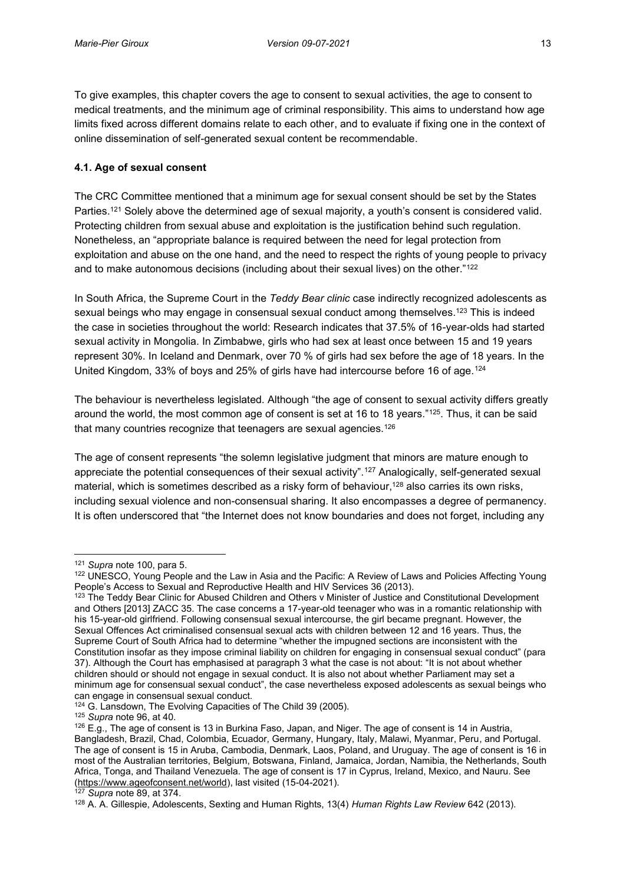To give examples, this chapter covers the age to consent to sexual activities, the age to consent to medical treatments, and the minimum age of criminal responsibility. This aims to understand how age limits fixed across different domains relate to each other, and to evaluate if fixing one in the context of online dissemination of self-generated sexual content be recommendable.

### 4.1. Age of sexual consent

The CRC Committee mentioned that a minimum age for sexual consent should be set by the States Parties.[121] Solely above the determined age of sexual majority, a youth's consent is considered valid. Protecting children from sexual abuse and exploitation is the justification behind such regulation. Nonetheless, an "appropriate balance is required between the need for legal protection from exploitation and abuse on the one hand, and the need to respect the rights of young people to privacy and to make autonomous decisions (including about their sexual lives) on the other."[122]

In South Africa, the Supreme Court in the *Teddy Bear clinic* case indirectly recognized adolescents as sexual beings who may engage in consensual sexual conduct among themselves.[123] This is indeed the case in societies throughout the world: Research indicates that 37.5% of 16-year-olds had started sexual activity in Mongolia. In Zimbabwe, girls who had sex at least once between 15 and 19 years represent 30%. In Iceland and Denmark, over 70 % of girls had sex before the age of 18 years. In the United Kingdom, 33% of boys and 25% of girls have had intercourse before 16 of age.[124]

The behaviour is nevertheless legislated. Although "the age of consent to sexual activity differs greatly around the world, the most common age of consent is set at 16 to 18 years."[125]. Thus, it can be said that many countries recognize that teenagers are sexual agencies.[126]

The age of consent represents "the solemn legislative judgment that minors are mature enough to appreciate the potential consequences of their sexual activity".[127] Analogically, self-generated sexual material, which is sometimes described as a risky form of behaviour,[128] also carries its own risks, including sexual violence and non-consensual sharing. It also encompasses a degree of permanency. It is often underscored that "the Internet does not know boundaries and does not forget, including any

---

[121] *Supra* note 100, para 5.

[122] UNESCO, Young People and the Law in Asia and the Pacific: A Review of Laws and Policies Affecting Young People's Access to Sexual and Reproductive Health and HIV Services 36 (2013).

[123] The Teddy Bear Clinic for Abused Children and Others v Minister of Justice and Constitutional Development and Others [2013] ZACC 35. The case concerns a 17-year-old teenager who was in a romantic relationship with his 15-year-old girlfriend. Following consensual sexual intercourse, the girl became pregnant. However, the Sexual Offences Act criminalised consensual sexual acts with children between 12 and 16 years. Thus, the Supreme Court of South Africa had to determine "whether the impugned sections are inconsistent with the Constitution insofar as they impose criminal liability on children for engaging in consensual sexual conduct" (para 37). Although the Court has emphasised at paragraph 3 what the case is not about: "It is not about whether children should or should not engage in sexual conduct. It is also not about whether Parliament may set a minimum age for consensual sexual conduct", the case nevertheless exposed adolescents as sexual beings who can engage in consensual sexual conduct.

[124] G. Lansdown, The Evolving Capacities of The Child 39 (2005).

[125] *Supra* note 96, at 40.

[126] E.g., The age of consent is 13 in Burkina Faso, Japan, and Niger. The age of consent is 14 in Austria, Bangladesh, Brazil, Chad, Colombia, Ecuador, Germany, Hungary, Italy, Malawi, Myanmar, Peru, and Portugal. The age of consent is 15 in Aruba, Cambodia, Denmark, Laos, Poland, and Uruguay. The age of consent is 16 in most of the Australian territories, Belgium, Botswana, Finland, Jamaica, Jordan, Namibia, the Netherlands, South Africa, Tonga, and Thailand Venezuela. The age of consent is 17 in Cyprus, Ireland, Mexico, and Nauru. See (https://www.ageofconsent.net/world), last visited (15-04-2021).

[127] *Supra* note 89, at 374.

[128] A. A. Gillespie, Adolescents, Sexting and Human Rights, 13(4) *Human Rights Law Review* 642 (2013).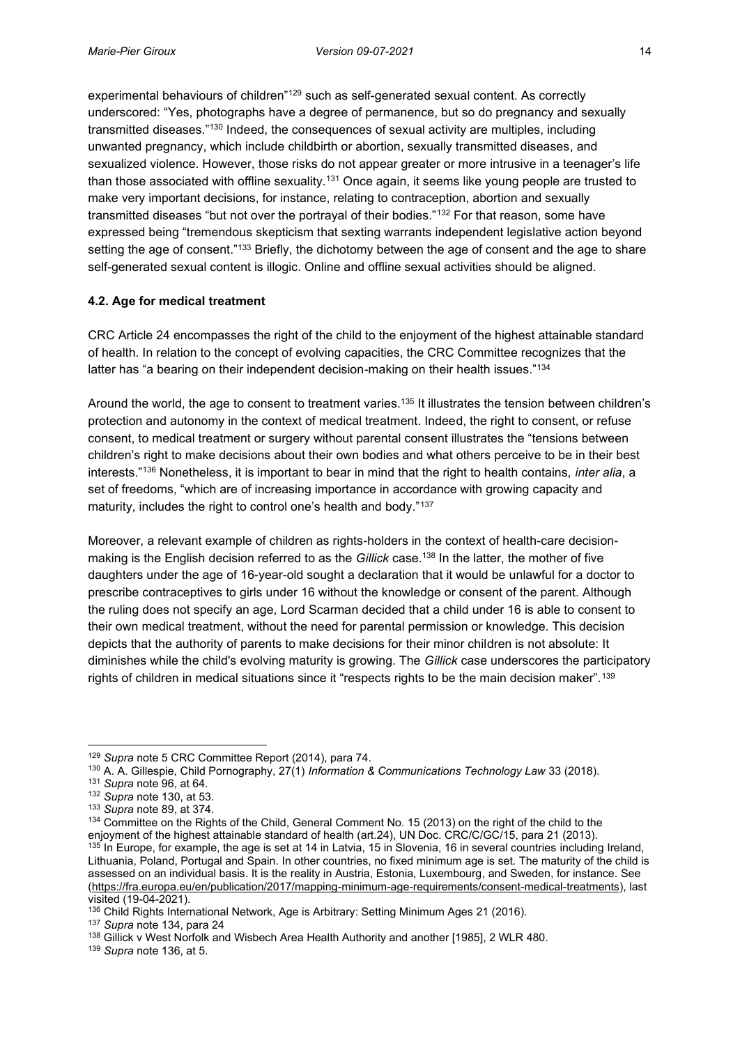experimental behaviours of children"[129] such as self-generated sexual content. As correctly underscored: "Yes, photographs have a degree of permanence, but so do pregnancy and sexually transmitted diseases."[130] Indeed, the consequences of sexual activity are multiples, including unwanted pregnancy, which include childbirth or abortion, sexually transmitted diseases, and sexualized violence. However, those risks do not appear greater or more intrusive in a teenager's life than those associated with offline sexuality.[131] Once again, it seems like young people are trusted to make very important decisions, for instance, relating to contraception, abortion and sexually transmitted diseases "but not over the portrayal of their bodies."[132] For that reason, some have expressed being "tremendous skepticism that sexting warrants independent legislative action beyond setting the age of consent."[133] Briefly, the dichotomy between the age of consent and the age to share self-generated sexual content is illogic. Online and offline sexual activities should be aligned.

### 4.2. Age for medical treatment

CRC Article 24 encompasses the right of the child to the enjoyment of the highest attainable standard of health. In relation to the concept of evolving capacities, the CRC Committee recognizes that the latter has "a bearing on their independent decision-making on their health issues."[134]

Around the world, the age to consent to treatment varies.[135] It illustrates the tension between children's protection and autonomy in the context of medical treatment. Indeed, the right to consent, or refuse consent, to medical treatment or surgery without parental consent illustrates the "tensions between children's right to make decisions about their own bodies and what others perceive to be in their best interests."[136] Nonetheless, it is important to bear in mind that the right to health contains, *inter alia*, a set of freedoms, "which are of increasing importance in accordance with growing capacity and maturity, includes the right to control one's health and body."[137]

Moreover, a relevant example of children as rights-holders in the context of health-care decision-making is the English decision referred to as the *Gillick* case.[138] In the latter, the mother of five daughters under the age of 16-year-old sought a declaration that it would be unlawful for a doctor to prescribe contraceptives to girls under 16 without the knowledge or consent of the parent. Although the ruling does not specify an age, Lord Scarman decided that a child under 16 is able to consent to their own medical treatment, without the need for parental permission or knowledge. This decision depicts that the authority of parents to make decisions for their minor children is not absolute: It diminishes while the child's evolving maturity is growing. The *Gillick* case underscores the participatory rights of children in medical situations since it "respects rights to be the main decision maker".[139]

---

[129] *Supra* note 5 CRC Committee Report (2014), para 74.

[130] A. A. Gillespie, Child Pornography, 27(1) *Information & Communications Technology Law* 33 (2018).

[131] *Supra* note 96, at 64.

[132] *Supra* note 130, at 53.

[133] *Supra* note 89, at 374.

[134] Committee on the Rights of the Child, General Comment No. 15 (2013) on the right of the child to the enjoyment of the highest attainable standard of health (art.24), UN Doc. CRC/C/GC/15, para 21 (2013).

[135] In Europe, for example, the age is set at 14 in Latvia, 15 in Slovenia, 16 in several countries including Ireland, Lithuania, Poland, Portugal and Spain. In other countries, no fixed minimum age is set. The maturity of the child is assessed on an individual basis. It is the reality in Austria, Estonia, Luxembourg, and Sweden, for instance. See (https://fra.europa.eu/en/publication/2017/mapping-minimum-age-requirements/consent-medical-treatments), last visited (19-04-2021).

[136] Child Rights International Network, Age is Arbitrary: Setting Minimum Ages 21 (2016).

[137] *Supra* note 134, para 24

[138] Gillick v West Norfolk and Wisbech Area Health Authority and another [1985], 2 WLR 480.

[139] *Supra* note 136, at 5.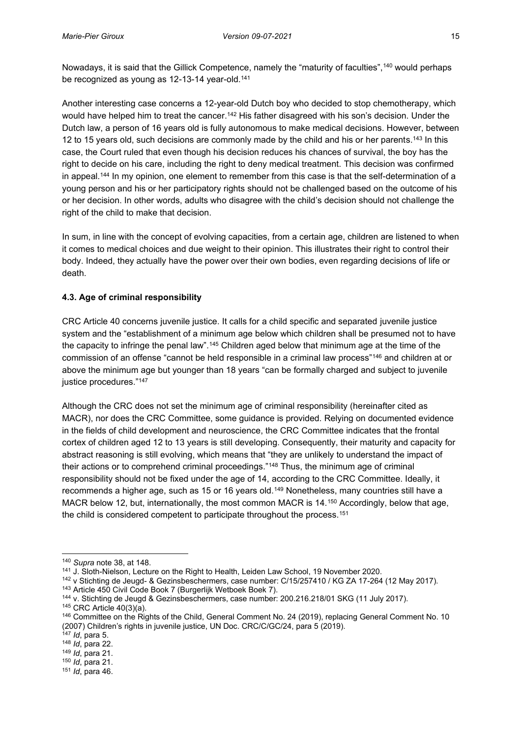Nowadays, it is said that the Gillick Competence, namely the "maturity of faculties",[140] would perhaps be recognized as young as 12-13-14 year-old.[141]

Another interesting case concerns a 12-year-old Dutch boy who decided to stop chemotherapy, which would have helped him to treat the cancer.[142] His father disagreed with his son's decision. Under the Dutch law, a person of 16 years old is fully autonomous to make medical decisions. However, between 12 to 15 years old, such decisions are commonly made by the child and his or her parents.[143] In this case, the Court ruled that even though his decision reduces his chances of survival, the boy has the right to decide on his care, including the right to deny medical treatment. This decision was confirmed in appeal.[144] In my opinion, one element to remember from this case is that the self-determination of a young person and his or her participatory rights should not be challenged based on the outcome of his or her decision. In other words, adults who disagree with the child's decision should not challenge the right of the child to make that decision.

In sum, in line with the concept of evolving capacities, from a certain age, children are listened to when it comes to medical choices and due weight to their opinion. This illustrates their right to control their body. Indeed, they actually have the power over their own bodies, even regarding decisions of life or death.

### 4.3. Age of criminal responsibility

CRC Article 40 concerns juvenile justice. It calls for a child specific and separated juvenile justice system and the "establishment of a minimum age below which children shall be presumed not to have the capacity to infringe the penal law".[145] Children aged below that minimum age at the time of the commission of an offense "cannot be held responsible in a criminal law process"[146] and children at or above the minimum age but younger than 18 years "can be formally charged and subject to juvenile justice procedures."[147]

Although the CRC does not set the minimum age of criminal responsibility (hereinafter cited as MACR), nor does the CRC Committee, some guidance is provided. Relying on documented evidence in the fields of child development and neuroscience, the CRC Committee indicates that the frontal cortex of children aged 12 to 13 years is still developing. Consequently, their maturity and capacity for abstract reasoning is still evolving, which means that "they are unlikely to understand the impact of their actions or to comprehend criminal proceedings."[148] Thus, the minimum age of criminal responsibility should not be fixed under the age of 14, according to the CRC Committee. Ideally, it recommends a higher age, such as 15 or 16 years old.[149] Nonetheless, many countries still have a MACR below 12, but, internationally, the most common MACR is 14.[150] Accordingly, below that age, the child is considered competent to participate throughout the process.[151]

---

[140] *Supra* note 38, at 148.

[141] J. Sloth-Nielson, Lecture on the Right to Health, Leiden Law School, 19 November 2020.

[142] v Stichting de Jeugd- & Gezinsbeschermers, case number: C/15/257410 / KG ZA 17-264 (12 May 2017).

[143] Article 450 Civil Code Book 7 (Burgerlijk Wetboek Boek 7).

[144] v. Stichting de Jeugd & Gezinsbeschermers, case number: 200.216.218/01 SKG (11 July 2017).

[145] CRC Article 40(3)(a).

[146] Committee on the Rights of the Child, General Comment No. 24 (2019), replacing General Comment No. 10 (2007) Children's rights in juvenile justice, UN Doc. CRC/C/GC/24, para 5 (2019).

[147] *Id*, para 5.

[148] *Id*, para 22.

[149] *Id*, para 21.

[150] *Id*, para 21.

[151] *Id*, para 46.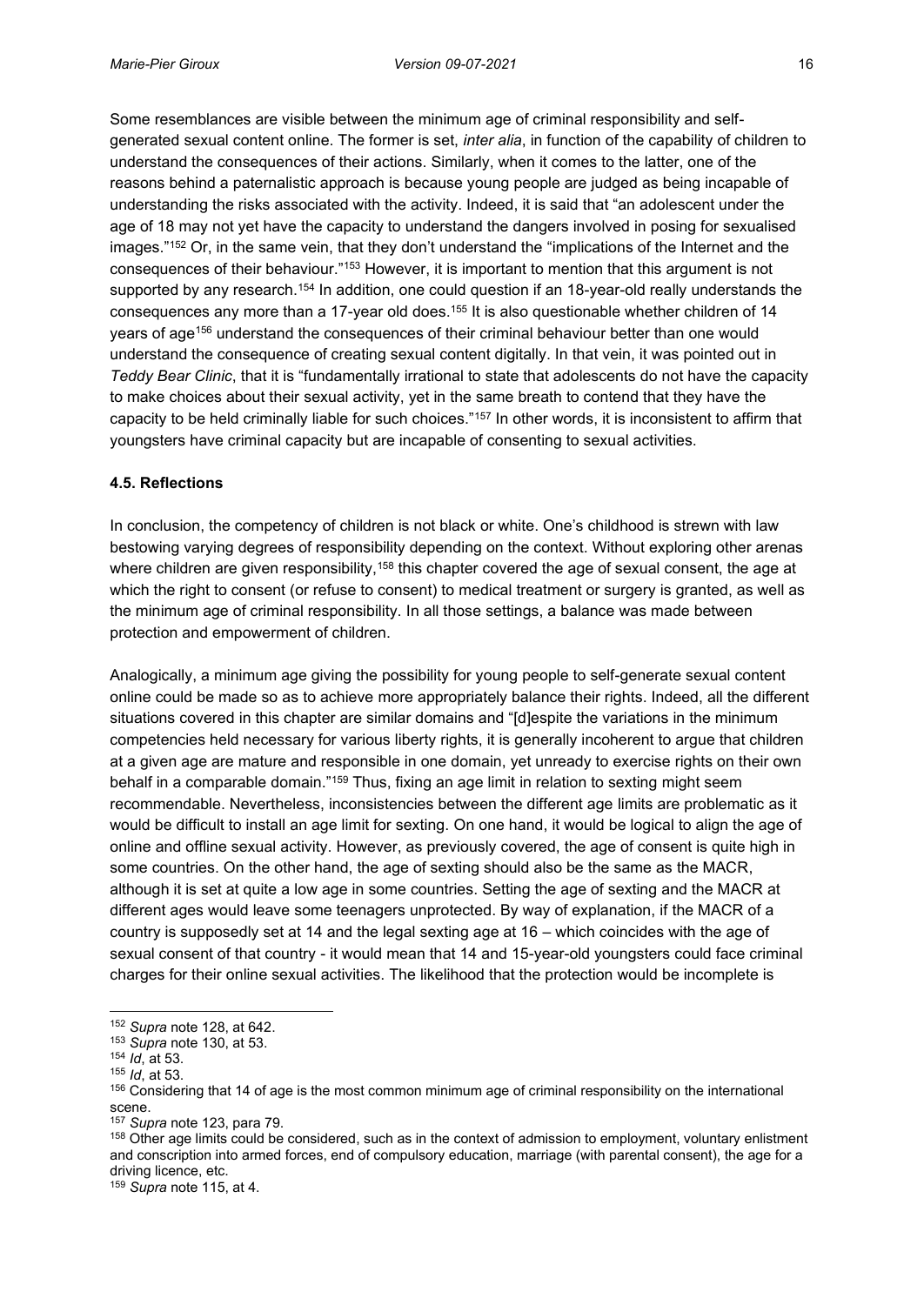Some resemblances are visible between the minimum age of criminal responsibility and self-generated sexual content online. The former is set, *inter alia*, in function of the capability of children to understand the consequences of their actions. Similarly, when it comes to the latter, one of the reasons behind a paternalistic approach is because young people are judged as being incapable of understanding the risks associated with the activity. Indeed, it is said that "an adolescent under the age of 18 may not yet have the capacity to understand the dangers involved in posing for sexualised images."[152] Or, in the same vein, that they don't understand the "implications of the Internet and the consequences of their behaviour."[153] However, it is important to mention that this argument is not supported by any research.[154] In addition, one could question if an 18-year-old really understands the consequences any more than a 17-year old does.[155] It is also questionable whether children of 14 years of age[156] understand the consequences of their criminal behaviour better than one would understand the consequence of creating sexual content digitally. In that vein, it was pointed out in *Teddy Bear Clinic*, that it is "fundamentally irrational to state that adolescents do not have the capacity to make choices about their sexual activity, yet in the same breath to contend that they have the capacity to be held criminally liable for such choices."[157] In other words, it is inconsistent to affirm that youngsters have criminal capacity but are incapable of consenting to sexual activities.

### 4.5. Reflections

In conclusion, the competency of children is not black or white. One's childhood is strewn with law bestowing varying degrees of responsibility depending on the context. Without exploring other arenas where children are given responsibility,[158] this chapter covered the age of sexual consent, the age at which the right to consent (or refuse to consent) to medical treatment or surgery is granted, as well as the minimum age of criminal responsibility. In all those settings, a balance was made between protection and empowerment of children.

Analogically, a minimum age giving the possibility for young people to self-generate sexual content online could be made so as to achieve more appropriately balance their rights. Indeed, all the different situations covered in this chapter are similar domains and "[d]espite the variations in the minimum competencies held necessary for various liberty rights, it is generally incoherent to argue that children at a given age are mature and responsible in one domain, yet unready to exercise rights on their own behalf in a comparable domain."[159] Thus, fixing an age limit in relation to sexting might seem recommendable. Nevertheless, inconsistencies between the different age limits are problematic as it would be difficult to install an age limit for sexting. On one hand, it would be logical to align the age of online and offline sexual activity. However, as previously covered, the age of consent is quite high in some countries. On the other hand, the age of sexting should also be the same as the MACR, although it is set at quite a low age in some countries. Setting the age of sexting and the MACR at different ages would leave some teenagers unprotected. By way of explanation, if the MACR of a country is supposedly set at 14 and the legal sexting age at 16 – which coincides with the age of sexual consent of that country - it would mean that 14 and 15-year-old youngsters could face criminal charges for their online sexual activities. The likelihood that the protection would be incomplete is

---

[152] *Supra* note 128, at 642.

[153] *Supra* note 130, at 53.

[154] *Id*, at 53.

[155] *Id*, at 53.

[156] Considering that 14 of age is the most common minimum age of criminal responsibility on the international scene.

[157] *Supra* note 123, para 79.

[158] Other age limits could be considered, such as in the context of admission to employment, voluntary enlistment and conscription into armed forces, end of compulsory education, marriage (with parental consent), the age for a driving licence, etc.

[159] *Supra* note 115, at 4.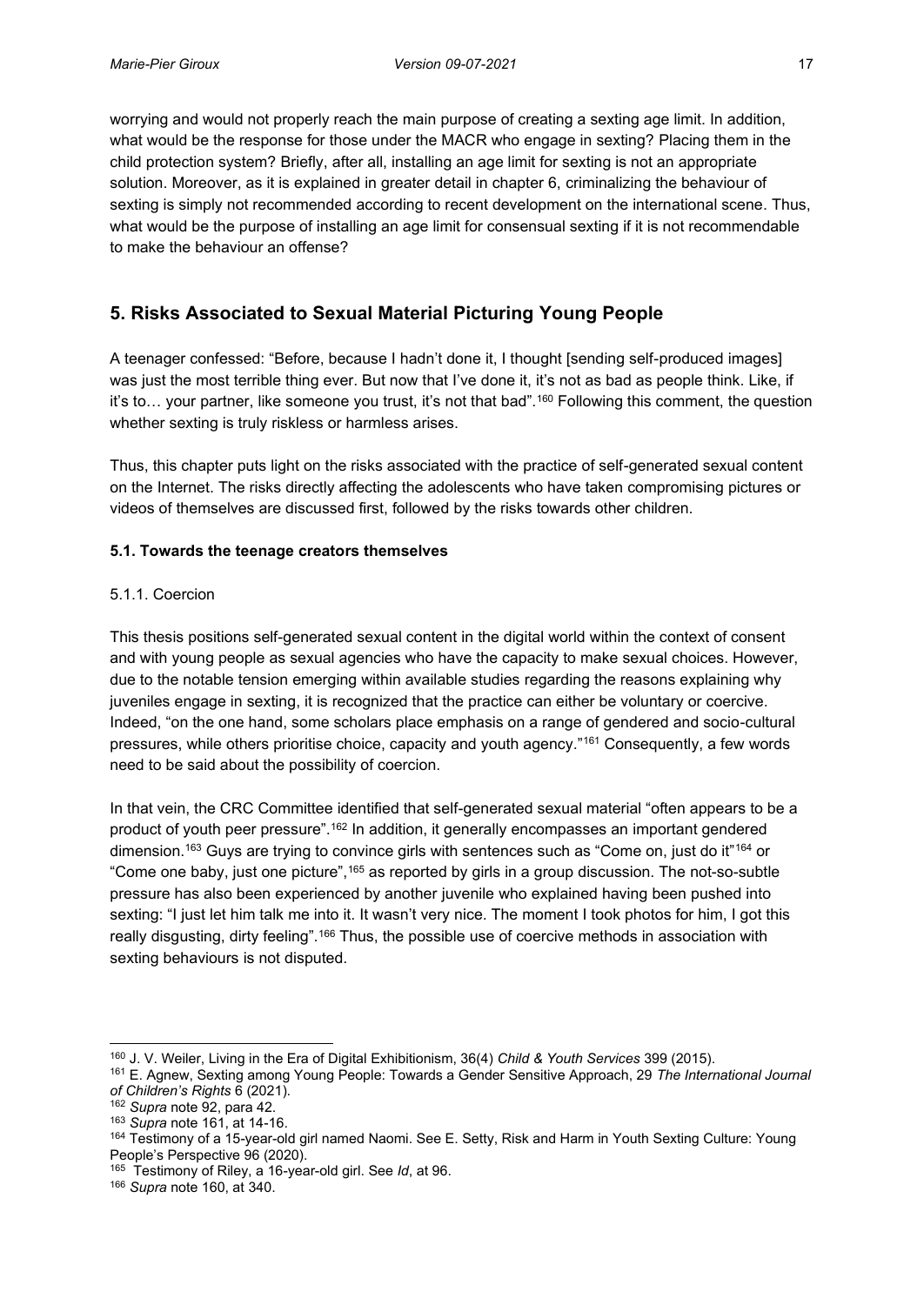worrying and would not properly reach the main purpose of creating a sexting age limit. In addition, what would be the response for those under the MACR who engage in sexting? Placing them in the child protection system? Briefly, after all, installing an age limit for sexting is not an appropriate solution. Moreover, as it is explained in greater detail in chapter 6, criminalizing the behaviour of sexting is simply not recommended according to recent development on the international scene. Thus, what would be the purpose of installing an age limit for consensual sexting if it is not recommendable to make the behaviour an offense?

## 5. Risks Associated to Sexual Material Picturing Young People

A teenager confessed: "Before, because I hadn't done it, I thought [sending self-produced images] was just the most terrible thing ever. But now that I've done it, it's not as bad as people think. Like, if it's to… your partner, like someone you trust, it's not that bad".[160] Following this comment, the question whether sexting is truly riskless or harmless arises.

Thus, this chapter puts light on the risks associated with the practice of self-generated sexual content on the Internet. The risks directly affecting the adolescents who have taken compromising pictures or videos of themselves are discussed first, followed by the risks towards other children.

### 5.1. Towards the teenage creators themselves

#### 5.1.1. Coercion

This thesis positions self-generated sexual content in the digital world within the context of consent and with young people as sexual agencies who have the capacity to make sexual choices. However, due to the notable tension emerging within available studies regarding the reasons explaining why juveniles engage in sexting, it is recognized that the practice can either be voluntary or coercive. Indeed, "on the one hand, some scholars place emphasis on a range of gendered and socio-cultural pressures, while others prioritise choice, capacity and youth agency."[161] Consequently, a few words need to be said about the possibility of coercion.

In that vein, the CRC Committee identified that self-generated sexual material "often appears to be a product of youth peer pressure".[162] In addition, it generally encompasses an important gendered dimension.[163] Guys are trying to convince girls with sentences such as "Come on, just do it"[164] or "Come one baby, just one picture",[165] as reported by girls in a group discussion. The not-so-subtle pressure has also been experienced by another juvenile who explained having been pushed into sexting: "I just let him talk me into it. It wasn't very nice. The moment I took photos for him, I got this really disgusting, dirty feeling".[166] Thus, the possible use of coercive methods in association with sexting behaviours is not disputed.

---

[160] J. V. Weiler, Living in the Era of Digital Exhibitionism, 36(4) *Child & Youth Services* 399 (2015).

[161] E. Agnew, Sexting among Young People: Towards a Gender Sensitive Approach, 29 *The International Journal of Children's Rights* 6 (2021).

[162] *Supra* note 92, para 42.

[163] *Supra* note 161, at 14-16.

[164] Testimony of a 15-year-old girl named Naomi. See E. Setty, Risk and Harm in Youth Sexting Culture: Young People's Perspective 96 (2020).

[165] Testimony of Riley, a 16-year-old girl. See *Id*, at 96.

[166] *Supra* note 160, at 340.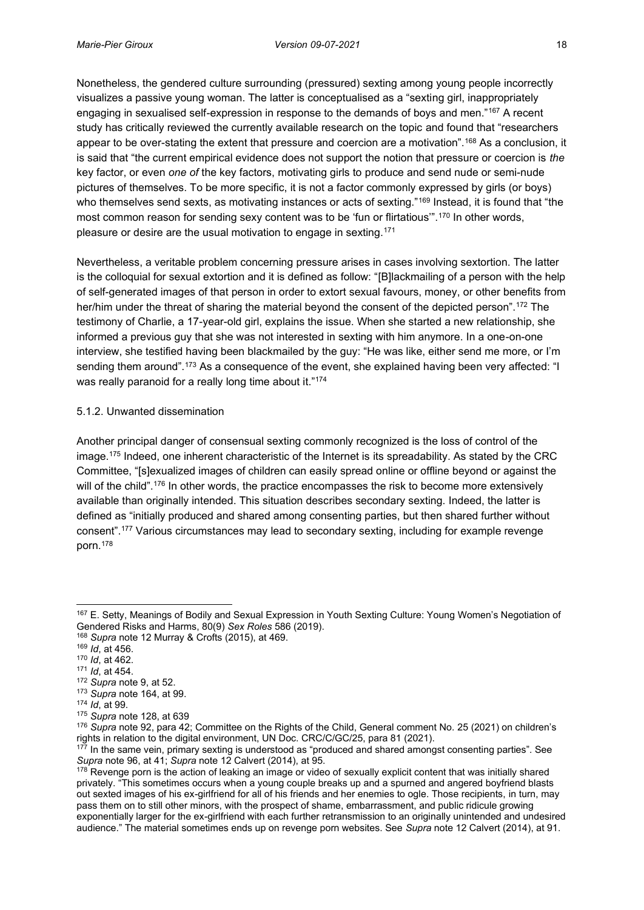Nonetheless, the gendered culture surrounding (pressured) sexting among young people incorrectly visualizes a passive young woman. The latter is conceptualised as a "sexting girl, inappropriately engaging in sexualised self-expression in response to the demands of boys and men."[167] A recent study has critically reviewed the currently available research on the topic and found that "researchers appear to be over-stating the extent that pressure and coercion are a motivation".[168] As a conclusion, it is said that "the current empirical evidence does not support the notion that pressure or coercion is *the* key factor, or even *one of* the key factors, motivating girls to produce and send nude or semi-nude pictures of themselves. To be more specific, it is not a factor commonly expressed by girls (or boys) who themselves send sexts, as motivating instances or acts of sexting."[169] Instead, it is found that "the most common reason for sending sexy content was to be 'fun or flirtatious'".[170] In other words, pleasure or desire are the usual motivation to engage in sexting.[171]

Nevertheless, a veritable problem concerning pressure arises in cases involving sextortion. The latter is the colloquial for sexual extortion and it is defined as follow: "[B]lackmailing of a person with the help of self-generated images of that person in order to extort sexual favours, money, or other benefits from her/him under the threat of sharing the material beyond the consent of the depicted person".[172] The testimony of Charlie, a 17-year-old girl, explains the issue. When she started a new relationship, she informed a previous guy that she was not interested in sexting with him anymore. In a one-on-one interview, she testified having been blackmailed by the guy: "He was like, either send me more, or I'm sending them around".[173] As a consequence of the event, she explained having been very affected: "I was really paranoid for a really long time about it."[174]

### 5.1.2. Unwanted dissemination

Another principal danger of consensual sexting commonly recognized is the loss of control of the image.[175] Indeed, one inherent characteristic of the Internet is its spreadability. As stated by the CRC Committee, "[s]exualized images of children can easily spread online or offline beyond or against the will of the child".[176] In other words, the practice encompasses the risk to become more extensively available than originally intended. This situation describes secondary sexting. Indeed, the latter is defined as "initially produced and shared among consenting parties, but then shared further without consent".[177] Various circumstances may lead to secondary sexting, including for example revenge porn.[178]

---

[167] E. Setty, Meanings of Bodily and Sexual Expression in Youth Sexting Culture: Young Women's Negotiation of Gendered Risks and Harms, 80(9) *Sex Roles* 586 (2019).

[168] *Supra* note 12 Murray & Crofts (2015), at 469.

[169] *Id*, at 456.

[170] *Id*, at 462.

[171] *Id*, at 454.

[172] *Supra* note 9, at 52.

[173] *Supra* note 164, at 99.

[174] *Id*, at 99.

[175] *Supra* note 128, at 639

[176] *Supra* note 92, para 42; Committee on the Rights of the Child, General comment No. 25 (2021) on children's rights in relation to the digital environment, UN Doc. CRC/C/GC/25, para 81 (2021).

[177] In the same vein, primary sexting is understood as "produced and shared amongst consenting parties". See *Supra* note 96, at 41; *Supra* note 12 Calvert (2014), at 95.

[178] Revenge porn is the action of leaking an image or video of sexually explicit content that was initially shared privately. "This sometimes occurs when a young couple breaks up and a spurned and angered boyfriend blasts out sexted images of his ex-girlfriend for all of his friends and her enemies to ogle. Those recipients, in turn, may pass them on to still other minors, with the prospect of shame, embarrassment, and public ridicule growing exponentially larger for the ex-girlfriend with each further retransmission to an originally unintended and undesired audience." The material sometimes ends up on revenge porn websites. See *Supra* note 12 Calvert (2014), at 91.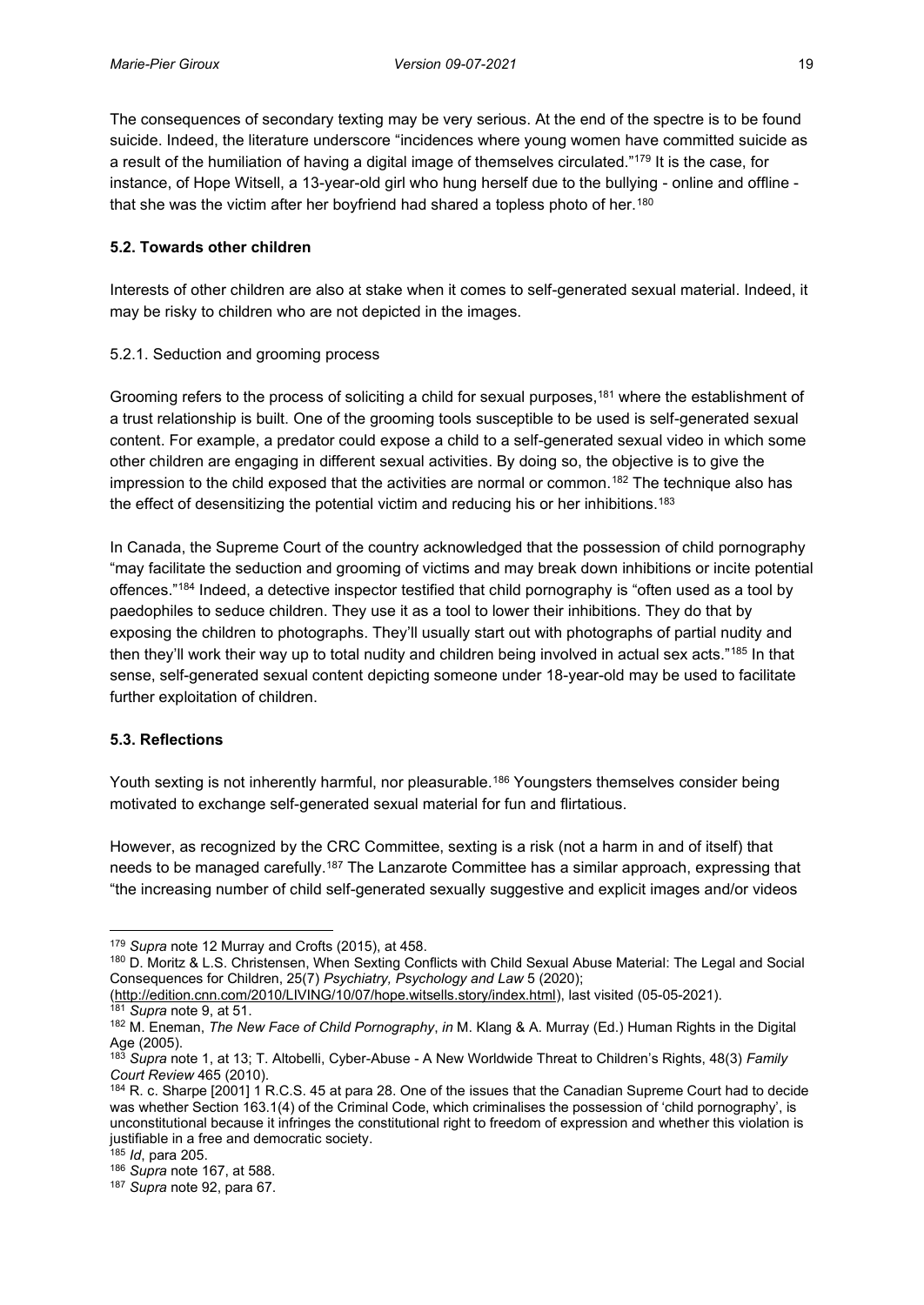The consequences of secondary texting may be very serious. At the end of the spectre is to be found suicide. Indeed, the literature underscore "incidences where young women have committed suicide as a result of the humiliation of having a digital image of themselves circulated."[179] It is the case, for instance, of Hope Witsell, a 13-year-old girl who hung herself due to the bullying - online and offline - that she was the victim after her boyfriend had shared a topless photo of her.[180]

### 5.2. Towards other children

Interests of other children are also at stake when it comes to self-generated sexual material. Indeed, it may be risky to children who are not depicted in the images.

#### 5.2.1. Seduction and grooming process

Grooming refers to the process of soliciting a child for sexual purposes,[181] where the establishment of a trust relationship is built. One of the grooming tools susceptible to be used is self-generated sexual content. For example, a predator could expose a child to a self-generated sexual video in which some other children are engaging in different sexual activities. By doing so, the objective is to give the impression to the child exposed that the activities are normal or common.[182] The technique also has the effect of desensitizing the potential victim and reducing his or her inhibitions.[183]

In Canada, the Supreme Court of the country acknowledged that the possession of child pornography "may facilitate the seduction and grooming of victims and may break down inhibitions or incite potential offences."[184] Indeed, a detective inspector testified that child pornography is "often used as a tool by paedophiles to seduce children. They use it as a tool to lower their inhibitions. They do that by exposing the children to photographs. They'll usually start out with photographs of partial nudity and then they'll work their way up to total nudity and children being involved in actual sex acts."[185] In that sense, self-generated sexual content depicting someone under 18-year-old may be used to facilitate further exploitation of children.

### 5.3. Reflections

Youth sexting is not inherently harmful, nor pleasurable.[186] Youngsters themselves consider being motivated to exchange self-generated sexual material for fun and flirtatious.

However, as recognized by the CRC Committee, sexting is a risk (not a harm in and of itself) that needs to be managed carefully.[187] The Lanzarote Committee has a similar approach, expressing that "the increasing number of child self-generated sexually suggestive and explicit images and/or videos

---

[179] *Supra* note 12 Murray and Crofts (2015), at 458.

[180] D. Moritz & L.S. Christensen, When Sexting Conflicts with Child Sexual Abuse Material: The Legal and Social Consequences for Children, 25(7) *Psychiatry, Psychology and Law* 5 (2020); (http://edition.cnn.com/2010/LIVING/10/07/hope.witsells.story/index.html), last visited (05-05-2021).

[181] *Supra* note 9, at 51.

[182] M. Eneman, *The New Face of Child Pornography*, *in* M. Klang & A. Murray (Ed.) Human Rights in the Digital Age (2005).

[183] *Supra* note 1, at 13; T. Altobelli, Cyber-Abuse - A New Worldwide Threat to Children's Rights, 48(3) *Family Court Review* 465 (2010).

[184] R. c. Sharpe [2001] 1 R.C.S. 45 at para 28. One of the issues that the Canadian Supreme Court had to decide was whether Section 163.1(4) of the Criminal Code, which criminalises the possession of 'child pornography', is unconstitutional because it infringes the constitutional right to freedom of expression and whether this violation is justifiable in a free and democratic society.

[185] *Id*, para 205.

[186] *Supra* note 167, at 588.

[187] *Supra* note 92, para 67.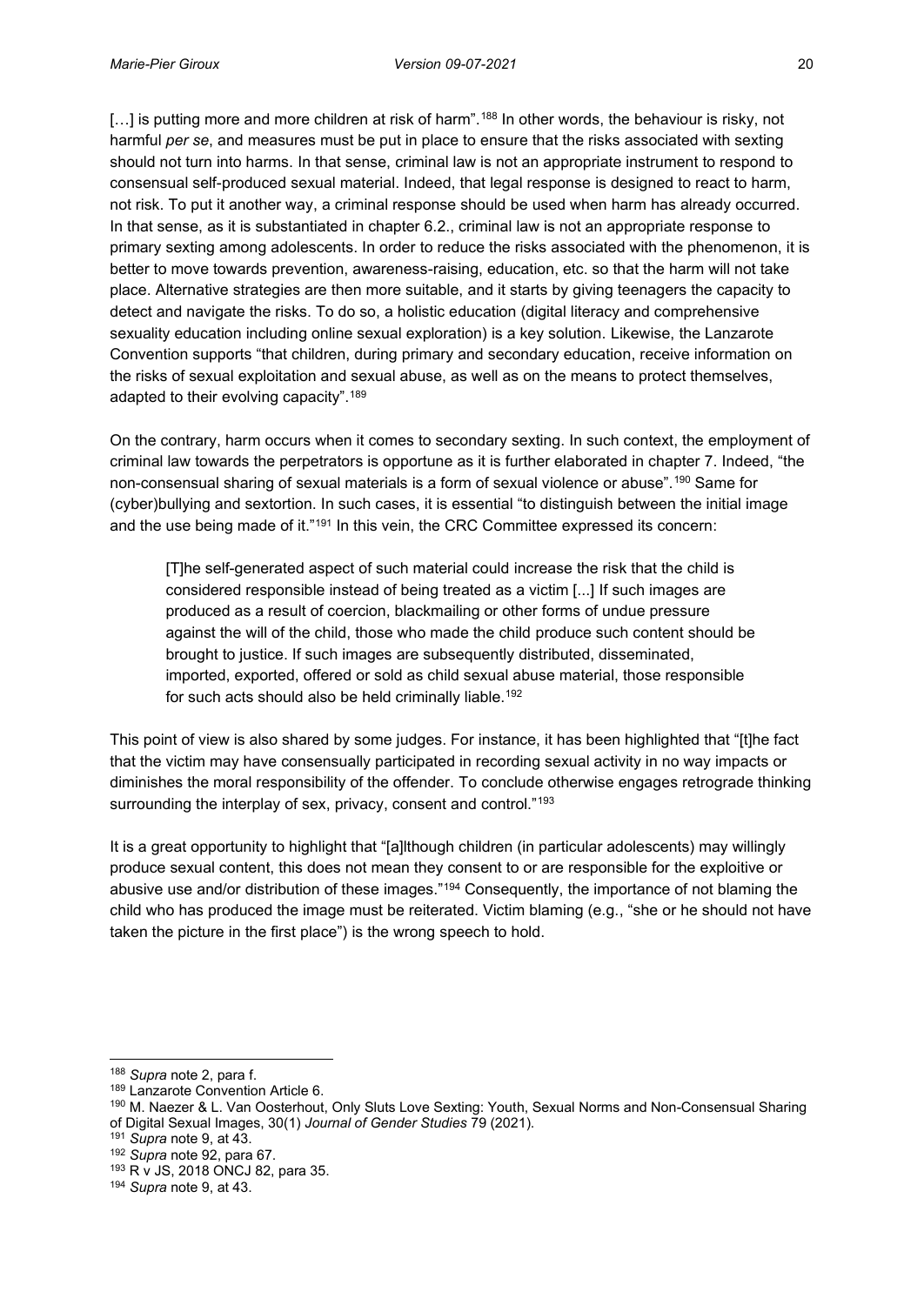[…] is putting more and more children at risk of harm".[188] In other words, the behaviour is risky, not harmful *per se*, and measures must be put in place to ensure that the risks associated with sexting should not turn into harms. In that sense, criminal law is not an appropriate instrument to respond to consensual self-produced sexual material. Indeed, that legal response is designed to react to harm, not risk. To put it another way, a criminal response should be used when harm has already occurred. In that sense, as it is substantiated in chapter 6.2., criminal law is not an appropriate response to primary sexting among adolescents. In order to reduce the risks associated with the phenomenon, it is better to move towards prevention, awareness-raising, education, etc. so that the harm will not take place. Alternative strategies are then more suitable, and it starts by giving teenagers the capacity to detect and navigate the risks. To do so, a holistic education (digital literacy and comprehensive sexuality education including online sexual exploration) is a key solution. Likewise, the Lanzarote Convention supports "that children, during primary and secondary education, receive information on the risks of sexual exploitation and sexual abuse, as well as on the means to protect themselves, adapted to their evolving capacity".[189]

On the contrary, harm occurs when it comes to secondary sexting. In such context, the employment of criminal law towards the perpetrators is opportune as it is further elaborated in chapter 7. Indeed, "the non-consensual sharing of sexual materials is a form of sexual violence or abuse".[190] Same for (cyber)bullying and sextortion. In such cases, it is essential "to distinguish between the initial image and the use being made of it."[191] In this vein, the CRC Committee expressed its concern:

> [T]he self-generated aspect of such material could increase the risk that the child is considered responsible instead of being treated as a victim [...] If such images are produced as a result of coercion, blackmailing or other forms of undue pressure against the will of the child, those who made the child produce such content should be brought to justice. If such images are subsequently distributed, disseminated, imported, exported, offered or sold as child sexual abuse material, those responsible for such acts should also be held criminally liable.[192]

This point of view is also shared by some judges. For instance, it has been highlighted that "[t]he fact that the victim may have consensually participated in recording sexual activity in no way impacts or diminishes the moral responsibility of the offender. To conclude otherwise engages retrograde thinking surrounding the interplay of sex, privacy, consent and control."[193]

It is a great opportunity to highlight that "[a]lthough children (in particular adolescents) may willingly produce sexual content, this does not mean they consent to or are responsible for the exploitive or abusive use and/or distribution of these images."[194] Consequently, the importance of not blaming the child who has produced the image must be reiterated. Victim blaming (e.g., "she or he should not have taken the picture in the first place") is the wrong speech to hold.

---

[188] *Supra* note 2, para f.

[189] Lanzarote Convention Article 6.

[190] M. Naezer & L. Van Oosterhout, Only Sluts Love Sexting: Youth, Sexual Norms and Non-Consensual Sharing of Digital Sexual Images, 30(1) *Journal of Gender Studies* 79 (2021).

[191] *Supra* note 9, at 43.

[192] *Supra* note 92, para 67.

[193] R v JS, 2018 ONCJ 82, para 35.

[194] *Supra* note 9, at 43.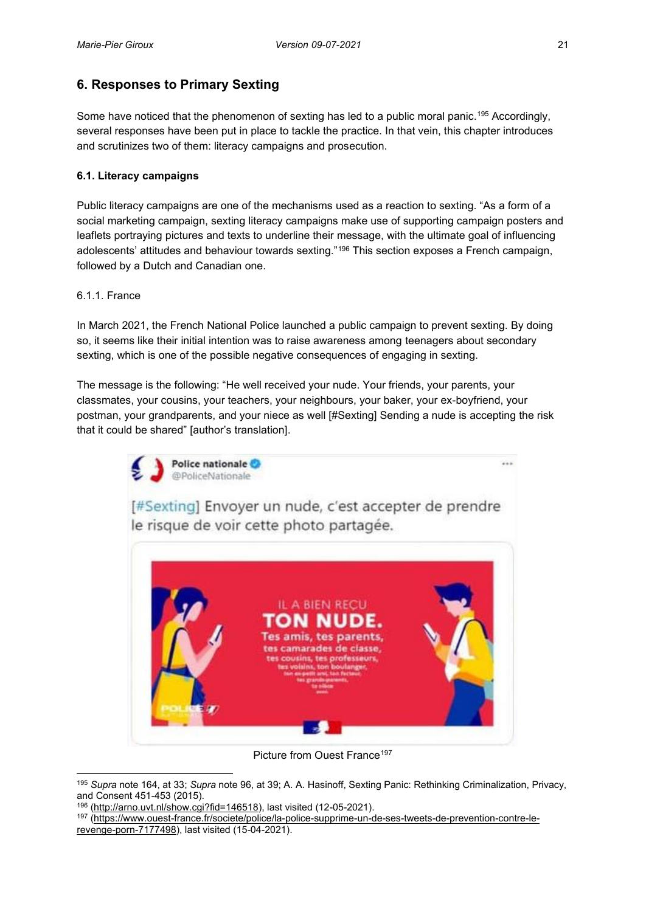## 6. Responses to Primary Sexting

Some have noticed that the phenomenon of sexting has led to a public moral panic.[195] Accordingly, several responses have been put in place to tackle the practice. In that vein, this chapter introduces and scrutinizes two of them: literacy campaigns and prosecution.

### 6.1. Literacy campaigns

Public literacy campaigns are one of the mechanisms used as a reaction to sexting. "As a form of a social marketing campaign, sexting literacy campaigns make use of supporting campaign posters and leaflets portraying pictures and texts to underline their message, with the ultimate goal of influencing adolescents' attitudes and behaviour towards sexting."[196] This section exposes a French campaign, followed by a Dutch and Canadian one.

6.1.1. France

In March 2021, the French National Police launched a public campaign to prevent sexting. By doing so, it seems like their initial intention was to raise awareness among teenagers about secondary sexting, which is one of the possible negative consequences of engaging in sexting.

The message is the following: "He well received your nude. Your friends, your parents, your classmates, your cousins, your teachers, your neighbours, your baker, your ex-boyfriend, your postman, your grandparents, and your niece as well [#Sexting] Sending a nude is accepting the risk that it could be shared" [author's translation].

Picture from Ouest France[197]

---

[195] *Supra* note 164, at 33; *Supra* note 96, at 39; A. A. Hasinoff, Sexting Panic: Rethinking Criminalization, Privacy, and Consent 451-453 (2015).

[196] (http://arno.uvt.nl/show.cgi?fid=146518), last visited (12-05-2021).

[197] (https://www.ouest-france.fr/societe/police/la-police-supprime-un-de-ses-tweets-de-prevention-contre-le-revenge-porn-7177498), last visited (15-04-2021).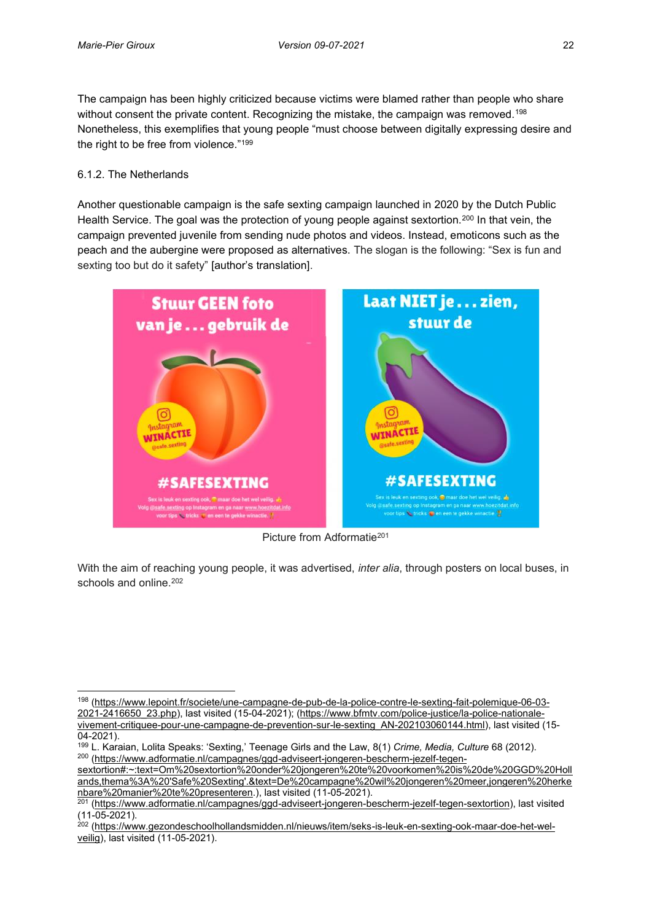The campaign has been highly criticized because victims were blamed rather than people who share without consent the private content. Recognizing the mistake, the campaign was removed.[198] Nonetheless, this exemplifies that young people "must choose between digitally expressing desire and the right to be free from violence."[199]

6.1.2. The Netherlands

Another questionable campaign is the safe sexting campaign launched in 2020 by the Dutch Public Health Service. The goal was the protection of young people against sextortion.[200] In that vein, the campaign prevented juvenile from sending nude photos and videos. Instead, emoticons such as the peach and the aubergine were proposed as alternatives. The slogan is the following: "Sex is fun and sexting too but do it safety" [author's translation].

Picture from Adformatie[201]

With the aim of reaching young people, it was advertised, *inter alia*, through posters on local buses, in schools and online.[202]

---

[198] (https://www.lepoint.fr/societe/une-campagne-de-pub-de-la-police-contre-le-sexting-fait-polemique-06-03-2021-2416650_23.php), last visited (15-04-2021); (https://www.bfmtv.com/police-justice/la-police-nationale-vivement-critiquee-pour-une-campagne-de-prevention-sur-le-sexting_AN-202103060144.html), last visited (15-04-2021).

[199] L. Karaian, Lolita Speaks: 'Sexting,' Teenage Girls and the Law, 8(1) *Crime, Media, Culture* 68 (2012).

[200] (https://www.adformatie.nl/campagnes/ggd-adviseert-jongeren-bescherm-jezelf-tegen-sextortion#:~:text=Om%20sextortion%20onder%20jongeren%20te%20voorkomen%20is%20de%20GGD%20Hollands,thema%3A%20'Safe%20Sexting'.&text=De%20campagne%20wil%20jongeren%20meer,jongeren%20herkenbare%20manier%20te%20presenteren.), last visited (11-05-2021).

[201] (https://www.adformatie.nl/campagnes/ggd-adviseert-jongeren-bescherm-jezelf-tegen-sextortion), last visited (11-05-2021).

[202] (https://www.gezondeschoolhollandsmidden.nl/nieuws/item/seks-is-leuk-en-sexting-ook-maar-doe-het-wel-veilig), last visited (11-05-2021).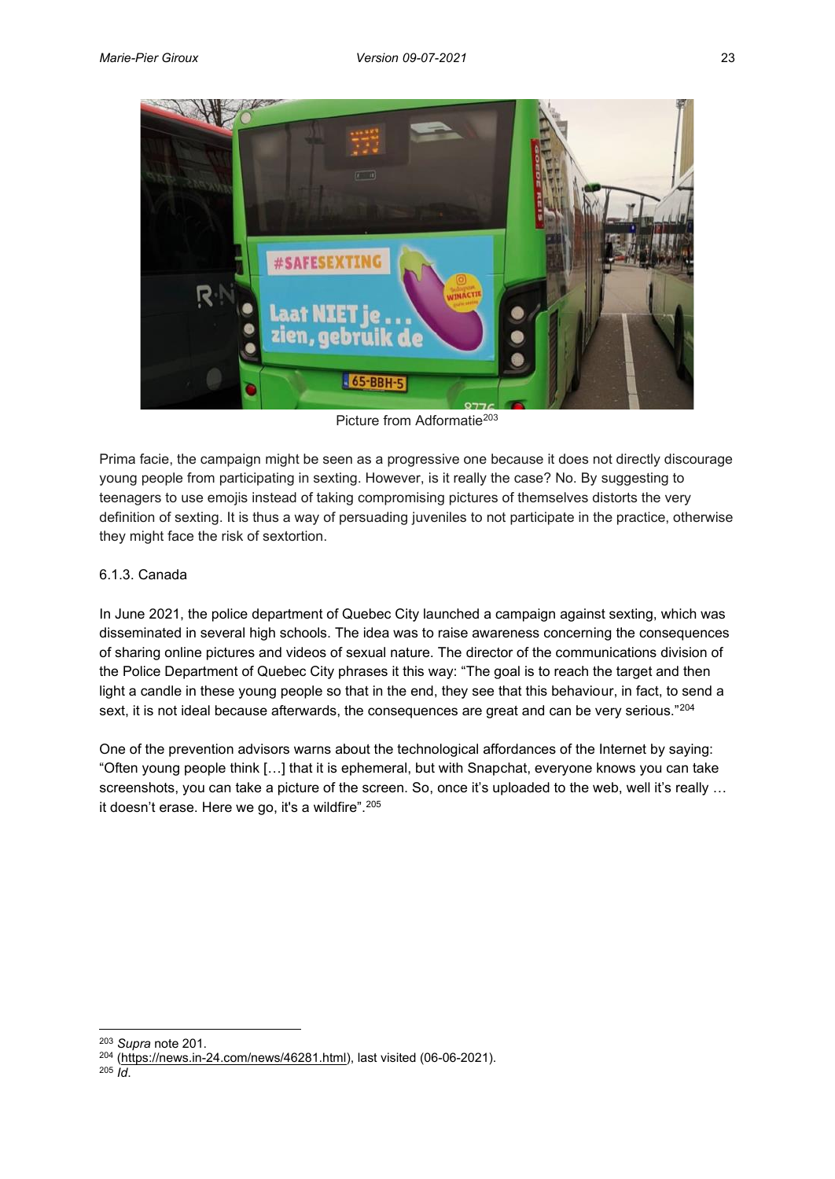Picture from Adformatie[203]

Prima facie, the campaign might be seen as a progressive one because it does not directly discourage young people from participating in sexting. However, is it really the case? No. By suggesting to teenagers to use emojis instead of taking compromising pictures of themselves distorts the very definition of sexting. It is thus a way of persuading juveniles to not participate in the practice, otherwise they might face the risk of sextortion.

### 6.1.3. Canada

In June 2021, the police department of Quebec City launched a campaign against sexting, which was disseminated in several high schools. The idea was to raise awareness concerning the consequences of sharing online pictures and videos of sexual nature. The director of the communications division of the Police Department of Quebec City phrases it this way: "The goal is to reach the target and then light a candle in these young people so that in the end, they see that this behaviour, in fact, to send a sext, it is not ideal because afterwards, the consequences are great and can be very serious."[204]

One of the prevention advisors warns about the technological affordances of the Internet by saying: "Often young people think […] that it is ephemeral, but with Snapchat, everyone knows you can take screenshots, you can take a picture of the screen. So, once it's uploaded to the web, well it's really … it doesn't erase. Here we go, it's a wildfire".[205]

---

[203] *Supra* note 201.

[204] (https://news.in-24.com/news/46281.html), last visited (06-06-2021).

[205] *Id*.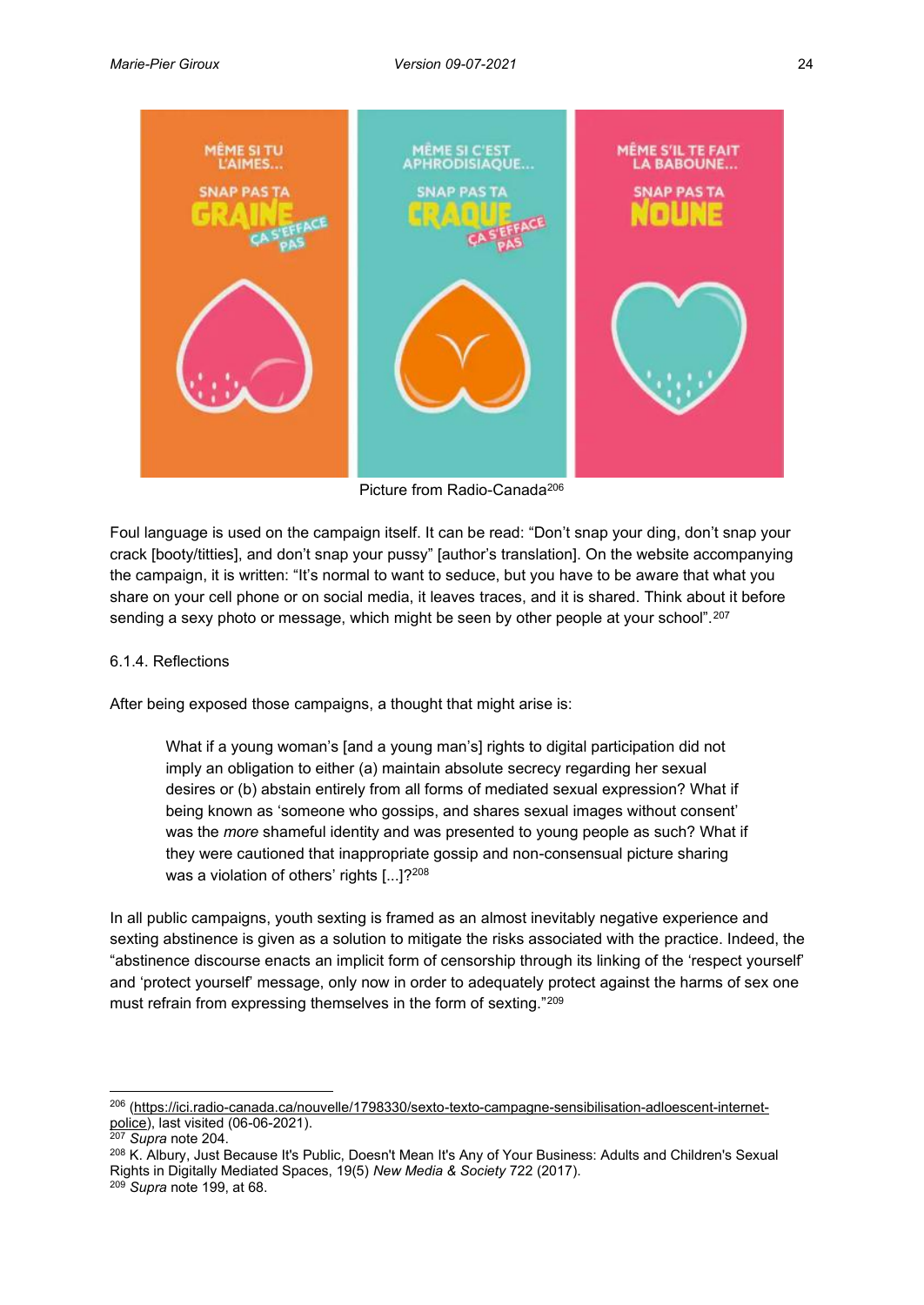Picture from Radio-Canada[206]

Foul language is used on the campaign itself. It can be read: "Don't snap your ding, don't snap your crack [booty/titties], and don't snap your pussy" [author's translation]. On the website accompanying the campaign, it is written: "It's normal to want to seduce, but you have to be aware that what you share on your cell phone or on social media, it leaves traces, and it is shared. Think about it before sending a sexy photo or message, which might be seen by other people at your school".[207]

6.1.4. Reflections

After being exposed those campaigns, a thought that might arise is:

> What if a young woman's [and a young man's] rights to digital participation did not imply an obligation to either (a) maintain absolute secrecy regarding her sexual desires or (b) abstain entirely from all forms of mediated sexual expression? What if being known as 'someone who gossips, and shares sexual images without consent' was the *more* shameful identity and was presented to young people as such? What if they were cautioned that inappropriate gossip and non-consensual picture sharing was a violation of others' rights [...]?[208]

In all public campaigns, youth sexting is framed as an almost inevitably negative experience and sexting abstinence is given as a solution to mitigate the risks associated with the practice. Indeed, the "abstinence discourse enacts an implicit form of censorship through its linking of the 'respect yourself' and 'protect yourself' message, only now in order to adequately protect against the harms of sex one must refrain from expressing themselves in the form of sexting."[209]

---

[206] (https://ici.radio-canada.ca/nouvelle/1798330/sexto-texto-campagne-sensibilisation-adloescent-internet-police), last visited (06-06-2021).

[207] *Supra* note 204.

[208] K. Albury, Just Because It's Public, Doesn't Mean It's Any of Your Business: Adults and Children's Sexual Rights in Digitally Mediated Spaces, 19(5) *New Media & Society* 722 (2017).

[209] *Supra* note 199, at 68.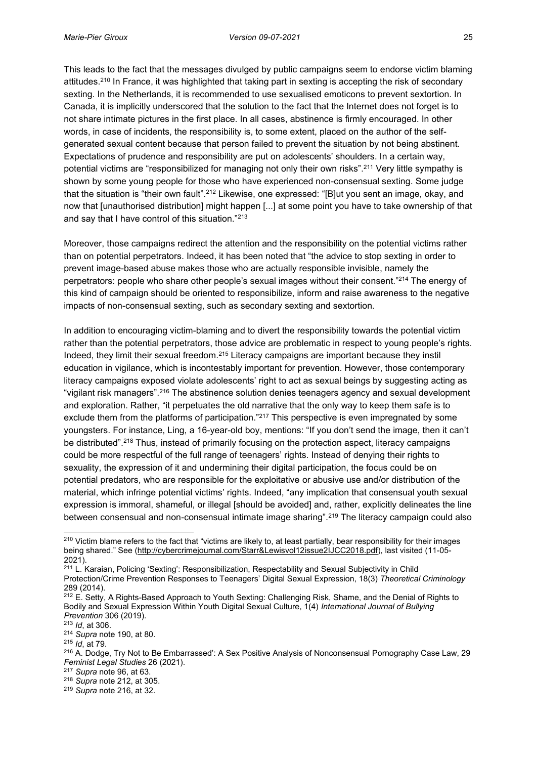This leads to the fact that the messages divulged by public campaigns seem to endorse victim blaming attitudes.[210] In France, it was highlighted that taking part in sexting is accepting the risk of secondary sexting. In the Netherlands, it is recommended to use sexualised emoticons to prevent sextortion. In Canada, it is implicitly underscored that the solution to the fact that the Internet does not forget is to not share intimate pictures in the first place. In all cases, abstinence is firmly encouraged. In other words, in case of incidents, the responsibility is, to some extent, placed on the author of the self-generated sexual content because that person failed to prevent the situation by not being abstinent. Expectations of prudence and responsibility are put on adolescents' shoulders. In a certain way, potential victims are "responsibilized for managing not only their own risks".[211] Very little sympathy is shown by some young people for those who have experienced non-consensual sexting. Some judge that the situation is "their own fault".[212] Likewise, one expressed: "[B]ut you sent an image, okay, and now that [unauthorised distribution] might happen [...] at some point you have to take ownership of that and say that I have control of this situation."[213]

Moreover, those campaigns redirect the attention and the responsibility on the potential victims rather than on potential perpetrators. Indeed, it has been noted that "the advice to stop sexting in order to prevent image-based abuse makes those who are actually responsible invisible, namely the perpetrators: people who share other people's sexual images without their consent."[214] The energy of this kind of campaign should be oriented to responsibilize, inform and raise awareness to the negative impacts of non-consensual sexting, such as secondary sexting and sextortion.

In addition to encouraging victim-blaming and to divert the responsibility towards the potential victim rather than the potential perpetrators, those advice are problematic in respect to young people's rights. Indeed, they limit their sexual freedom.[215] Literacy campaigns are important because they instil education in vigilance, which is incontestably important for prevention. However, those contemporary literacy campaigns exposed violate adolescents' right to act as sexual beings by suggesting acting as "vigilant risk managers".[216] The abstinence solution denies teenagers agency and sexual development and exploration. Rather, "it perpetuates the old narrative that the only way to keep them safe is to exclude them from the platforms of participation."[217] This perspective is even impregnated by some youngsters. For instance, Ling, a 16-year-old boy, mentions: "If you don't send the image, then it can't be distributed".[218] Thus, instead of primarily focusing on the protection aspect, literacy campaigns could be more respectful of the full range of teenagers' rights. Instead of denying their rights to sexuality, the expression of it and undermining their digital participation, the focus could be on potential predators, who are responsible for the exploitative or abusive use and/or distribution of the material, which infringe potential victims' rights. Indeed, "any implication that consensual youth sexual expression is immoral, shameful, or illegal [should be avoided] and, rather, explicitly delineates the line between consensual and non-consensual intimate image sharing".[219] The literacy campaign could also

---

[210] Victim blame refers to the fact that "victims are likely to, at least partially, bear responsibility for their images being shared." See (http://cybercrimejournal.com/Starr&Lewisvol12issue2IJCC2018.pdf), last visited (11-05-2021).

[211] L. Karaian, Policing 'Sexting': Responsibilization, Respectability and Sexual Subjectivity in Child Protection/Crime Prevention Responses to Teenagers' Digital Sexual Expression, 18(3) *Theoretical Criminology* 289 (2014).

[212] E. Setty, A Rights-Based Approach to Youth Sexting: Challenging Risk, Shame, and the Denial of Rights to Bodily and Sexual Expression Within Youth Digital Sexual Culture, 1(4) *International Journal of Bullying Prevention* 306 (2019).

[213] *Id*, at 306.

[214] *Supra* note 190, at 80.

[215] *Id*, at 79.

[216] A. Dodge, Try Not to Be Embarrassed': A Sex Positive Analysis of Nonconsensual Pornography Case Law, 29 *Feminist Legal Studies* 26 (2021).

[217] *Supra* note 96, at 63.

[218] *Supra* note 212, at 305.

[219] *Supra* note 216, at 32.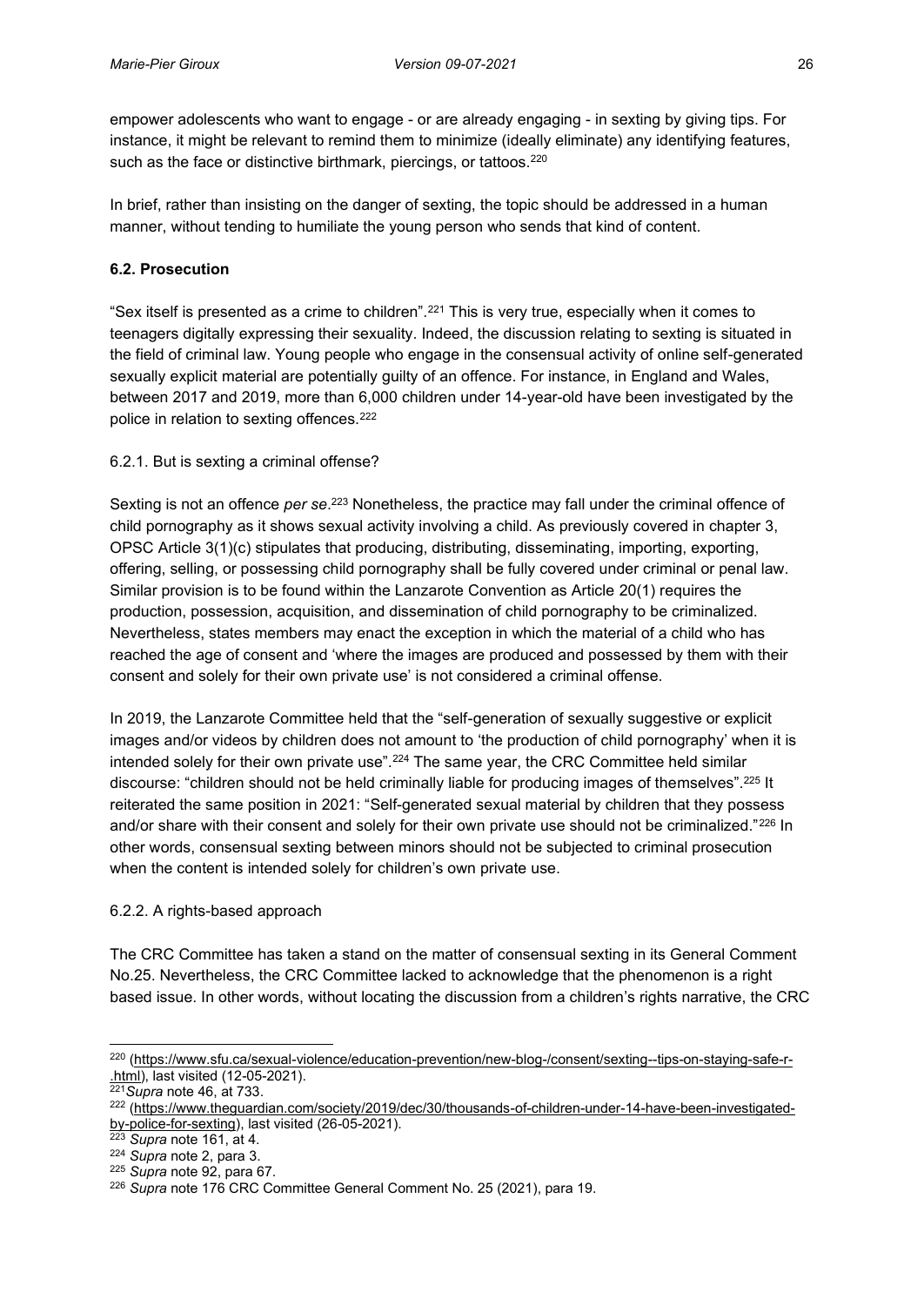empower adolescents who want to engage - or are already engaging - in sexting by giving tips. For instance, it might be relevant to remind them to minimize (ideally eliminate) any identifying features, such as the face or distinctive birthmark, piercings, or tattoos.[220]

In brief, rather than insisting on the danger of sexting, the topic should be addressed in a human manner, without tending to humiliate the young person who sends that kind of content.

### 6.2. Prosecution

"Sex itself is presented as a crime to children".[221] This is very true, especially when it comes to teenagers digitally expressing their sexuality. Indeed, the discussion relating to sexting is situated in the field of criminal law. Young people who engage in the consensual activity of online self-generated sexually explicit material are potentially guilty of an offence. For instance, in England and Wales, between 2017 and 2019, more than 6,000 children under 14-year-old have been investigated by the police in relation to sexting offences.[222]

#### 6.2.1. But is sexting a criminal offense?

Sexting is not an offence *per se*.[223] Nonetheless, the practice may fall under the criminal offence of child pornography as it shows sexual activity involving a child. As previously covered in chapter 3, OPSC Article 3(1)(c) stipulates that producing, distributing, disseminating, importing, exporting, offering, selling, or possessing child pornography shall be fully covered under criminal or penal law. Similar provision is to be found within the Lanzarote Convention as Article 20(1) requires the production, possession, acquisition, and dissemination of child pornography to be criminalized. Nevertheless, states members may enact the exception in which the material of a child who has reached the age of consent and 'where the images are produced and possessed by them with their consent and solely for their own private use' is not considered a criminal offense.

In 2019, the Lanzarote Committee held that the "self-generation of sexually suggestive or explicit images and/or videos by children does not amount to 'the production of child pornography' when it is intended solely for their own private use".[224] The same year, the CRC Committee held similar discourse: "children should not be held criminally liable for producing images of themselves".[225] It reiterated the same position in 2021: "Self-generated sexual material by children that they possess and/or share with their consent and solely for their own private use should not be criminalized."[226] In other words, consensual sexting between minors should not be subjected to criminal prosecution when the content is intended solely for children's own private use.

#### 6.2.2. A rights-based approach

The CRC Committee has taken a stand on the matter of consensual sexting in its General Comment No.25. Nevertheless, the CRC Committee lacked to acknowledge that the phenomenon is a right based issue. In other words, without locating the discussion from a children's rights narrative, the CRC

---

[220] (https://www.sfu.ca/sexual-violence/education-prevention/new-blog-/consent/sexting--tips-on-staying-safe-r-.html), last visited (12-05-2021).

[221] *Supra* note 46, at 733.

[222] (https://www.theguardian.com/society/2019/dec/30/thousands-of-children-under-14-have-been-investigated-by-police-for-sexting), last visited (26-05-2021).

[223] *Supra* note 161, at 4.

[224] *Supra* note 2, para 3.

[225] *Supra* note 92, para 67.

[226] *Supra* note 176 CRC Committee General Comment No. 25 (2021), para 19.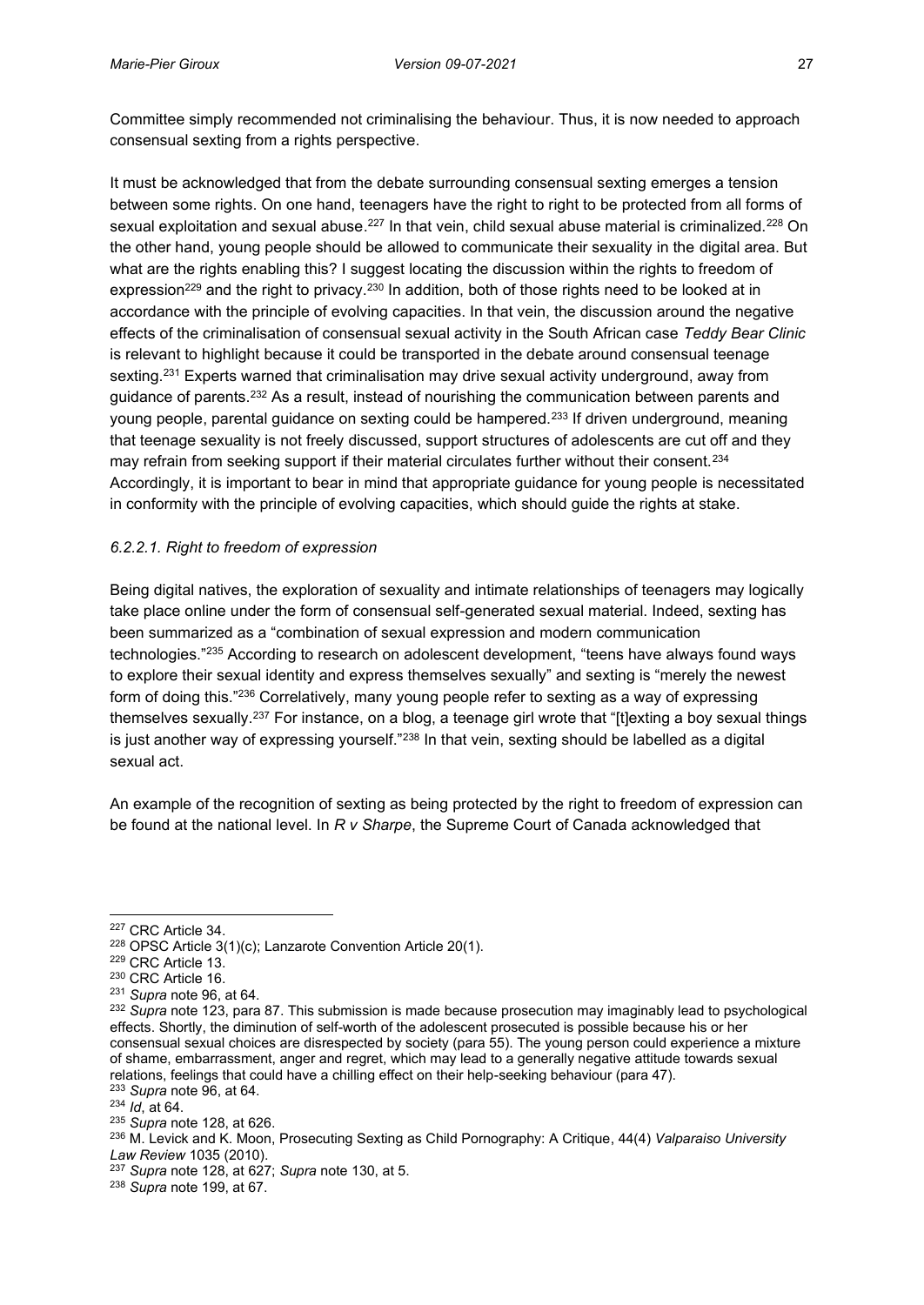Committee simply recommended not criminalising the behaviour. Thus, it is now needed to approach consensual sexting from a rights perspective.

It must be acknowledged that from the debate surrounding consensual sexting emerges a tension between some rights. On one hand, teenagers have the right to right to be protected from all forms of sexual exploitation and sexual abuse.[227] In that vein, child sexual abuse material is criminalized.[228] On the other hand, young people should be allowed to communicate their sexuality in the digital area. But what are the rights enabling this? I suggest locating the discussion within the rights to freedom of expression[229] and the right to privacy.[230] In addition, both of those rights need to be looked at in accordance with the principle of evolving capacities. In that vein, the discussion around the negative effects of the criminalisation of consensual sexual activity in the South African case *Teddy Bear Clinic* is relevant to highlight because it could be transported in the debate around consensual teenage sexting.[231] Experts warned that criminalisation may drive sexual activity underground, away from guidance of parents.[232] As a result, instead of nourishing the communication between parents and young people, parental guidance on sexting could be hampered.[233] If driven underground, meaning that teenage sexuality is not freely discussed, support structures of adolescents are cut off and they may refrain from seeking support if their material circulates further without their consent.[234] Accordingly, it is important to bear in mind that appropriate guidance for young people is necessitated in conformity with the principle of evolving capacities, which should guide the rights at stake.

#### *6.2.2.1. Right to freedom of expression*

Being digital natives, the exploration of sexuality and intimate relationships of teenagers may logically take place online under the form of consensual self-generated sexual material. Indeed, sexting has been summarized as a "combination of sexual expression and modern communication technologies."[235] According to research on adolescent development, "teens have always found ways to explore their sexual identity and express themselves sexually" and sexting is "merely the newest form of doing this."[236] Correlatively, many young people refer to sexting as a way of expressing themselves sexually.[237] For instance, on a blog, a teenage girl wrote that "[t]exting a boy sexual things is just another way of expressing yourself."[238] In that vein, sexting should be labelled as a digital sexual act.

An example of the recognition of sexting as being protected by the right to freedom of expression can be found at the national level. In *R v Sharpe*, the Supreme Court of Canada acknowledged that

---

[227] CRC Article 34.

[228] OPSC Article 3(1)(c); Lanzarote Convention Article 20(1).

[229] CRC Article 13.

[230] CRC Article 16.

[231] *Supra* note 96, at 64.

[232] *Supra* note 123, para 87. This submission is made because prosecution may imaginably lead to psychological effects. Shortly, the diminution of self-worth of the adolescent prosecuted is possible because his or her consensual sexual choices are disrespected by society (para 55). The young person could experience a mixture of shame, embarrassment, anger and regret, which may lead to a generally negative attitude towards sexual relations, feelings that could have a chilling effect on their help-seeking behaviour (para 47).

[233] *Supra* note 96, at 64.

[234] *Id*, at 64.

[235] *Supra* note 128, at 626.

[236] M. Levick and K. Moon, Prosecuting Sexting as Child Pornography: A Critique, 44(4) *Valparaiso University Law Review* 1035 (2010).

[237] *Supra* note 128, at 627; *Supra* note 130, at 5.

[238] *Supra* note 199, at 67.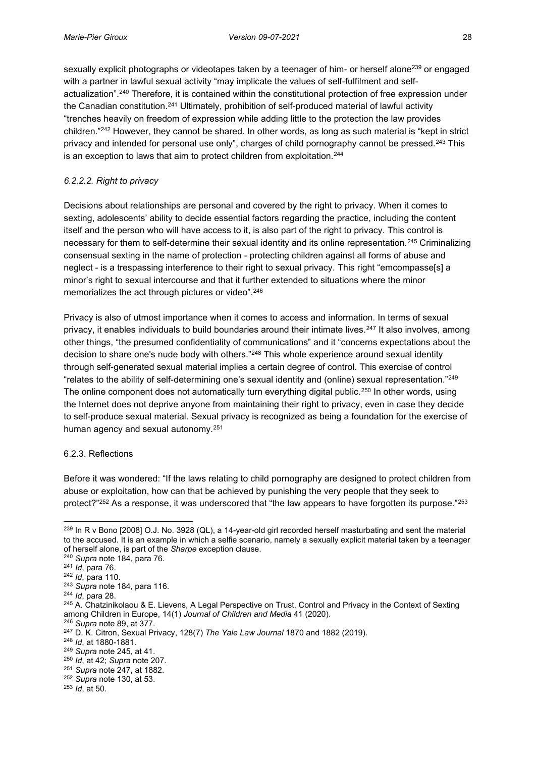sexually explicit photographs or videotapes taken by a teenager of him- or herself alone[239] or engaged with a partner in lawful sexual activity "may implicate the values of self-fulfilment and self-actualization".[240] Therefore, it is contained within the constitutional protection of free expression under the Canadian constitution.[241] Ultimately, prohibition of self-produced material of lawful activity "trenches heavily on freedom of expression while adding little to the protection the law provides children."[242] However, they cannot be shared. In other words, as long as such material is "kept in strict privacy and intended for personal use only", charges of child pornography cannot be pressed.[243] This is an exception to laws that aim to protect children from exploitation.[244]

#### *6.2.2.2. Right to privacy*

Decisions about relationships are personal and covered by the right to privacy. When it comes to sexting, adolescents' ability to decide essential factors regarding the practice, including the content itself and the person who will have access to it, is also part of the right to privacy. This control is necessary for them to self-determine their sexual identity and its online representation.[245] Criminalizing consensual sexting in the name of protection - protecting children against all forms of abuse and neglect - is a trespassing interference to their right to sexual privacy. This right "emcompasse[s] a minor's right to sexual intercourse and that it further extended to situations where the minor memorializes the act through pictures or video".[246]

Privacy is also of utmost importance when it comes to access and information. In terms of sexual privacy, it enables individuals to build boundaries around their intimate lives.[247] It also involves, among other things, "the presumed confidentiality of communications" and it "concerns expectations about the decision to share one's nude body with others."[248] This whole experience around sexual identity through self-generated sexual material implies a certain degree of control. This exercise of control "relates to the ability of self-determining one's sexual identity and (online) sexual representation."[249] The online component does not automatically turn everything digital public.[250] In other words, using the Internet does not deprive anyone from maintaining their right to privacy, even in case they decide to self-produce sexual material. Sexual privacy is recognized as being a foundation for the exercise of human agency and sexual autonomy.[251]

### 6.2.3. Reflections

Before it was wondered: "If the laws relating to child pornography are designed to protect children from abuse or exploitation, how can that be achieved by punishing the very people that they seek to protect?"[252] As a response, it was underscored that "the law appears to have forgotten its purpose."[253]

---

[239] In R v Bono [2008] O.J. No. 3928 (QL), a 14-year-old girl recorded herself masturbating and sent the material to the accused. It is an example in which a selfie scenario, namely a sexually explicit material taken by a teenager of herself alone, is part of the *Sharpe* exception clause.

[240] *Supra* note 184, para 76.

[241] *Id*, para 76.

[242] *Id*, para 110.

[243] *Supra* note 184, para 116.

[244] *Id*, para 28.

[245] A. Chatzinikolaou & E. Lievens, A Legal Perspective on Trust, Control and Privacy in the Context of Sexting among Children in Europe, 14(1) *Journal of Children and Media* 41 (2020).

[246] *Supra* note 89, at 377.

[247] D. K. Citron, Sexual Privacy, 128(7) *The Yale Law Journal* 1870 and 1882 (2019).

[248] *Id*, at 1880-1881.

[249] *Supra* note 245, at 41.

[250] *Id*, at 42; *Supra* note 207.

[251] *Supra* note 247, at 1882.

[252] *Supra* note 130, at 53.

[253] *Id*, at 50.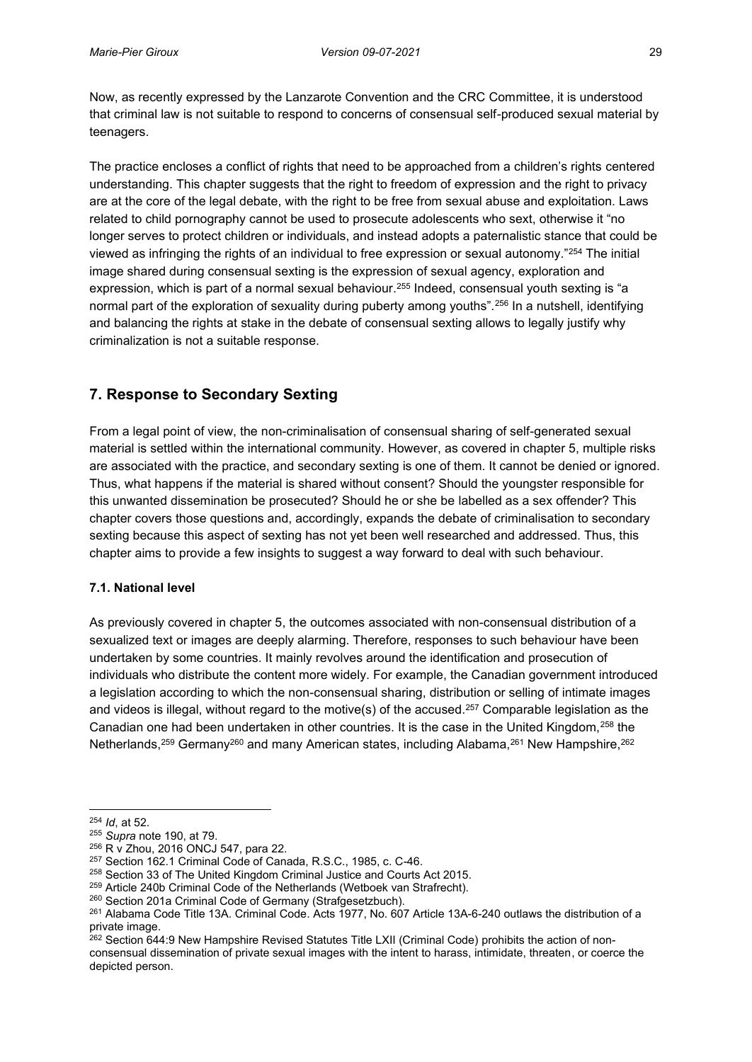Now, as recently expressed by the Lanzarote Convention and the CRC Committee, it is understood that criminal law is not suitable to respond to concerns of consensual self-produced sexual material by teenagers.

The practice encloses a conflict of rights that need to be approached from a children's rights centered understanding. This chapter suggests that the right to freedom of expression and the right to privacy are at the core of the legal debate, with the right to be free from sexual abuse and exploitation. Laws related to child pornography cannot be used to prosecute adolescents who sext, otherwise it "no longer serves to protect children or individuals, and instead adopts a paternalistic stance that could be viewed as infringing the rights of an individual to free expression or sexual autonomy."[254] The initial image shared during consensual sexting is the expression of sexual agency, exploration and expression, which is part of a normal sexual behaviour.[255] Indeed, consensual youth sexting is "a normal part of the exploration of sexuality during puberty among youths".[256] In a nutshell, identifying and balancing the rights at stake in the debate of consensual sexting allows to legally justify why criminalization is not a suitable response.

## 7. Response to Secondary Sexting

From a legal point of view, the non-criminalisation of consensual sharing of self-generated sexual material is settled within the international community. However, as covered in chapter 5, multiple risks are associated with the practice, and secondary sexting is one of them. It cannot be denied or ignored. Thus, what happens if the material is shared without consent? Should the youngster responsible for this unwanted dissemination be prosecuted? Should he or she be labelled as a sex offender? This chapter covers those questions and, accordingly, expands the debate of criminalisation to secondary sexting because this aspect of sexting has not yet been well researched and addressed. Thus, this chapter aims to provide a few insights to suggest a way forward to deal with such behaviour.

### 7.1. National level

As previously covered in chapter 5, the outcomes associated with non-consensual distribution of a sexualized text or images are deeply alarming. Therefore, responses to such behaviour have been undertaken by some countries. It mainly revolves around the identification and prosecution of individuals who distribute the content more widely. For example, the Canadian government introduced a legislation according to which the non-consensual sharing, distribution or selling of intimate images and videos is illegal, without regard to the motive(s) of the accused.[257] Comparable legislation as the Canadian one had been undertaken in other countries. It is the case in the United Kingdom,[258] the Netherlands,[259] Germany[260] and many American states, including Alabama,[261] New Hampshire,[262]

---

[254] *Id*, at 52.

[255] *Supra* note 190, at 79.

[256] R v Zhou, 2016 ONCJ 547, para 22.

[257] Section 162.1 Criminal Code of Canada, R.S.C., 1985, c. C-46.

[258] Section 33 of The United Kingdom Criminal Justice and Courts Act 2015.

[259] Article 240b Criminal Code of the Netherlands (Wetboek van Strafrecht).

[260] Section 201a Criminal Code of Germany (Strafgesetzbuch).

[261] Alabama Code Title 13A. Criminal Code. Acts 1977, No. 607 Article 13A-6-240 outlaws the distribution of a private image.

[262] Section 644:9 New Hampshire Revised Statutes Title LXII (Criminal Code) prohibits the action of non-consensual dissemination of private sexual images with the intent to harass, intimidate, threaten, or coerce the depicted person.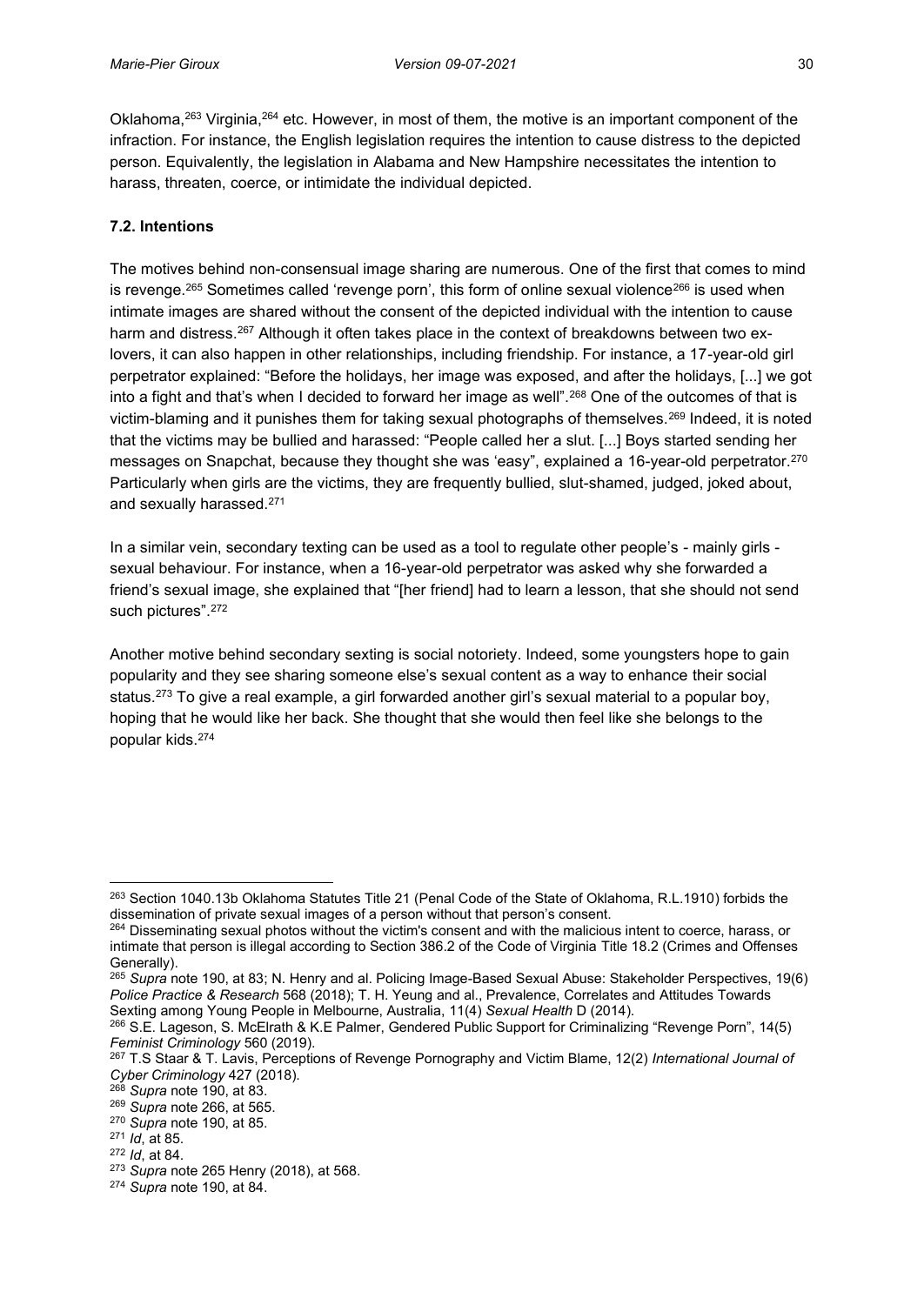Oklahoma,[263] Virginia,[264] etc. However, in most of them, the motive is an important component of the infraction. For instance, the English legislation requires the intention to cause distress to the depicted person. Equivalently, the legislation in Alabama and New Hampshire necessitates the intention to harass, threaten, coerce, or intimidate the individual depicted.

### 7.2. Intentions

The motives behind non-consensual image sharing are numerous. One of the first that comes to mind is revenge.[265] Sometimes called 'revenge porn', this form of online sexual violence[266] is used when intimate images are shared without the consent of the depicted individual with the intention to cause harm and distress.[267] Although it often takes place in the context of breakdowns between two ex-lovers, it can also happen in other relationships, including friendship. For instance, a 17-year-old girl perpetrator explained: "Before the holidays, her image was exposed, and after the holidays, [...] we got into a fight and that's when I decided to forward her image as well".[268] One of the outcomes of that is victim-blaming and it punishes them for taking sexual photographs of themselves.[269] Indeed, it is noted that the victims may be bullied and harassed: "People called her a slut. [...] Boys started sending her messages on Snapchat, because they thought she was 'easy", explained a 16-year-old perpetrator.[270] Particularly when girls are the victims, they are frequently bullied, slut-shamed, judged, joked about, and sexually harassed.[271]

In a similar vein, secondary texting can be used as a tool to regulate other people's - mainly girls - sexual behaviour. For instance, when a 16-year-old perpetrator was asked why she forwarded a friend's sexual image, she explained that "[her friend] had to learn a lesson, that she should not send such pictures".[272]

Another motive behind secondary sexting is social notoriety. Indeed, some youngsters hope to gain popularity and they see sharing someone else's sexual content as a way to enhance their social status.[273] To give a real example, a girl forwarded another girl's sexual material to a popular boy, hoping that he would like her back. She thought that she would then feel like she belongs to the popular kids.[274]

---

[263] Section 1040.13b Oklahoma Statutes Title 21 (Penal Code of the State of Oklahoma, R.L.1910) forbids the dissemination of private sexual images of a person without that person's consent.

[264] Disseminating sexual photos without the victim's consent and with the malicious intent to coerce, harass, or intimate that person is illegal according to Section 386.2 of the Code of Virginia Title 18.2 (Crimes and Offenses Generally).

[265] *Supra* note 190, at 83; N. Henry and al. Policing Image-Based Sexual Abuse: Stakeholder Perspectives, 19(6) *Police Practice & Research* 568 (2018); T. H. Yeung and al., Prevalence, Correlates and Attitudes Towards Sexting among Young People in Melbourne, Australia, 11(4) *Sexual Health* D (2014).

[266] S.E. Lageson, S. McElrath & K.E Palmer, Gendered Public Support for Criminalizing "Revenge Porn", 14(5) *Feminist Criminology* 560 (2019).

[267] T.S Staar & T. Lavis, Perceptions of Revenge Pornography and Victim Blame, 12(2) *International Journal of Cyber Criminology* 427 (2018).

[268] *Supra* note 190, at 83.

[269] *Supra* note 266, at 565.

[270] *Supra* note 190, at 85.

[271] *Id*, at 85.

[272] *Id*, at 84.

[273] *Supra* note 265 Henry (2018), at 568.

[274] *Supra* note 190, at 84.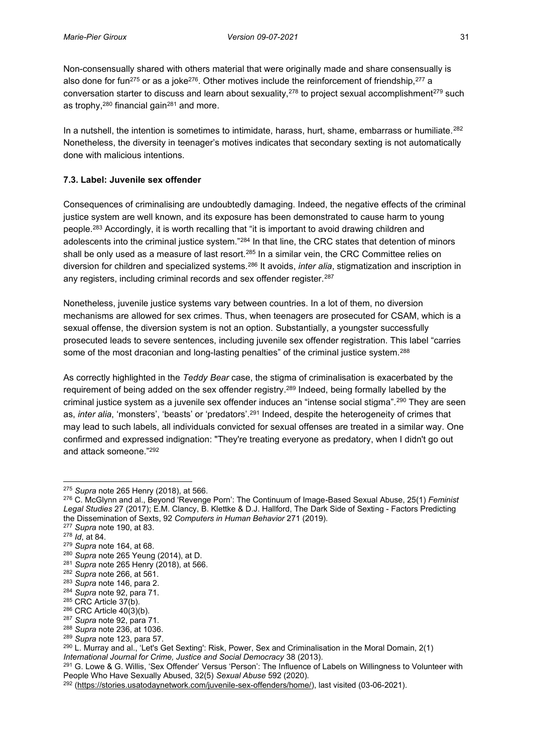Non-consensually shared with others material that were originally made and share consensually is also done for fun[275] or as a joke[276]. Other motives include the reinforcement of friendship,[277] a conversation starter to discuss and learn about sexuality,[278] to project sexual accomplishment[279] such as trophy,[280] financial gain[281] and more.

In a nutshell, the intention is sometimes to intimidate, harass, hurt, shame, embarrass or humiliate.[282] Nonetheless, the diversity in teenager's motives indicates that secondary sexting is not automatically done with malicious intentions.

### 7.3. Label: Juvenile sex offender

Consequences of criminalising are undoubtedly damaging. Indeed, the negative effects of the criminal justice system are well known, and its exposure has been demonstrated to cause harm to young people.[283] Accordingly, it is worth recalling that "it is important to avoid drawing children and adolescents into the criminal justice system."[284] In that line, the CRC states that detention of minors shall be only used as a measure of last resort.[285] In a similar vein, the CRC Committee relies on diversion for children and specialized systems.[286] It avoids, *inter alia*, stigmatization and inscription in any registers, including criminal records and sex offender register.[287]

Nonetheless, juvenile justice systems vary between countries. In a lot of them, no diversion mechanisms are allowed for sex crimes. Thus, when teenagers are prosecuted for CSAM, which is a sexual offense, the diversion system is not an option. Substantially, a youngster successfully prosecuted leads to severe sentences, including juvenile sex offender registration. This label "carries some of the most draconian and long-lasting penalties" of the criminal justice system.[288]

As correctly highlighted in the *Teddy Bear* case, the stigma of criminalisation is exacerbated by the requirement of being added on the sex offender registry.[289] Indeed, being formally labelled by the criminal justice system as a juvenile sex offender induces an "intense social stigma".[290] They are seen as, *inter alia*, 'monsters', 'beasts' or 'predators'.[291] Indeed, despite the heterogeneity of crimes that may lead to such labels, all individuals convicted for sexual offenses are treated in a similar way. One confirmed and expressed indignation: "They're treating everyone as predatory, when I didn't go out and attack someone."[292]

---

[275] *Supra* note 265 Henry (2018), at 566.
[276] C. McGlynn and al., Beyond 'Revenge Porn': The Continuum of Image-Based Sexual Abuse, 25(1) *Feminist Legal Studies* 27 (2017); E.M. Clancy, B. Klettke & D.J. Hallford, The Dark Side of Sexting - Factors Predicting the Dissemination of Sexts, 92 *Computers in Human Behavior* 271 (2019).
[277] *Supra* note 190, at 83.
[278] *Id*, at 84.
[279] *Supra* note 164, at 68.
[280] *Supra* note 265 Yeung (2014), at D.
[281] *Supra* note 265 Henry (2018), at 566.
[282] *Supra* note 266, at 561.
[283] *Supra* note 146, para 2.
[284] *Supra* note 92, para 71.
[285] CRC Article 37(b).
[286] CRC Article 40(3)(b).
[287] *Supra* note 92, para 71.
[288] *Supra* note 236, at 1036.
[289] *Supra* note 123, para 57.
[290] L. Murray and al., 'Let's Get Sexting': Risk, Power, Sex and Criminalisation in the Moral Domain, 2(1) *International Journal for Crime, Justice and Social Democracy* 38 (2013).
[291] G. Lowe & G. Willis, 'Sex Offender' Versus 'Person': The Influence of Labels on Willingness to Volunteer with People Who Have Sexually Abused, 32(5) *Sexual Abuse* 592 (2020).
[292] (https://stories.usatodaynetwork.com/juvenile-sex-offenders/home/), last visited (03-06-2021).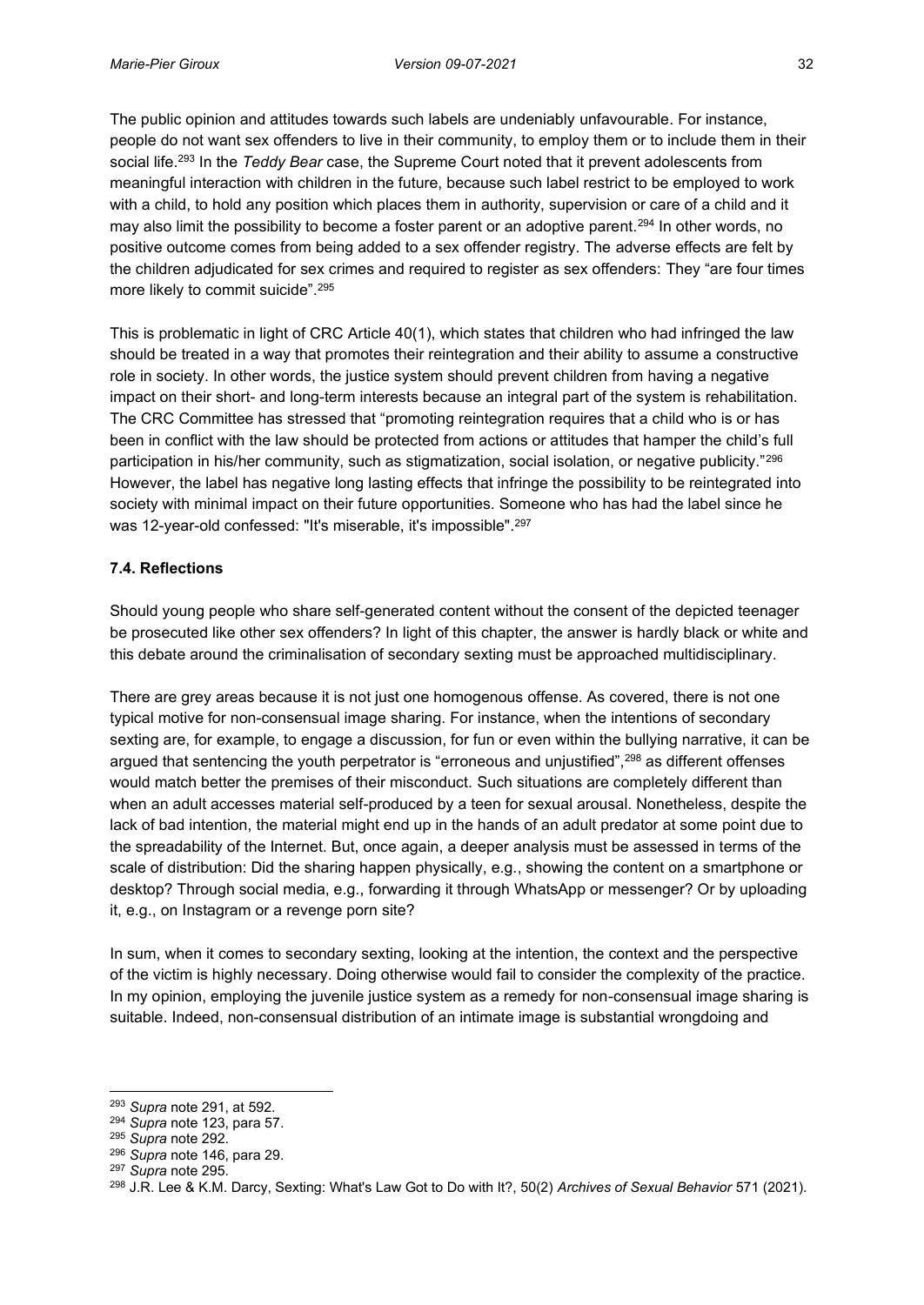The public opinion and attitudes towards such labels are undeniably unfavourable. For instance, people do not want sex offenders to live in their community, to employ them or to include them in their social life.[293] In the *Teddy Bear* case, the Supreme Court noted that it prevent adolescents from meaningful interaction with children in the future, because such label restrict to be employed to work with a child, to hold any position which places them in authority, supervision or care of a child and it may also limit the possibility to become a foster parent or an adoptive parent.[294] In other words, no positive outcome comes from being added to a sex offender registry. The adverse effects are felt by the children adjudicated for sex crimes and required to register as sex offenders: They "are four times more likely to commit suicide".[295]

This is problematic in light of CRC Article 40(1), which states that children who had infringed the law should be treated in a way that promotes their reintegration and their ability to assume a constructive role in society. In other words, the justice system should prevent children from having a negative impact on their short- and long-term interests because an integral part of the system is rehabilitation. The CRC Committee has stressed that "promoting reintegration requires that a child who is or has been in conflict with the law should be protected from actions or attitudes that hamper the child's full participation in his/her community, such as stigmatization, social isolation, or negative publicity."[296] However, the label has negative long lasting effects that infringe the possibility to be reintegrated into society with minimal impact on their future opportunities. Someone who has had the label since he was 12-year-old confessed: "It's miserable, it's impossible".[297]

### 7.4. Reflections

Should young people who share self-generated content without the consent of the depicted teenager be prosecuted like other sex offenders? In light of this chapter, the answer is hardly black or white and this debate around the criminalisation of secondary sexting must be approached multidisciplinary.

There are grey areas because it is not just one homogenous offense. As covered, there is not one typical motive for non-consensual image sharing. For instance, when the intentions of secondary sexting are, for example, to engage a discussion, for fun or even within the bullying narrative, it can be argued that sentencing the youth perpetrator is "erroneous and unjustified",[298] as different offenses would match better the premises of their misconduct. Such situations are completely different than when an adult accesses material self-produced by a teen for sexual arousal. Nonetheless, despite the lack of bad intention, the material might end up in the hands of an adult predator at some point due to the spreadability of the Internet. But, once again, a deeper analysis must be assessed in terms of the scale of distribution: Did the sharing happen physically, e.g., showing the content on a smartphone or desktop? Through social media, e.g., forwarding it through WhatsApp or messenger? Or by uploading it, e.g., on Instagram or a revenge porn site?

In sum, when it comes to secondary sexting, looking at the intention, the context and the perspective of the victim is highly necessary. Doing otherwise would fail to consider the complexity of the practice. In my opinion, employing the juvenile justice system as a remedy for non-consensual image sharing is suitable. Indeed, non-consensual distribution of an intimate image is substantial wrongdoing and

---

[293] *Supra* note 291, at 592.
[294] *Supra* note 123, para 57.
[295] *Supra* note 292.
[296] *Supra* note 146, para 29.
[297] *Supra* note 295.
[298] J.R. Lee & K.M. Darcy, Sexting: What's Law Got to Do with It?, 50(2) *Archives of Sexual Behavior* 571 (2021).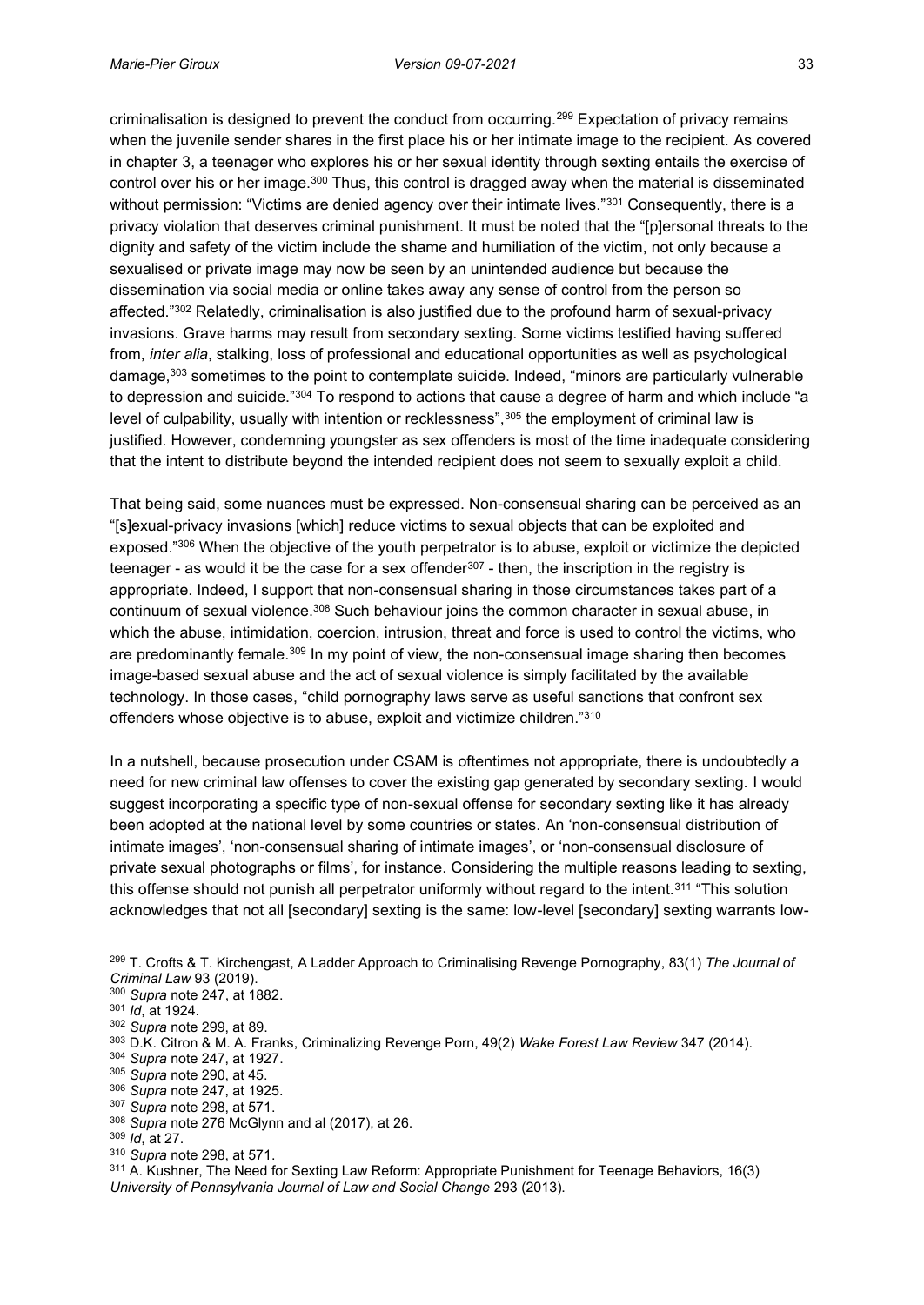criminalisation is designed to prevent the conduct from occurring.[299] Expectation of privacy remains when the juvenile sender shares in the first place his or her intimate image to the recipient. As covered in chapter 3, a teenager who explores his or her sexual identity through sexting entails the exercise of control over his or her image.[300] Thus, this control is dragged away when the material is disseminated without permission: "Victims are denied agency over their intimate lives."[301] Consequently, there is a privacy violation that deserves criminal punishment. It must be noted that the "[p]ersonal threats to the dignity and safety of the victim include the shame and humiliation of the victim, not only because a sexualised or private image may now be seen by an unintended audience but because the dissemination via social media or online takes away any sense of control from the person so affected."[302] Relatedly, criminalisation is also justified due to the profound harm of sexual-privacy invasions. Grave harms may result from secondary sexting. Some victims testified having suffered from, *inter alia*, stalking, loss of professional and educational opportunities as well as psychological damage,[303] sometimes to the point to contemplate suicide. Indeed, "minors are particularly vulnerable to depression and suicide."[304] To respond to actions that cause a degree of harm and which include "a level of culpability, usually with intention or recklessness",[305] the employment of criminal law is justified. However, condemning youngster as sex offenders is most of the time inadequate considering that the intent to distribute beyond the intended recipient does not seem to sexually exploit a child.

That being said, some nuances must be expressed. Non-consensual sharing can be perceived as an "[s]exual-privacy invasions [which] reduce victims to sexual objects that can be exploited and exposed."[306] When the objective of the youth perpetrator is to abuse, exploit or victimize the depicted teenager - as would it be the case for a sex offender[307] - then, the inscription in the registry is appropriate. Indeed, I support that non-consensual sharing in those circumstances takes part of a continuum of sexual violence.[308] Such behaviour joins the common character in sexual abuse, in which the abuse, intimidation, coercion, intrusion, threat and force is used to control the victims, who are predominantly female.[309] In my point of view, the non-consensual image sharing then becomes image-based sexual abuse and the act of sexual violence is simply facilitated by the available technology. In those cases, "child pornography laws serve as useful sanctions that confront sex offenders whose objective is to abuse, exploit and victimize children."[310]

In a nutshell, because prosecution under CSAM is oftentimes not appropriate, there is undoubtedly a need for new criminal law offenses to cover the existing gap generated by secondary sexting. I would suggest incorporating a specific type of non-sexual offense for secondary sexting like it has already been adopted at the national level by some countries or states. An 'non-consensual distribution of intimate images', 'non-consensual sharing of intimate images', or 'non-consensual disclosure of private sexual photographs or films', for instance. Considering the multiple reasons leading to sexting, this offense should not punish all perpetrator uniformly without regard to the intent.[311] "This solution acknowledges that not all [secondary] sexting is the same: low-level [secondary] sexting warrants low-

---

[299] T. Crofts & T. Kirchengast, A Ladder Approach to Criminalising Revenge Pornography, 83(1) *The Journal of Criminal Law* 93 (2019).
[300] *Supra* note 247, at 1882.
[301] *Id*, at 1924.
[302] *Supra* note 299, at 89.
[303] D.K. Citron & M. A. Franks, Criminalizing Revenge Porn, 49(2) *Wake Forest Law Review* 347 (2014).
[304] *Supra* note 247, at 1927.
[305] *Supra* note 290, at 45.
[306] *Supra* note 247, at 1925.
[307] *Supra* note 298, at 571.
[308] *Supra* note 276 McGlynn and al (2017), at 26.
[309] *Id*, at 27.
[310] *Supra* note 298, at 571.
[311] A. Kushner, The Need for Sexting Law Reform: Appropriate Punishment for Teenage Behaviors, 16(3) *University of Pennsylvania Journal of Law and Social Change* 293 (2013).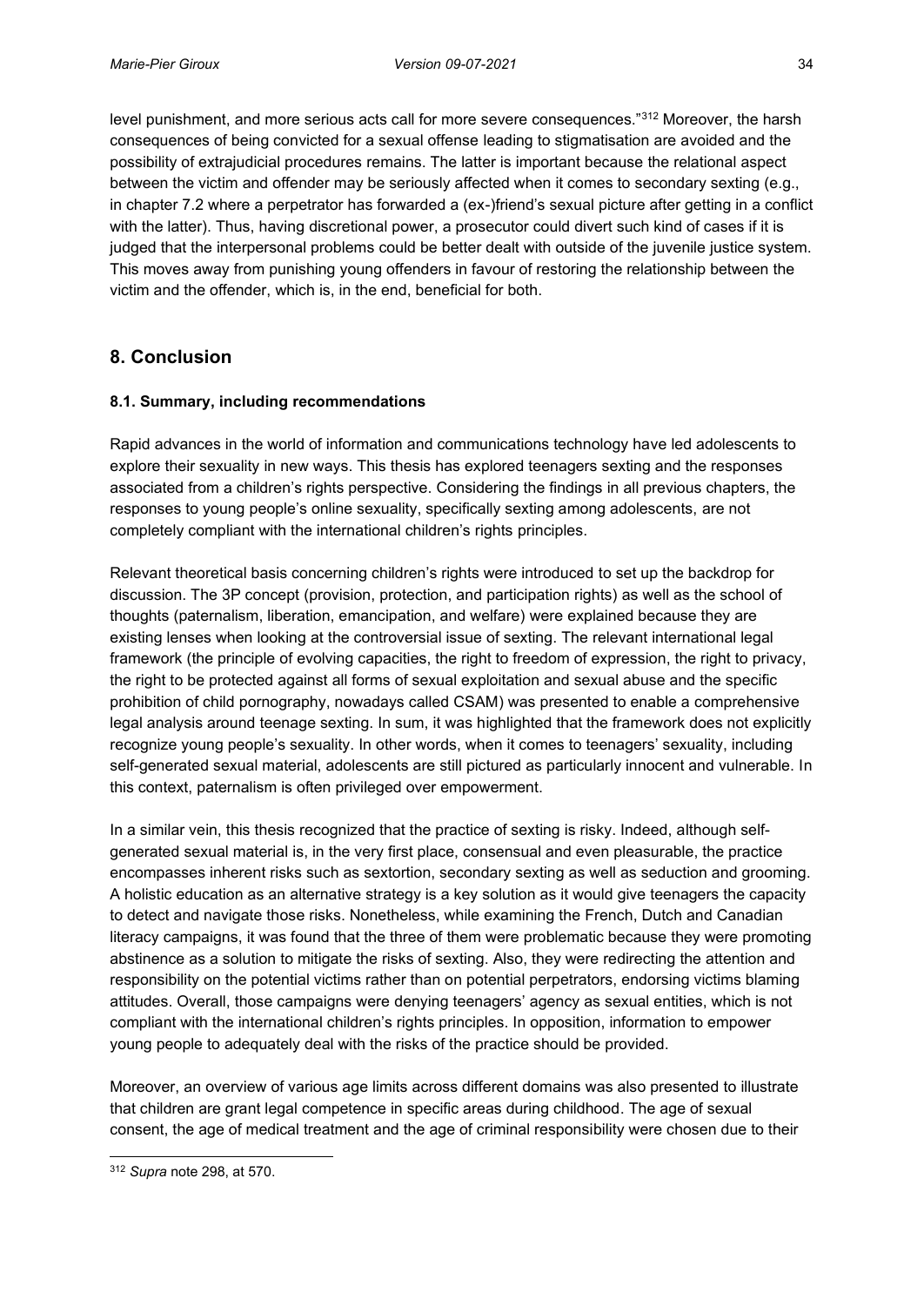level punishment, and more serious acts call for more severe consequences."[312] Moreover, the harsh consequences of being convicted for a sexual offense leading to stigmatisation are avoided and the possibility of extrajudicial procedures remains. The latter is important because the relational aspect between the victim and offender may be seriously affected when it comes to secondary sexting (e.g., in chapter 7.2 where a perpetrator has forwarded a (ex-)friend's sexual picture after getting in a conflict with the latter). Thus, having discretional power, a prosecutor could divert such kind of cases if it is judged that the interpersonal problems could be better dealt with outside of the juvenile justice system. This moves away from punishing young offenders in favour of restoring the relationship between the victim and the offender, which is, in the end, beneficial for both.

## 8. Conclusion

### 8.1. Summary, including recommendations

Rapid advances in the world of information and communications technology have led adolescents to explore their sexuality in new ways. This thesis has explored teenagers sexting and the responses associated from a children's rights perspective. Considering the findings in all previous chapters, the responses to young people's online sexuality, specifically sexting among adolescents, are not completely compliant with the international children's rights principles.

Relevant theoretical basis concerning children's rights were introduced to set up the backdrop for discussion. The 3P concept (provision, protection, and participation rights) as well as the school of thoughts (paternalism, liberation, emancipation, and welfare) were explained because they are existing lenses when looking at the controversial issue of sexting. The relevant international legal framework (the principle of evolving capacities, the right to freedom of expression, the right to privacy, the right to be protected against all forms of sexual exploitation and sexual abuse and the specific prohibition of child pornography, nowadays called CSAM) was presented to enable a comprehensive legal analysis around teenage sexting. In sum, it was highlighted that the framework does not explicitly recognize young people's sexuality. In other words, when it comes to teenagers' sexuality, including self-generated sexual material, adolescents are still pictured as particularly innocent and vulnerable. In this context, paternalism is often privileged over empowerment.

In a similar vein, this thesis recognized that the practice of sexting is risky. Indeed, although self-generated sexual material is, in the very first place, consensual and even pleasurable, the practice encompasses inherent risks such as sextortion, secondary sexting as well as seduction and grooming. A holistic education as an alternative strategy is a key solution as it would give teenagers the capacity to detect and navigate those risks. Nonetheless, while examining the French, Dutch and Canadian literacy campaigns, it was found that the three of them were problematic because they were promoting abstinence as a solution to mitigate the risks of sexting. Also, they were redirecting the attention and responsibility on the potential victims rather than on potential perpetrators, endorsing victims blaming attitudes. Overall, those campaigns were denying teenagers' agency as sexual entities, which is not compliant with the international children's rights principles. In opposition, information to empower young people to adequately deal with the risks of the practice should be provided.

Moreover, an overview of various age limits across different domains was also presented to illustrate that children are grant legal competence in specific areas during childhood. The age of sexual consent, the age of medical treatment and the age of criminal responsibility were chosen due to their

[312] *Supra* note 298, at 570.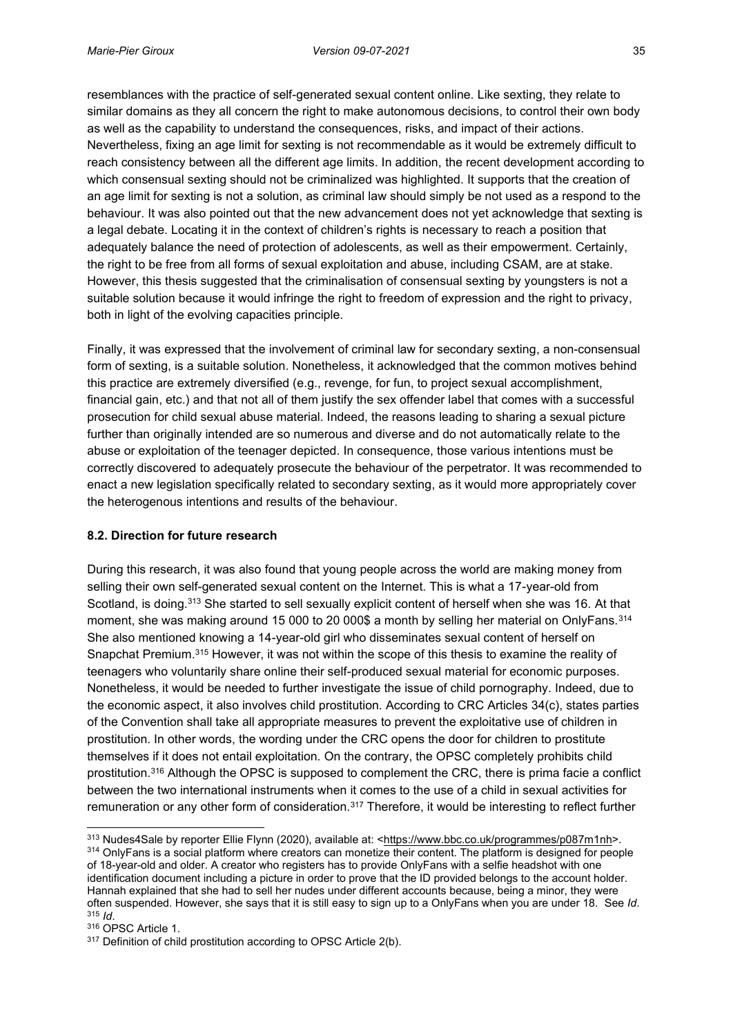resemblances with the practice of self-generated sexual content online. Like sexting, they relate to similar domains as they all concern the right to make autonomous decisions, to control their own body as well as the capability to understand the consequences, risks, and impact of their actions. Nevertheless, fixing an age limit for sexting is not recommendable as it would be extremely difficult to reach consistency between all the different age limits. In addition, the recent development according to which consensual sexting should not be criminalized was highlighted. It supports that the creation of an age limit for sexting is not a solution, as criminal law should simply be not used as a respond to the behaviour. It was also pointed out that the new advancement does not yet acknowledge that sexting is a legal debate. Locating it in the context of children's rights is necessary to reach a position that adequately balance the need of protection of adolescents, as well as their empowerment. Certainly, the right to be free from all forms of sexual exploitation and abuse, including CSAM, are at stake. However, this thesis suggested that the criminalisation of consensual sexting by youngsters is not a suitable solution because it would infringe the right to freedom of expression and the right to privacy, both in light of the evolving capacities principle.

Finally, it was expressed that the involvement of criminal law for secondary sexting, a non-consensual form of sexting, is a suitable solution. Nonetheless, it acknowledged that the common motives behind this practice are extremely diversified (e.g., revenge, for fun, to project sexual accomplishment, financial gain, etc.) and that not all of them justify the sex offender label that comes with a successful prosecution for child sexual abuse material. Indeed, the reasons leading to sharing a sexual picture further than originally intended are so numerous and diverse and do not automatically relate to the abuse or exploitation of the teenager depicted. In consequence, those various intentions must be correctly discovered to adequately prosecute the behaviour of the perpetrator. It was recommended to enact a new legislation specifically related to secondary sexting, as it would more appropriately cover the heterogenous intentions and results of the behaviour.

### 8.2. Direction for future research

During this research, it was also found that young people across the world are making money from selling their own self-generated sexual content on the Internet. This is what a 17-year-old from Scotland, is doing.[313] She started to sell sexually explicit content of herself when she was 16. At that moment, she was making around 15 000 to 20 000$ a month by selling her material on OnlyFans.[314] She also mentioned knowing a 14-year-old girl who disseminates sexual content of herself on Snapchat Premium.[315] However, it was not within the scope of this thesis to examine the reality of teenagers who voluntarily share online their self-produced sexual material for economic purposes. Nonetheless, it would be needed to further investigate the issue of child pornography. Indeed, due to the economic aspect, it also involves child prostitution. According to CRC Articles 34(c), states parties of the Convention shall take all appropriate measures to prevent the exploitative use of children in prostitution. In other words, the wording under the CRC opens the door for children to prostitute themselves if it does not entail exploitation. On the contrary, the OPSC completely prohibits child prostitution.[316] Although the OPSC is supposed to complement the CRC, there is prima facie a conflict between the two international instruments when it comes to the use of a child in sexual activities for remuneration or any other form of consideration.[317] Therefore, it would be interesting to reflect further

---

[313] Nudes4Sale by reporter Ellie Flynn (2020), available at: <https://www.bbc.co.uk/programmes/p087m1nh>.

[314] OnlyFans is a social platform where creators can monetize their content. The platform is designed for people of 18-year-old and older. A creator who registers has to provide OnlyFans with a selfie headshot with one identification document including a picture in order to prove that the ID provided belongs to the account holder. Hannah explained that she had to sell her nudes under different accounts because, being a minor, they were often suspended. However, she says that it is still easy to sign up to a OnlyFans when you are under 18. See *Id*.

[315] *Id*.

[316] OPSC Article 1.

[317] Definition of child prostitution according to OPSC Article 2(b).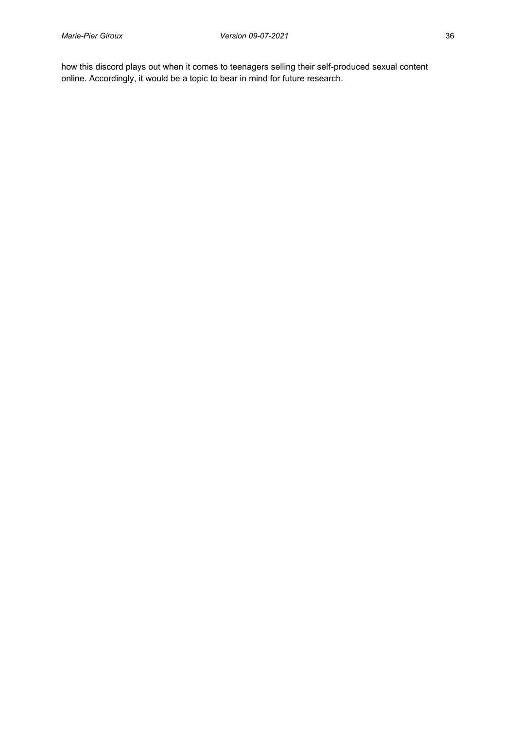how this discord plays out when it comes to teenagers selling their self-produced sexual content online. Accordingly, it would be a topic to bear in mind for future research.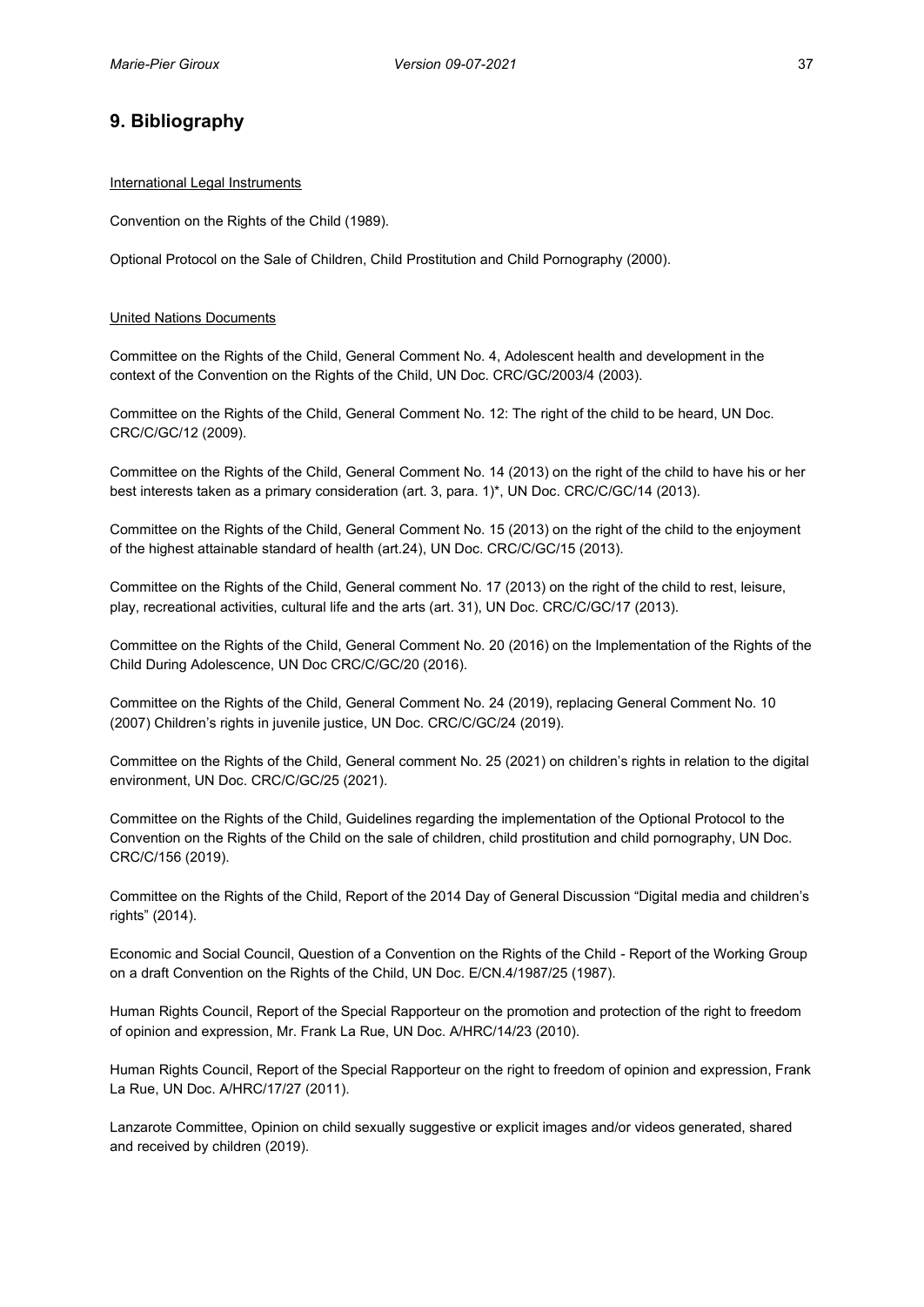## 9. Bibliography

International Legal Instruments

Convention on the Rights of the Child (1989).

Optional Protocol on the Sale of Children, Child Prostitution and Child Pornography (2000).

United Nations Documents

Committee on the Rights of the Child, General Comment No. 4, Adolescent health and development in the context of the Convention on the Rights of the Child, UN Doc. CRC/GC/2003/4 (2003).

Committee on the Rights of the Child, General Comment No. 12: The right of the child to be heard, UN Doc. CRC/C/GC/12 (2009).

Committee on the Rights of the Child, General Comment No. 14 (2013) on the right of the child to have his or her best interests taken as a primary consideration (art. 3, para. 1)*, UN Doc. CRC/C/GC/14 (2013).

Committee on the Rights of the Child, General Comment No. 15 (2013) on the right of the child to the enjoyment of the highest attainable standard of health (art.24), UN Doc. CRC/C/GC/15 (2013).

Committee on the Rights of the Child, General comment No. 17 (2013) on the right of the child to rest, leisure, play, recreational activities, cultural life and the arts (art. 31), UN Doc. CRC/C/GC/17 (2013).

Committee on the Rights of the Child, General Comment No. 20 (2016) on the Implementation of the Rights of the Child During Adolescence, UN Doc CRC/C/GC/20 (2016).

Committee on the Rights of the Child, General Comment No. 24 (2019), replacing General Comment No. 10 (2007) Children's rights in juvenile justice, UN Doc. CRC/C/GC/24 (2019).

Committee on the Rights of the Child, General comment No. 25 (2021) on children's rights in relation to the digital environment, UN Doc. CRC/C/GC/25 (2021).

Committee on the Rights of the Child, Guidelines regarding the implementation of the Optional Protocol to the Convention on the Rights of the Child on the sale of children, child prostitution and child pornography, UN Doc. CRC/C/156 (2019).

Committee on the Rights of the Child, Report of the 2014 Day of General Discussion "Digital media and children's rights" (2014).

Economic and Social Council, Question of a Convention on the Rights of the Child - Report of the Working Group on a draft Convention on the Rights of the Child, UN Doc. E/CN.4/1987/25 (1987).

Human Rights Council, Report of the Special Rapporteur on the promotion and protection of the right to freedom of opinion and expression, Mr. Frank La Rue, UN Doc. A/HRC/14/23 (2010).

Human Rights Council, Report of the Special Rapporteur on the right to freedom of opinion and expression, Frank La Rue, UN Doc. A/HRC/17/27 (2011).

Lanzarote Committee, Opinion on child sexually suggestive or explicit images and/or videos generated, shared and received by children (2019).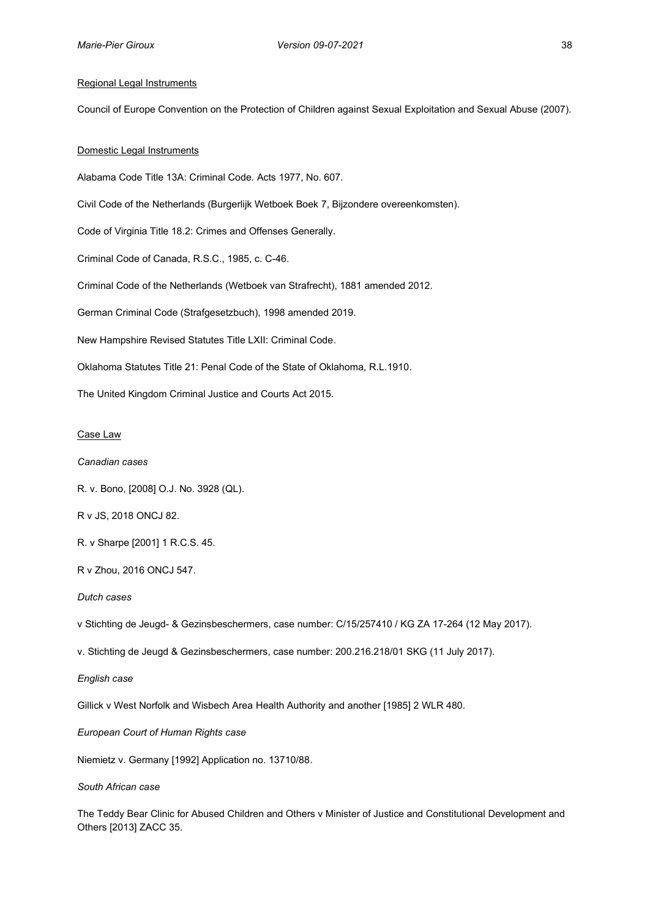Regional Legal Instruments

Council of Europe Convention on the Protection of Children against Sexual Exploitation and Sexual Abuse (2007).

Domestic Legal Instruments

Alabama Code Title 13A: Criminal Code. Acts 1977, No. 607.

Civil Code of the Netherlands (Burgerlijk Wetboek Boek 7, Bijzondere overeenkomsten).

Code of Virginia Title 18.2: Crimes and Offenses Generally.

Criminal Code of Canada, R.S.C., 1985, c. C-46.

Criminal Code of the Netherlands (Wetboek van Strafrecht), 1881 amended 2012.

German Criminal Code (Strafgesetzbuch), 1998 amended 2019.

New Hampshire Revised Statutes Title LXII: Criminal Code.

Oklahoma Statutes Title 21: Penal Code of the State of Oklahoma, R.L.1910.

The United Kingdom Criminal Justice and Courts Act 2015.

Case Law

*Canadian cases*

R. v. Bono, [2008] O.J. No. 3928 (QL).

R v JS, 2018 ONCJ 82.

R. v Sharpe [2001] 1 R.C.S. 45.

R v Zhou, 2016 ONCJ 547.

*Dutch cases*

v Stichting de Jeugd- & Gezinsbeschermers, case number: C/15/257410 / KG ZA 17-264 (12 May 2017).

v. Stichting de Jeugd & Gezinsbeschermers, case number: 200.216.218/01 SKG (11 July 2017).

*English case*

Gillick v West Norfolk and Wisbech Area Health Authority and another [1985] 2 WLR 480.

*European Court of Human Rights case*

Niemietz v. Germany [1992] Application no. 13710/88.

*South African case*

The Teddy Bear Clinic for Abused Children and Others v Minister of Justice and Constitutional Development and Others [2013] ZACC 35.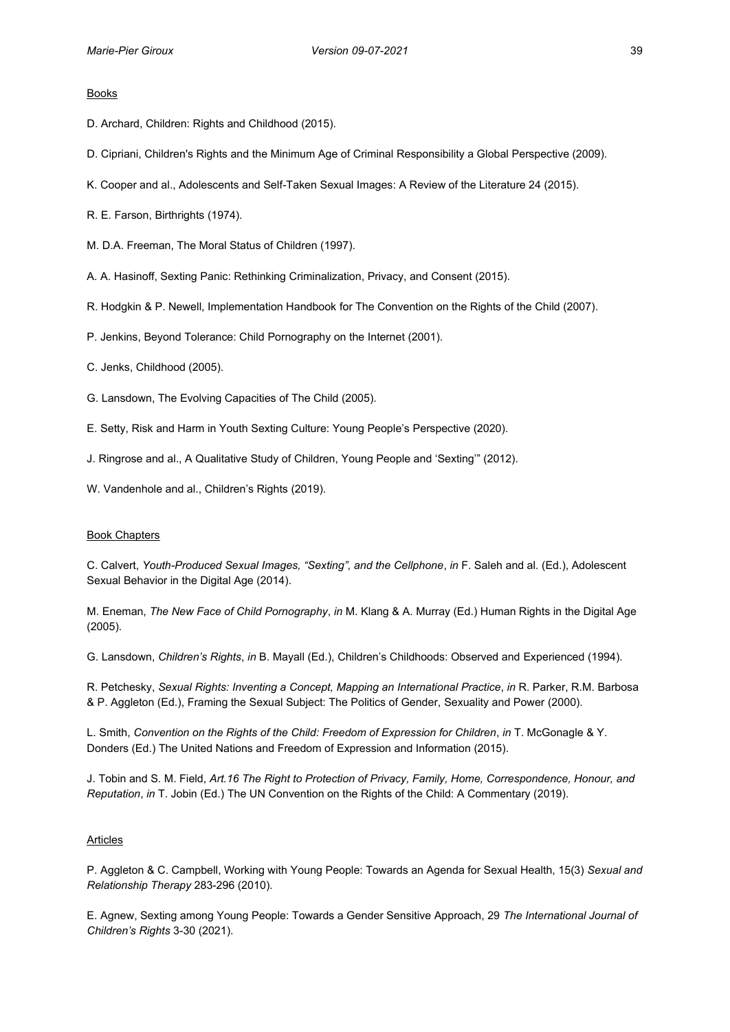Books

D. Archard, Children: Rights and Childhood (2015).

D. Cipriani, Children's Rights and the Minimum Age of Criminal Responsibility a Global Perspective (2009).

K. Cooper and al., Adolescents and Self-Taken Sexual Images: A Review of the Literature 24 (2015).

R. E. Farson, Birthrights (1974).

M. D.A. Freeman, The Moral Status of Children (1997).

A. A. Hasinoff, Sexting Panic: Rethinking Criminalization, Privacy, and Consent (2015).

R. Hodgkin & P. Newell, Implementation Handbook for The Convention on the Rights of the Child (2007).

P. Jenkins, Beyond Tolerance: Child Pornography on the Internet (2001).

C. Jenks, Childhood (2005).

G. Lansdown, The Evolving Capacities of The Child (2005).

E. Setty, Risk and Harm in Youth Sexting Culture: Young People's Perspective (2020).

J. Ringrose and al., A Qualitative Study of Children, Young People and 'Sexting'" (2012).

W. Vandenhole and al., Children's Rights (2019).

Book Chapters

C. Calvert, *Youth-Produced Sexual Images, "Sexting", and the Cellphone*, *in* F. Saleh and al. (Ed.), Adolescent Sexual Behavior in the Digital Age (2014).

M. Eneman, *The New Face of Child Pornography*, *in* M. Klang & A. Murray (Ed.) Human Rights in the Digital Age (2005).

G. Lansdown, *Children's Rights*, *in* B. Mayall (Ed.), Children's Childhoods: Observed and Experienced (1994).

R. Petchesky, *Sexual Rights: Inventing a Concept, Mapping an International Practice*, *in* R. Parker, R.M. Barbosa & P. Aggleton (Ed.), Framing the Sexual Subject: The Politics of Gender, Sexuality and Power (2000).

L. Smith, *Convention on the Rights of the Child: Freedom of Expression for Children*, *in* T. McGonagle & Y. Donders (Ed.) The United Nations and Freedom of Expression and Information (2015).

J. Tobin and S. M. Field, *Art.16 The Right to Protection of Privacy, Family, Home, Correspondence, Honour, and Reputation*, *in* T. Jobin (Ed.) The UN Convention on the Rights of the Child: A Commentary (2019).

Articles

P. Aggleton & C. Campbell, Working with Young People: Towards an Agenda for Sexual Health, 15(3) *Sexual and Relationship Therapy* 283-296 (2010).

E. Agnew, Sexting among Young People: Towards a Gender Sensitive Approach, 29 *The International Journal of Children's Rights* 3-30 (2021).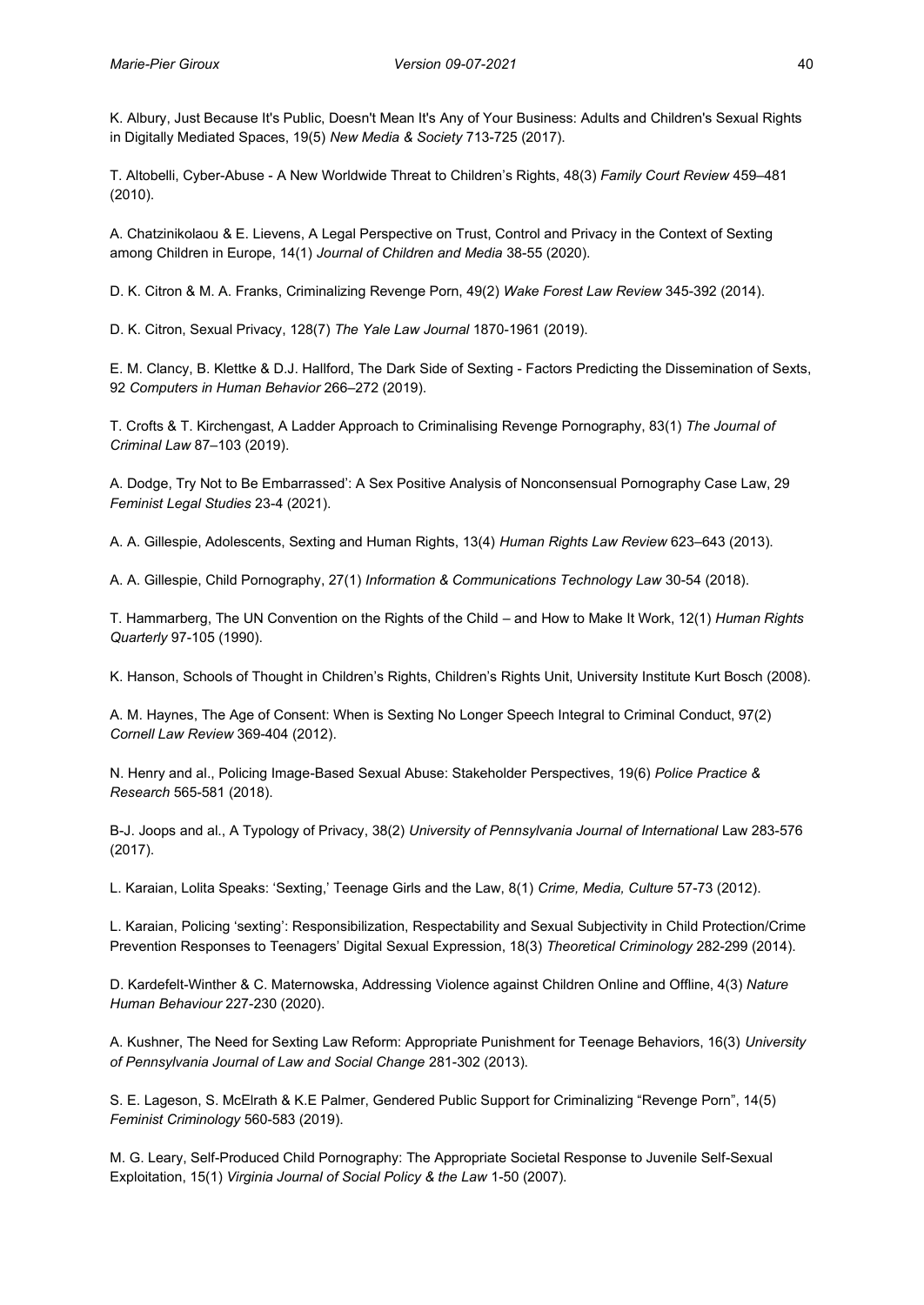K. Albury, Just Because It's Public, Doesn't Mean It's Any of Your Business: Adults and Children's Sexual Rights in Digitally Mediated Spaces, 19(5) *New Media & Society* 713-725 (2017).

T. Altobelli, Cyber-Abuse - A New Worldwide Threat to Children's Rights, 48(3) *Family Court Review* 459–481 (2010).

A. Chatzinikolaou & E. Lievens, A Legal Perspective on Trust, Control and Privacy in the Context of Sexting among Children in Europe, 14(1) *Journal of Children and Media* 38-55 (2020).

D. K. Citron & M. A. Franks, Criminalizing Revenge Porn, 49(2) *Wake Forest Law Review* 345-392 (2014).

D. K. Citron, Sexual Privacy, 128(7) *The Yale Law Journal* 1870-1961 (2019).

E. M. Clancy, B. Klettke & D.J. Hallford, The Dark Side of Sexting - Factors Predicting the Dissemination of Sexts, 92 *Computers in Human Behavior* 266–272 (2019).

T. Crofts & T. Kirchengast, A Ladder Approach to Criminalising Revenge Pornography, 83(1) *The Journal of Criminal Law* 87–103 (2019).

A. Dodge, Try Not to Be Embarrassed': A Sex Positive Analysis of Nonconsensual Pornography Case Law, 29 *Feminist Legal Studies* 23-4 (2021).

A. A. Gillespie, Adolescents, Sexting and Human Rights, 13(4) *Human Rights Law Review* 623–643 (2013).

A. A. Gillespie, Child Pornography, 27(1) *Information & Communications Technology Law* 30-54 (2018).

T. Hammarberg, The UN Convention on the Rights of the Child – and How to Make It Work, 12(1) *Human Rights Quarterly* 97-105 (1990).

K. Hanson, Schools of Thought in Children's Rights, Children's Rights Unit, University Institute Kurt Bosch (2008).

A. M. Haynes, The Age of Consent: When is Sexting No Longer Speech Integral to Criminal Conduct, 97(2) *Cornell Law Review* 369-404 (2012).

N. Henry and al., Policing Image-Based Sexual Abuse: Stakeholder Perspectives, 19(6) *Police Practice & Research* 565-581 (2018).

B-J. Joops and al., A Typology of Privacy, 38(2) *University of Pennsylvania Journal of International* Law 283-576 (2017).

L. Karaian, Lolita Speaks: 'Sexting,' Teenage Girls and the Law, 8(1) *Crime, Media, Culture* 57-73 (2012).

L. Karaian, Policing 'sexting': Responsibilization, Respectability and Sexual Subjectivity in Child Protection/Crime Prevention Responses to Teenagers' Digital Sexual Expression, 18(3) *Theoretical Criminology* 282-299 (2014).

D. Kardefelt-Winther & C. Maternowska, Addressing Violence against Children Online and Offline, 4(3) *Nature Human Behaviour* 227-230 (2020).

A. Kushner, The Need for Sexting Law Reform: Appropriate Punishment for Teenage Behaviors, 16(3) *University of Pennsylvania Journal of Law and Social Change* 281-302 (2013).

S. E. Lageson, S. McElrath & K.E Palmer, Gendered Public Support for Criminalizing "Revenge Porn", 14(5) *Feminist Criminology* 560-583 (2019).

M. G. Leary, Self-Produced Child Pornography: The Appropriate Societal Response to Juvenile Self-Sexual Exploitation, 15(1) *Virginia Journal of Social Policy & the Law* 1-50 (2007).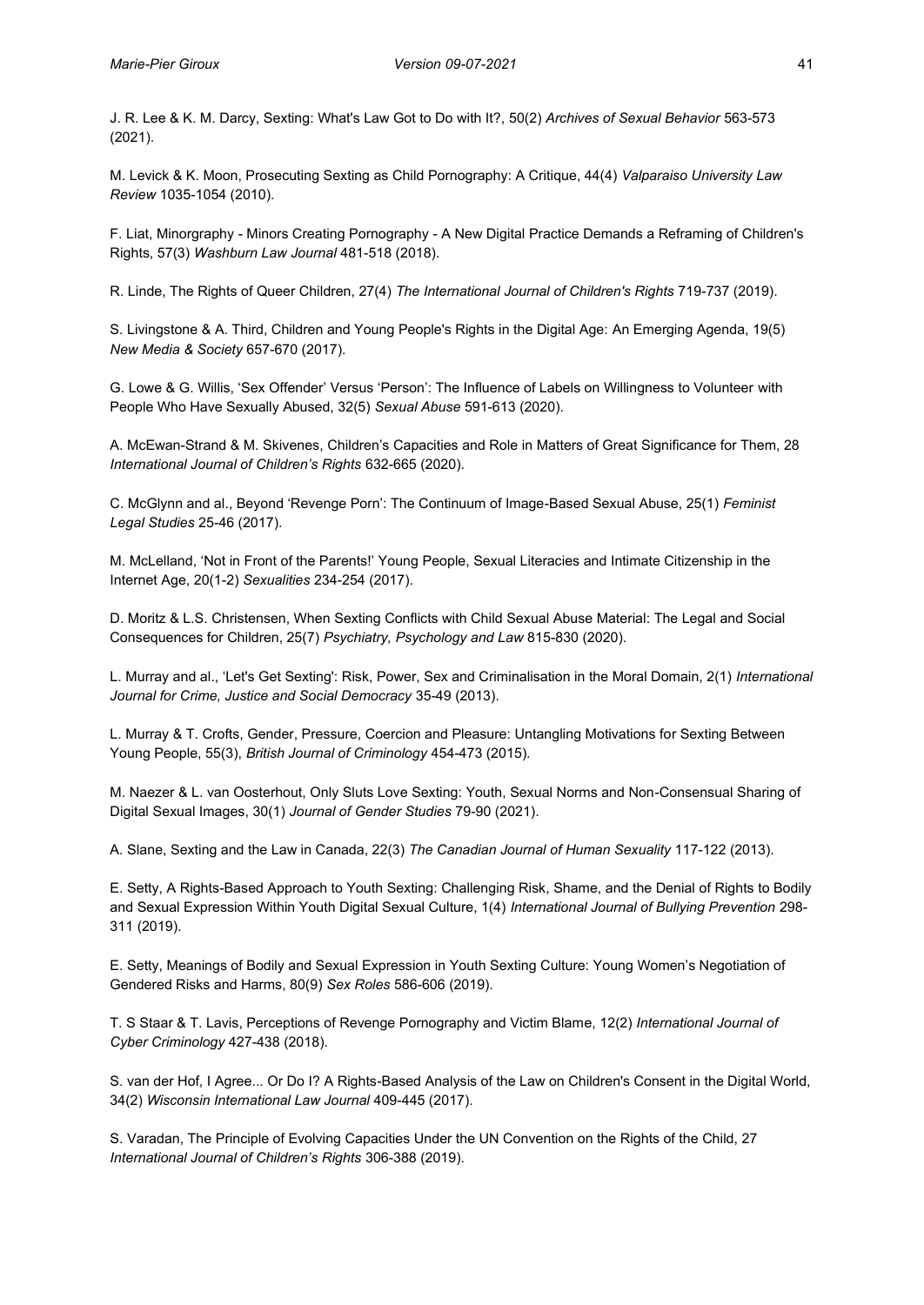J. R. Lee & K. M. Darcy, Sexting: What's Law Got to Do with It?, 50(2) *Archives of Sexual Behavior* 563-573 (2021).

M. Levick & K. Moon, Prosecuting Sexting as Child Pornography: A Critique, 44(4) *Valparaiso University Law Review* 1035-1054 (2010).

F. Liat, Minorgraphy - Minors Creating Pornography - A New Digital Practice Demands a Reframing of Children's Rights, 57(3) *Washburn Law Journal* 481-518 (2018).

R. Linde, The Rights of Queer Children, 27(4) *The International Journal of Children's Rights* 719-737 (2019).

S. Livingstone & A. Third, Children and Young People's Rights in the Digital Age: An Emerging Agenda, 19(5) *New Media & Society* 657-670 (2017).

G. Lowe & G. Willis, 'Sex Offender' Versus 'Person': The Influence of Labels on Willingness to Volunteer with People Who Have Sexually Abused, 32(5) *Sexual Abuse* 591-613 (2020).

A. McEwan-Strand & M. Skivenes, Children's Capacities and Role in Matters of Great Significance for Them, 28 *International Journal of Children's Rights* 632-665 (2020).

C. McGlynn and al., Beyond 'Revenge Porn': The Continuum of Image-Based Sexual Abuse, 25(1) *Feminist Legal Studies* 25-46 (2017).

M. McLelland, 'Not in Front of the Parents!' Young People, Sexual Literacies and Intimate Citizenship in the Internet Age, 20(1-2) *Sexualities* 234-254 (2017).

D. Moritz & L.S. Christensen, When Sexting Conflicts with Child Sexual Abuse Material: The Legal and Social Consequences for Children, 25(7) *Psychiatry, Psychology and Law* 815-830 (2020).

L. Murray and al., 'Let's Get Sexting': Risk, Power, Sex and Criminalisation in the Moral Domain, 2(1) *International Journal for Crime, Justice and Social Democracy* 35-49 (2013).

L. Murray & T. Crofts, Gender, Pressure, Coercion and Pleasure: Untangling Motivations for Sexting Between Young People, 55(3), *British Journal of Criminology* 454-473 (2015).

M. Naezer & L. van Oosterhout, Only Sluts Love Sexting: Youth, Sexual Norms and Non-Consensual Sharing of Digital Sexual Images, 30(1) *Journal of Gender Studies* 79-90 (2021).

A. Slane, Sexting and the Law in Canada, 22(3) *The Canadian Journal of Human Sexuality* 117-122 (2013).

E. Setty, A Rights-Based Approach to Youth Sexting: Challenging Risk, Shame, and the Denial of Rights to Bodily and Sexual Expression Within Youth Digital Sexual Culture, 1(4) *International Journal of Bullying Prevention* 298-311 (2019).

E. Setty, Meanings of Bodily and Sexual Expression in Youth Sexting Culture: Young Women's Negotiation of Gendered Risks and Harms, 80(9) *Sex Roles* 586-606 (2019).

T. S Staar & T. Lavis, Perceptions of Revenge Pornography and Victim Blame, 12(2) *International Journal of Cyber Criminology* 427-438 (2018).

S. van der Hof, I Agree... Or Do I? A Rights-Based Analysis of the Law on Children's Consent in the Digital World, 34(2) *Wisconsin International Law Journal* 409-445 (2017).

S. Varadan, The Principle of Evolving Capacities Under the UN Convention on the Rights of the Child, 27 *International Journal of Children's Rights* 306-388 (2019).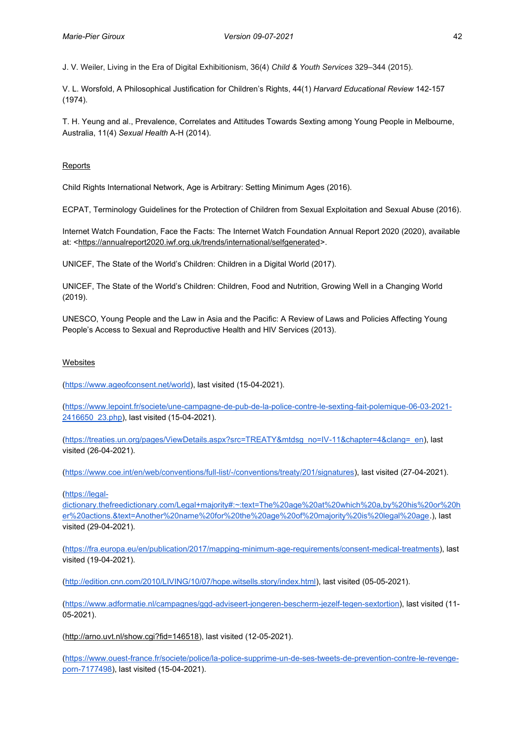J. V. Weiler, Living in the Era of Digital Exhibitionism, 36(4) *Child & Youth Services* 329–344 (2015).

V. L. Worsfold, A Philosophical Justification for Children's Rights, 44(1) *Harvard Educational Review* 142-157 (1974).

T. H. Yeung and al., Prevalence, Correlates and Attitudes Towards Sexting among Young People in Melbourne, Australia, 11(4) *Sexual Health* A-H (2014).

Reports

Child Rights International Network, Age is Arbitrary: Setting Minimum Ages (2016).

ECPAT, Terminology Guidelines for the Protection of Children from Sexual Exploitation and Sexual Abuse (2016).

Internet Watch Foundation, Face the Facts: The Internet Watch Foundation Annual Report 2020 (2020), available at: <https://annualreport2020.iwf.org.uk/trends/international/selfgenerated>.

UNICEF, The State of the World's Children: Children in a Digital World (2017).

UNICEF, The State of the World's Children: Children, Food and Nutrition, Growing Well in a Changing World (2019).

UNESCO, Young People and the Law in Asia and the Pacific: A Review of Laws and Policies Affecting Young People's Access to Sexual and Reproductive Health and HIV Services (2013).

Websites

(https://www.ageofconsent.net/world), last visited (15-04-2021).

(https://www.lepoint.fr/societe/une-campagne-de-pub-de-la-police-contre-le-sexting-fait-polemique-06-03-2021-2416650_23.php), last visited (15-04-2021).

(https://treaties.un.org/pages/ViewDetails.aspx?src=TREATY&mtdsg_no=IV-11&chapter=4&clang=_en), last visited (26-04-2021).

(https://www.coe.int/en/web/conventions/full-list/-/conventions/treaty/201/signatures), last visited (27-04-2021).

(https://legal-dictionary.thefreedictionary.com/Legal+majority#:~:text=The%20age%20at%20which%20a,by%20his%20or%20her%20actions.&text=Another%20name%20for%20the%20age%20of%20majority%20is%20legal%20age.), last visited (29-04-2021).

(https://fra.europa.eu/en/publication/2017/mapping-minimum-age-requirements/consent-medical-treatments), last visited (19-04-2021).

(http://edition.cnn.com/2010/LIVING/10/07/hope.witsells.story/index.html), last visited (05-05-2021).

(https://www.adformatie.nl/campagnes/ggd-adviseert-jongeren-bescherm-jezelf-tegen-sextortion), last visited (11-05-2021).

(http://arno.uvt.nl/show.cgi?fid=146518), last visited (12-05-2021).

(https://www.ouest-france.fr/societe/police/la-police-supprime-un-de-ses-tweets-de-prevention-contre-le-revenge-porn-7177498), last visited (15-04-2021).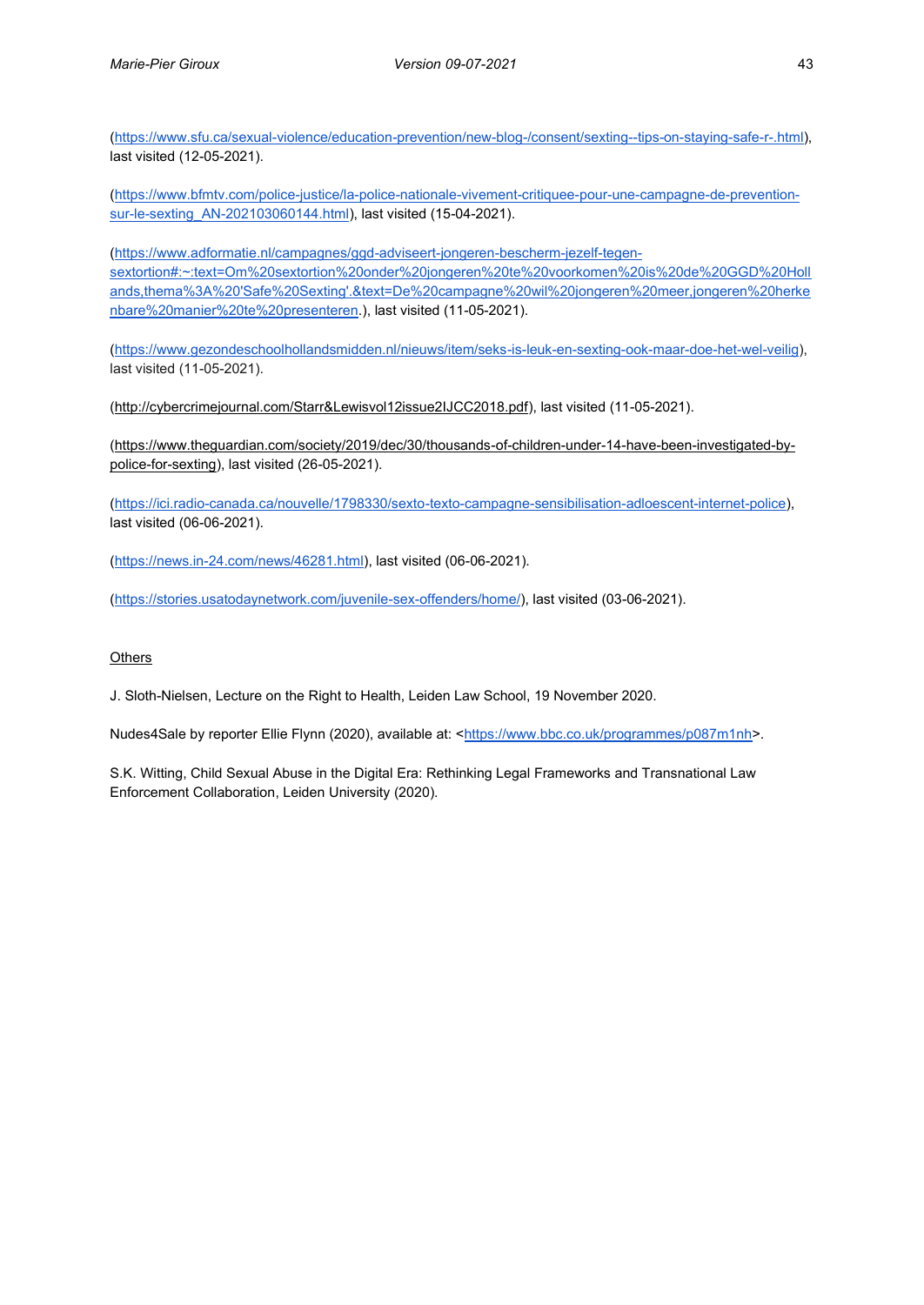(https://www.sfu.ca/sexual-violence/education-prevention/new-blog-/consent/sexting--tips-on-staying-safe-r-.html), last visited (12-05-2021).

(https://www.bfmtv.com/police-justice/la-police-nationale-vivement-critiquee-pour-une-campagne-de-prevention-sur-le-sexting_AN-202103060144.html), last visited (15-04-2021).

(https://www.adformatie.nl/campagnes/ggd-adviseert-jongeren-bescherm-jezelf-tegen-sextortion#:~:text=Om%20sextortion%20onder%20jongeren%20te%20voorkomen%20is%20de%20GGD%20Hollands,thema%3A%20'Safe%20Sexting'.&text=De%20campagne%20wil%20jongeren%20meer,jongeren%20herkenbare%20manier%20te%20presenteren.), last visited (11-05-2021).

(https://www.gezondeschoolhollandsmidden.nl/nieuws/item/seks-is-leuk-en-sexting-ook-maar-doe-het-wel-veilig), last visited (11-05-2021).

(http://cybercrimejournal.com/Starr&Lewisvol12issue2IJCC2018.pdf), last visited (11-05-2021).

(https://www.theguardian.com/society/2019/dec/30/thousands-of-children-under-14-have-been-investigated-by-police-for-sexting), last visited (26-05-2021).

(https://ici.radio-canada.ca/nouvelle/1798330/sexto-texto-campagne-sensibilisation-adloescent-internet-police), last visited (06-06-2021).

(https://news.in-24.com/news/46281.html), last visited (06-06-2021).

(https://stories.usatodaynetwork.com/juvenile-sex-offenders/home/), last visited (03-06-2021).

Others

J. Sloth-Nielsen, Lecture on the Right to Health, Leiden Law School, 19 November 2020.

Nudes4Sale by reporter Ellie Flynn (2020), available at: <https://www.bbc.co.uk/programmes/p087m1nh>.

S.K. Witting, Child Sexual Abuse in the Digital Era: Rethinking Legal Frameworks and Transnational Law Enforcement Collaboration, Leiden University (2020).